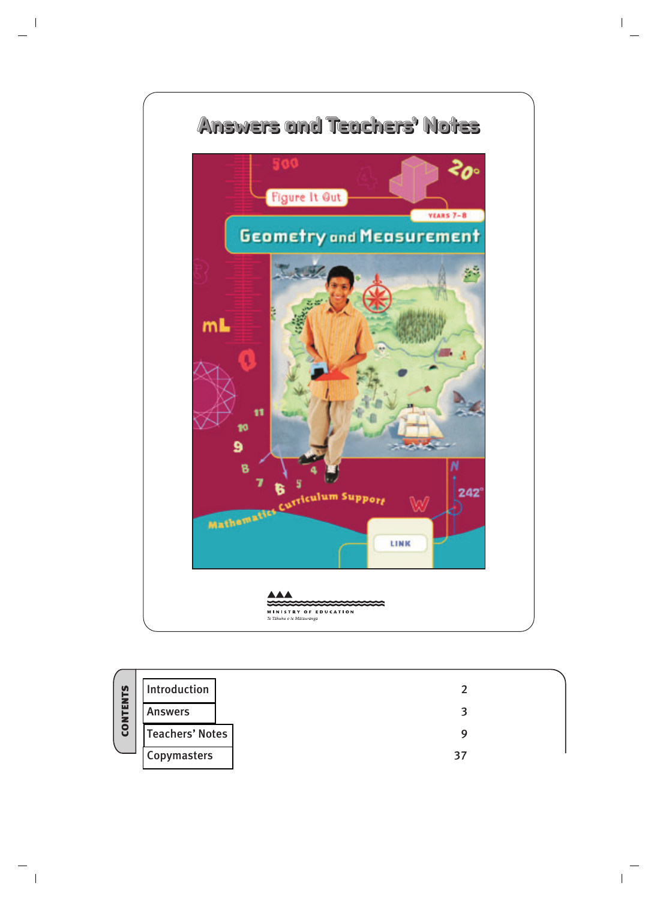# Answers and Teachers' Notes

Figure It Out

YEARS 7–8

## Geometry and Measurement

Mathematics Curriculum Support

LINK

MINISTRY OF EDUCATION
Te Tāhuhu o te Mātauranga

## CONTENTS

| | |
|---|---|
| Introduction | 2 |
| Answers | 3 |
| Teachers' Notes | 9 |
| Copymasters | 37 |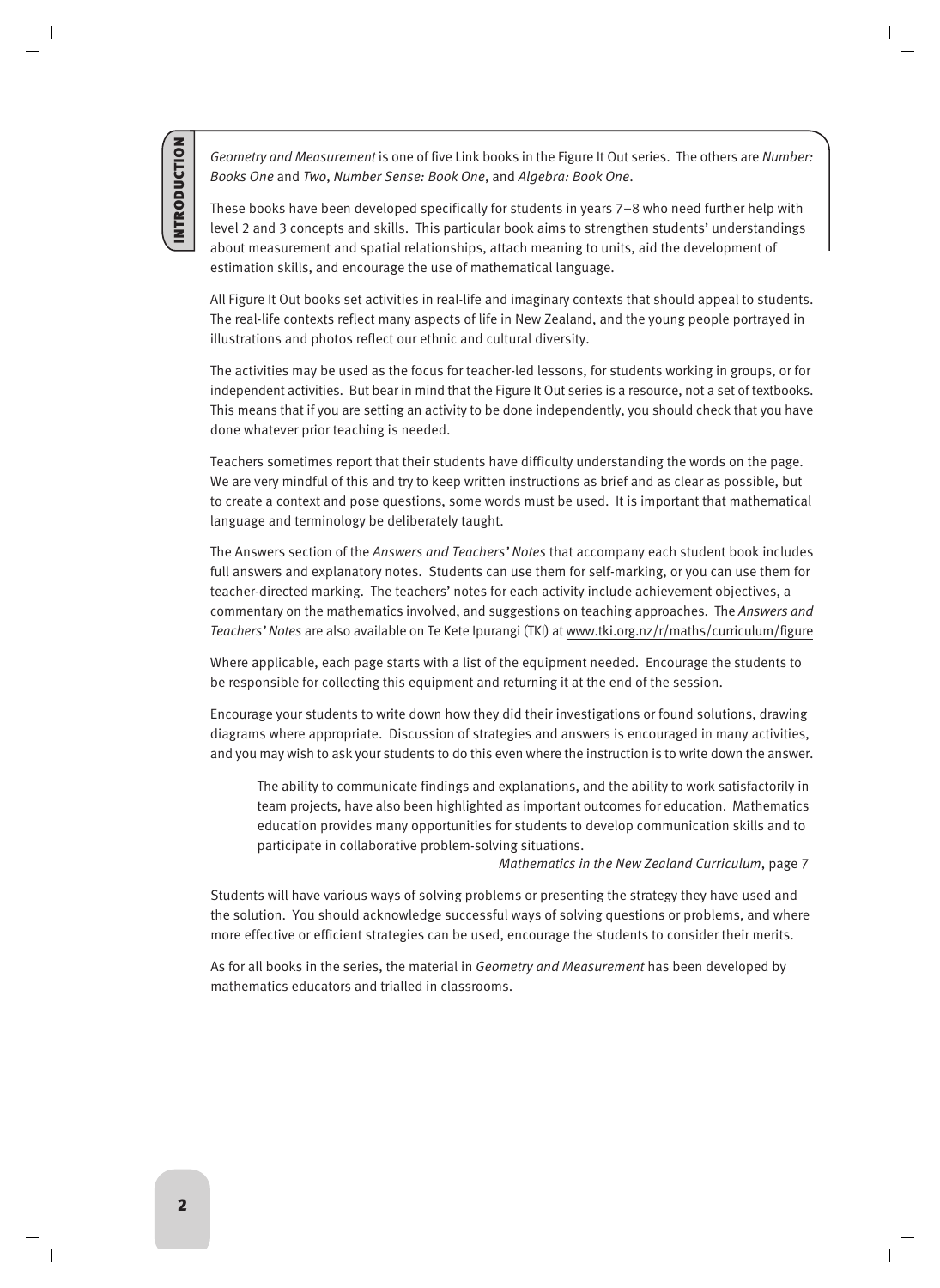# INTRODUCTION

*Geometry and Measurement* is one of five Link books in the Figure It Out series. The others are *Number: Books One* and *Two*, *Number Sense: Book One*, and *Algebra: Book One*.

These books have been developed specifically for students in years 7–8 who need further help with level 2 and 3 concepts and skills. This particular book aims to strengthen students' understandings about measurement and spatial relationships, attach meaning to units, aid the development of estimation skills, and encourage the use of mathematical language.

All Figure It Out books set activities in real-life and imaginary contexts that should appeal to students. The real-life contexts reflect many aspects of life in New Zealand, and the young people portrayed in illustrations and photos reflect our ethnic and cultural diversity.

The activities may be used as the focus for teacher-led lessons, for students working in groups, or for independent activities. But bear in mind that the Figure It Out series is a resource, not a set of textbooks. This means that if you are setting an activity to be done independently, you should check that you have done whatever prior teaching is needed.

Teachers sometimes report that their students have difficulty understanding the words on the page. We are very mindful of this and try to keep written instructions as brief and as clear as possible, but to create a context and pose questions, some words must be used. It is important that mathematical language and terminology be deliberately taught.

The Answers section of the *Answers and Teachers' Notes* that accompany each student book includes full answers and explanatory notes. Students can use them for self-marking, or you can use them for teacher-directed marking. The teachers' notes for each activity include achievement objectives, a commentary on the mathematics involved, and suggestions on teaching approaches. The *Answers and Teachers' Notes* are also available on Te Kete Ipurangi (TKI) at www.tki.org.nz/r/maths/curriculum/figure

Where applicable, each page starts with a list of the equipment needed. Encourage the students to be responsible for collecting this equipment and returning it at the end of the session.

Encourage your students to write down how they did their investigations or found solutions, drawing diagrams where appropriate. Discussion of strategies and answers is encouraged in many activities, and you may wish to ask your students to do this even where the instruction is to write down the answer.

> The ability to communicate findings and explanations, and the ability to work satisfactorily in team projects, have also been highlighted as important outcomes for education. Mathematics education provides many opportunities for students to develop communication skills and to participate in collaborative problem-solving situations.
>
> *Mathematics in the New Zealand Curriculum*, page 7

Students will have various ways of solving problems or presenting the strategy they have used and the solution. You should acknowledge successful ways of solving questions or problems, and where more effective or efficient strategies can be used, encourage the students to consider their merits.

As for all books in the series, the material in *Geometry and Measurement* has been developed by mathematics educators and trialled in classrooms.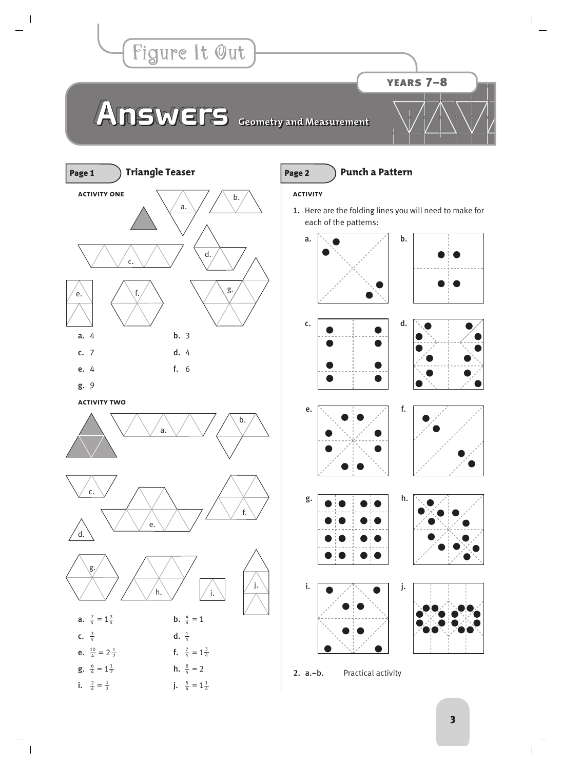# Figure It Out

**Years 7–8**

# Answers Geometry and Measurement

## Page 1 Triangle Teaser

### Activity One

a. 4

b. 3

c. 7

d. 4

e. 4

f. 6

g. 9

### Activity Two

a. $\frac{7}{4} = 1\frac{3}{4}$

b. $\frac{4}{4} = 1$

c. $\frac{3}{4}$

d. $\frac{1}{4}$

e. $\frac{10}{4} = 2\frac{1}{2}$

f. $\frac{7}{4} = 1\frac{3}{4}$

g. $\frac{6}{4} = 1\frac{1}{2}$

h. $\frac{8}{4} = 2$

i. $\frac{2}{4} = \frac{1}{2}$

j. $\frac{5}{4} = 1\frac{1}{4}$

## Page 2 Punch a Pattern

### Activity

1. Here are the folding lines you will need to make for each of the patterns:

a.

b.

c.

d.

e.

f.

g.

h.

i.

j.

2. a.–b. Practical activity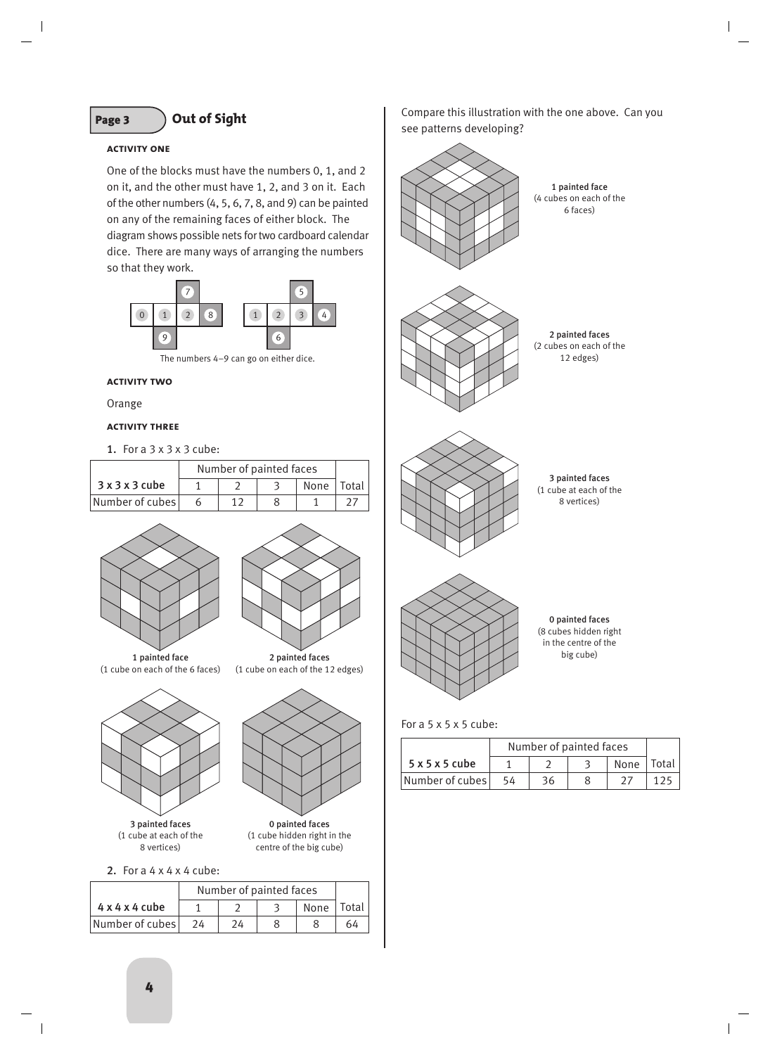## Page 3 Out of Sight

### Activity One

One of the blocks must have the numbers 0, 1, and 2 on it, and the other must have 1, 2, and 3 on it. Each of the other numbers (4, 5, 6, 7, 8, and 9) can be painted on any of the remaining faces of either block. The diagram shows possible nets for two cardboard calendar dice. There are many ways of arranging the numbers so that they work.

The numbers 4–9 can go on either dice.

### Activity Two

Orange

### Activity Three

1. For a 3 x 3 x 3 cube:

| 3 x 3 x 3 cube | Number of painted faces | | | | |
|---|---|---|---|---|---|
| | 1 | 2 | 3 | None | Total |
| Number of cubes | 6 | 12 | 8 | 1 | 27 |

1 painted face
(1 cube on each of the 6 faces)

2 painted faces
(1 cube on each of the 12 edges)

3 painted faces
(1 cube at each of the 8 vertices)

0 painted faces
(1 cube hidden right in the centre of the big cube)

2. For a 4 x 4 x 4 cube:

| 4 x 4 x 4 cube | Number of painted faces | | | | |
|---|---|---|---|---|---|
| | 1 | 2 | 3 | None | Total |
| Number of cubes | 24 | 24 | 8 | 8 | 64 |

Compare this illustration with the one above. Can you see patterns developing?

1 painted face
(4 cubes on each of the 6 faces)

2 painted faces
(2 cubes on each of the 12 edges)

3 painted faces
(1 cube at each of the 8 vertices)

0 painted faces
(8 cubes hidden right in the centre of the big cube)

For a 5 x 5 x 5 cube:

| 5 x 5 x 5 cube | Number of painted faces | | | | |
|---|---|---|---|---|---|
| | 1 | 2 | 3 | None | Total |
| Number of cubes | 54 | 36 | 8 | 27 | 125 |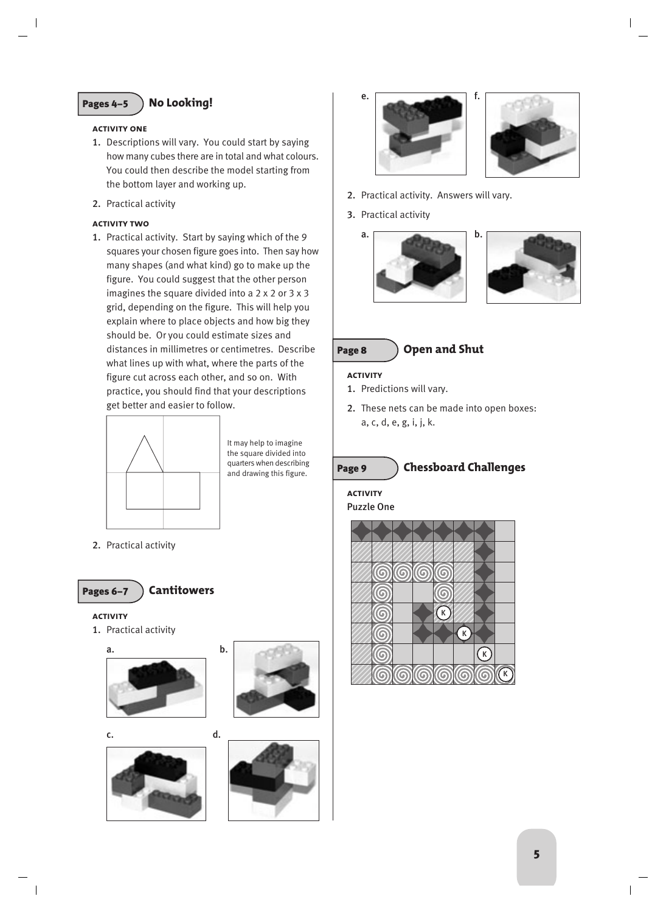## Pages 4–5 No Looking!

### Activity One

1. Descriptions will vary. You could start by saying how many cubes there are in total and what colours. You could then describe the model starting from the bottom layer and working up.
2. Practical activity

### Activity Two

1. Practical activity. Start by saying which of the 9 squares your chosen figure goes into. Then say how many shapes (and what kind) go to make up the figure. You could suggest that the other person imagines the square divided into a 2 x 2 or 3 x 3 grid, depending on the figure. This will help you explain where to place objects and how big they should be. Or you could estimate sizes and distances in millimetres or centimetres. Describe what lines up with what, where the parts of the figure cut across each other, and so on. With practice, you should find that your descriptions get better and easier to follow.

It may help to imagine the square divided into quarters when describing and drawing this figure.

2. Practical activity

## Pages 6–7 Cantitowers

### Activity

1. Practical activity

a.

b.

c.

d.

e.

f.

2. Practical activity. Answers will vary.
3. Practical activity

a.

b.

## Page 8 Open and Shut

### Activity

1. Predictions will vary.
2. These nets can be made into open boxes: a, c, d, e, g, i, j, k.

## Page 9 Chessboard Challenges

### Activity

Puzzle One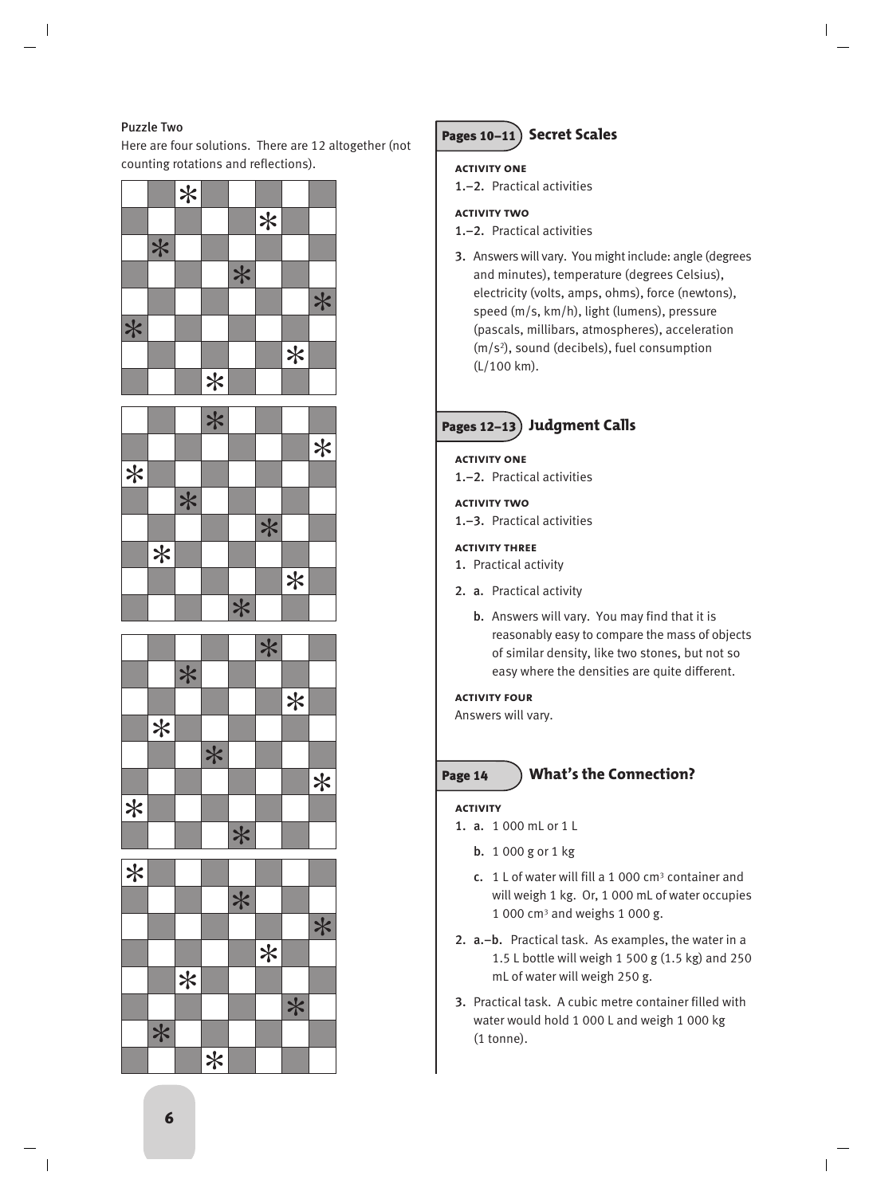**Puzzle Two**

Here are four solutions. There are 12 altogether (not counting rotations and reflections).

| | | | | | | | |
|---|---|---|---|---|---|---|---|
| | | * | | | | | |
| | | | | | * | | |
| | * | | | | | | |
| | | | | * | | | |
| | | | | | | | * |
| * | | | | | | | |
| | | | | | | * | |
| | | | * | | | | |

| | | | | | | | |
|---|---|---|---|---|---|---|---|
| | | | * | | | | |
| | | | | | | | * |
| * | | | | | | | |
| | | * | | | | | |
| | | | | | * | | |
| | * | | | | | | |
| | | | | | | * | |
| | | | | * | | | |

| | | | | | | | |
|---|---|---|---|---|---|---|---|
| | | | | | * | | |
| | | * | | | | | |
| | | | | | | * | |
| | * | | | | | | |
| | | | * | | | | |
| | | | | | | | * |
| * | | | | | | | |
| | | | | * | | | |

| | | | | | | | |
|---|---|---|---|---|---|---|---|
| * | | | | | | | |
| | | | | * | | | |
| | | | | | | | * |
| | | | | | * | | |
| | | * | | | | | |
| | | | | | | * | |
| | * | | | | | | |
| | | | * | | | | |

## Pages 10–11 Secret Scales

**Activity One**

1.–2. Practical activities

**Activity Two**

1.–2. Practical activities

3. Answers will vary. You might include: angle (degrees and minutes), temperature (degrees Celsius), electricity (volts, amps, ohms), force (newtons), speed (m/s, km/h), light (lumens), pressure (pascals, millibars, atmospheres), acceleration ($m/s^2$), sound (decibels), fuel consumption (L/100 km).

## Pages 12–13 Judgment Calls

**Activity One**

1.–2. Practical activities

**Activity Two**

1.–3. Practical activities

**Activity Three**

1. Practical activity
2. a. Practical activity
   b. Answers will vary. You may find that it is reasonably easy to compare the mass of objects of similar density, like two stones, but not so easy where the densities are quite different.

**Activity Four**

Answers will vary.

## Page 14 What's the Connection?

**Activity**

1. a. 1 000 mL or 1 L
   b. 1 000 g or 1 kg
   c. 1 L of water will fill a 1 000 $cm^3$ container and will weigh 1 kg. Or, 1 000 mL of water occupies 1 000 $cm^3$ and weighs 1 000 g.
2. a.–b. Practical task. As examples, the water in a 1.5 L bottle will weigh 1 500 g (1.5 kg) and 250 mL of water will weigh 250 g.
3. Practical task. A cubic metre container filled with water would hold 1 000 L and weigh 1 000 kg (1 tonne).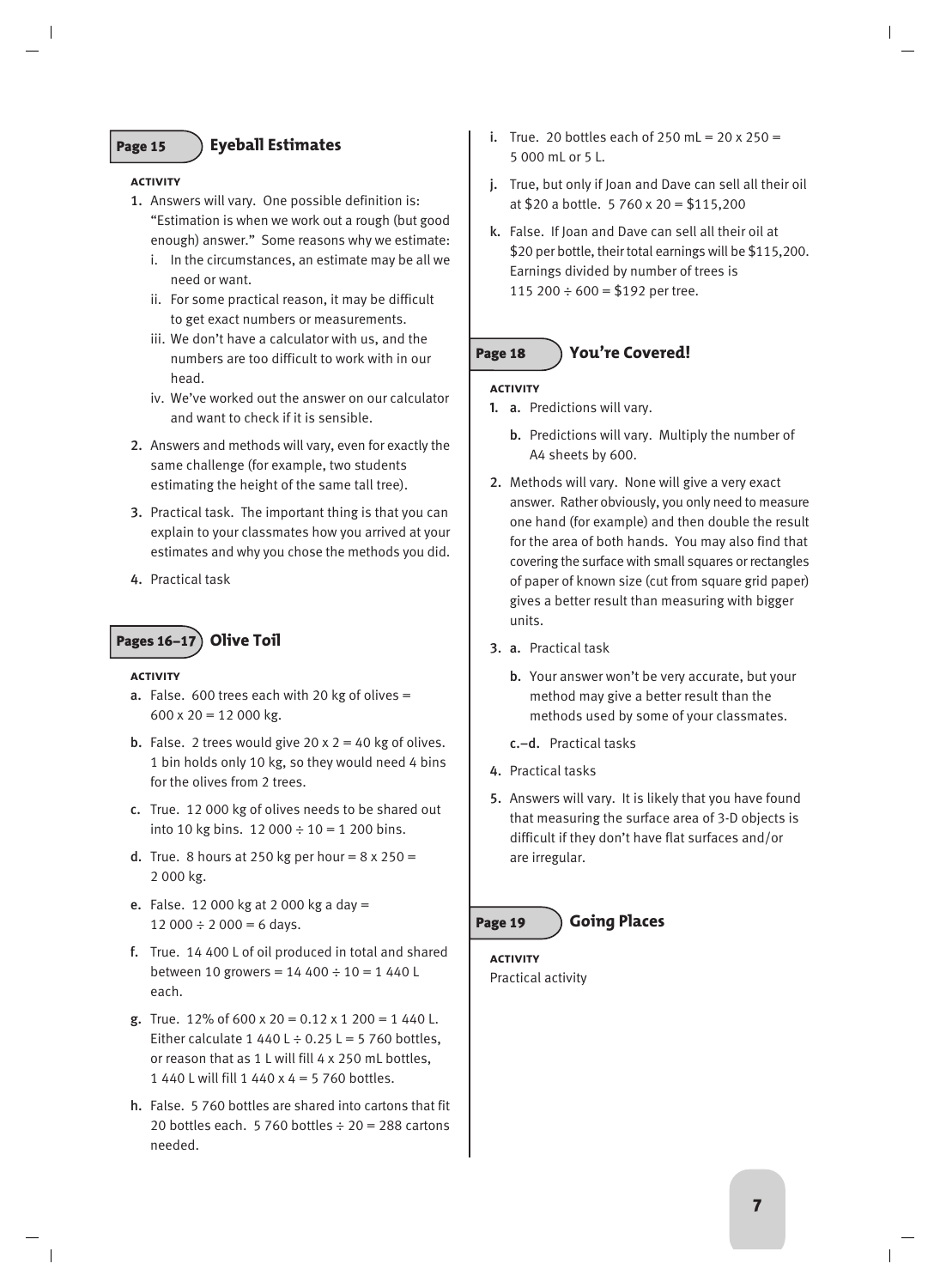## Page 15 Eyeball Estimates

**ACTIVITY**

1. Answers will vary. One possible definition is: "Estimation is when we work out a rough (but good enough) answer." Some reasons why we estimate:
   i. In the circumstances, an estimate may be all we need or want.
   ii. For some practical reason, it may be difficult to get exact numbers or measurements.
   iii. We don't have a calculator with us, and the numbers are too difficult to work with in our head.
   iv. We've worked out the answer on our calculator and want to check if it is sensible.
2. Answers and methods will vary, even for exactly the same challenge (for example, two students estimating the height of the same tall tree).
3. Practical task. The important thing is that you can explain to your classmates how you arrived at your estimates and why you chose the methods you did.
4. Practical task

## Pages 16–17 Olive Toil

**ACTIVITY**

a. False. 600 trees each with 20 kg of olives = 600 x 20 = 12 000 kg.

b. False. 2 trees would give 20 x 2 = 40 kg of olives. 1 bin holds only 10 kg, so they would need 4 bins for the olives from 2 trees.

c. True. 12 000 kg of olives needs to be shared out into 10 kg bins. 12 000 ÷ 10 = 1 200 bins.

d. True. 8 hours at 250 kg per hour = 8 x 250 = 2 000 kg.

e. False. 12 000 kg at 2 000 kg a day = 12 000 ÷ 2 000 = 6 days.

f. True. 14 400 L of oil produced in total and shared between 10 growers = 14 400 ÷ 10 = 1 440 L each.

g. True. 12% of 600 x 20 = 0.12 x 1 200 = 1 440 L. Either calculate 1 440 L ÷ 0.25 L = 5 760 bottles, or reason that as 1 L will fill 4 x 250 mL bottles, 1 440 L will fill 1 440 x 4 = 5 760 bottles.

h. False. 5 760 bottles are shared into cartons that fit 20 bottles each. 5 760 bottles ÷ 20 = 288 cartons needed.

i. True. 20 bottles each of 250 mL = 20 x 250 = 5 000 mL or 5 L.

j. True, but only if Joan and Dave can sell all their oil at $20 a bottle. 5 760 x 20 = $115,200

k. False. If Joan and Dave can sell all their oil at $20 per bottle, their total earnings will be $115,200. Earnings divided by number of trees is 115 200 ÷ 600 = $192 per tree.

## Page 18 You're Covered!

**ACTIVITY**

1. a. Predictions will vary.
   b. Predictions will vary. Multiply the number of A4 sheets by 600.
2. Methods will vary. None will give a very exact answer. Rather obviously, you only need to measure one hand (for example) and then double the result for the area of both hands. You may also find that covering the surface with small squares or rectangles of paper of known size (cut from square grid paper) gives a better result than measuring with bigger units.
3. a. Practical task
   b. Your answer won't be very accurate, but your method may give a better result than the methods used by some of your classmates.
   c.–d. Practical tasks
4. Practical tasks
5. Answers will vary. It is likely that you have found that measuring the surface area of 3-D objects is difficult if they don't have flat surfaces and/or are irregular.

## Page 19 Going Places

**ACTIVITY**

Practical activity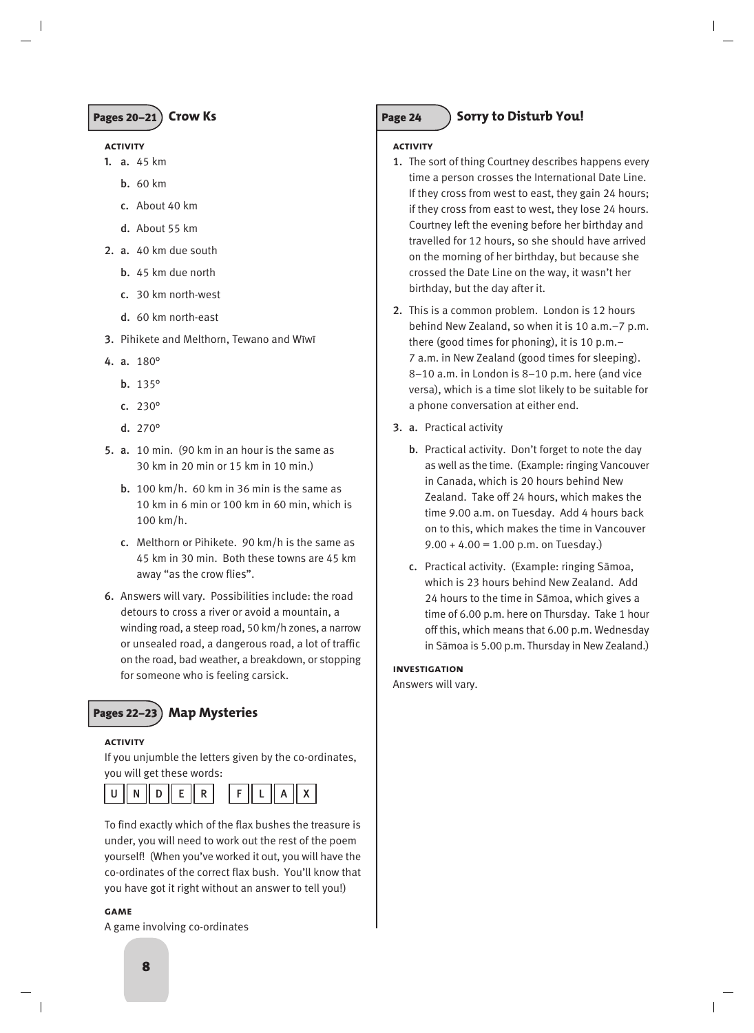## Pages 20–21 Crow Ks

**ACTIVITY**

1. a. 45 km
   b. 60 km
   c. About 40 km
   d. About 55 km
2. a. 40 km due south
   b. 45 km due north
   c. 30 km north-west
   d. 60 km north-east
3. Pihikete and Melthorn, Tewano and Wīwī
4. a. 180°
   b. 135°
   c. 230°
   d. 270°
5. a. 10 min. (90 km in an hour is the same as 30 km in 20 min or 15 km in 10 min.)
   b. 100 km/h. 60 km in 36 min is the same as 10 km in 6 min or 100 km in 60 min, which is 100 km/h.
   c. Melthorn or Pihikete. 90 km/h is the same as 45 km in 30 min. Both these towns are 45 km away "as the crow flies".
6. Answers will vary. Possibilities include: the road detours to cross a river or avoid a mountain, a winding road, a steep road, 50 km/h zones, a narrow or unsealed road, a dangerous road, a lot of traffic on the road, bad weather, a breakdown, or stopping for someone who is feeling carsick.

## Pages 22–23 Map Mysteries

**ACTIVITY**

If you unjumble the letters given by the co-ordinates, you will get these words:

U N D E R   F L A X

To find exactly which of the flax bushes the treasure is under, you will need to work out the rest of the poem yourself! (When you've worked it out, you will have the co-ordinates of the correct flax bush. You'll know that you have got it right without an answer to tell you!)

**GAME**

A game involving co-ordinates

## Page 24 Sorry to Disturb You!

**ACTIVITY**

1. The sort of thing Courtney describes happens every time a person crosses the International Date Line. If they cross from west to east, they gain 24 hours; if they cross from east to west, they lose 24 hours. Courtney left the evening before her birthday and travelled for 12 hours, so she should have arrived on the morning of her birthday, but because she crossed the Date Line on the way, it wasn't her birthday, but the day after it.
2. This is a common problem. London is 12 hours behind New Zealand, so when it is 10 a.m.–7 p.m. there (good times for phoning), it is 10 p.m.–7 a.m. in New Zealand (good times for sleeping). 8–10 a.m. in London is 8–10 p.m. here (and vice versa), which is a time slot likely to be suitable for a phone conversation at either end.
3. a. Practical activity
   b. Practical activity. Don't forget to note the day as well as the time. (Example: ringing Vancouver in Canada, which is 20 hours behind New Zealand. Take off 24 hours, which makes the time 9.00 a.m. on Tuesday. Add 4 hours back on to this, which makes the time in Vancouver 9.00 + 4.00 = 1.00 p.m. on Tuesday.)
   c. Practical activity. (Example: ringing Sāmoa, which is 23 hours behind New Zealand. Add 24 hours to the time in Sāmoa, which gives a time of 6.00 p.m. here on Thursday. Take 1 hour off this, which means that 6.00 p.m. Wednesday in Sāmoa is 5.00 p.m. Thursday in New Zealand.)

**INVESTIGATION**

Answers will vary.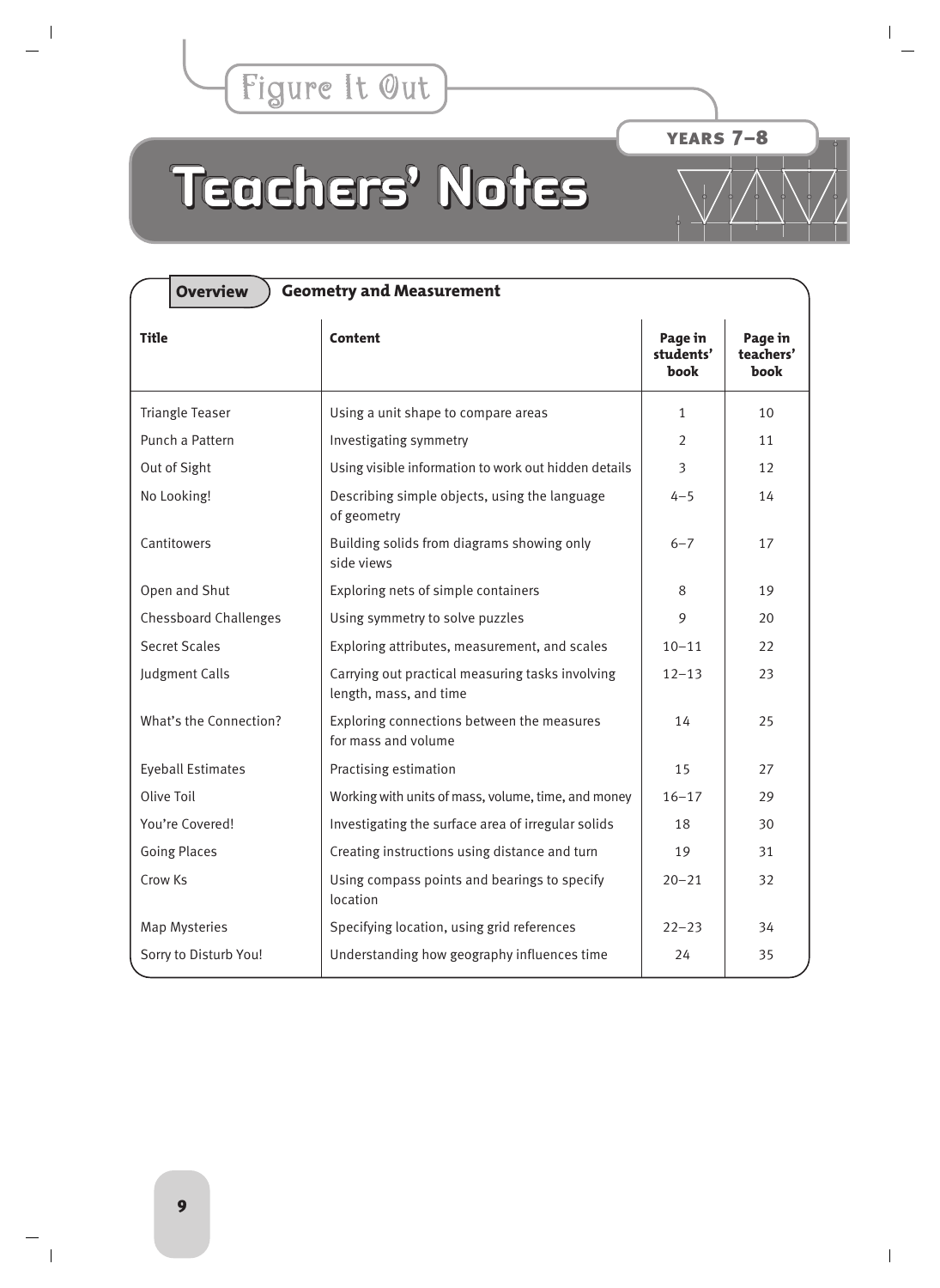Figure It Out

YEARS 7–8

# Teachers' Notes

## Overview — Geometry and Measurement

| Title | Content | Page in students' book | Page in teachers' book |
|---|---|---|---|
| Triangle Teaser | Using a unit shape to compare areas | 1 | 10 |
| Punch a Pattern | Investigating symmetry | 2 | 11 |
| Out of Sight | Using visible information to work out hidden details | 3 | 12 |
| No Looking! | Describing simple objects, using the language of geometry | 4–5 | 14 |
| Cantitowers | Building solids from diagrams showing only side views | 6–7 | 17 |
| Open and Shut | Exploring nets of simple containers | 8 | 19 |
| Chessboard Challenges | Using symmetry to solve puzzles | 9 | 20 |
| Secret Scales | Exploring attributes, measurement, and scales | 10–11 | 22 |
| Judgment Calls | Carrying out practical measuring tasks involving length, mass, and time | 12–13 | 23 |
| What's the Connection? | Exploring connections between the measures for mass and volume | 14 | 25 |
| Eyeball Estimates | Practising estimation | 15 | 27 |
| Olive Toil | Working with units of mass, volume, time, and money | 16–17 | 29 |
| You're Covered! | Investigating the surface area of irregular solids | 18 | 30 |
| Going Places | Creating instructions using distance and turn | 19 | 31 |
| Crow Ks | Using compass points and bearings to specify location | 20–21 | 32 |
| Map Mysteries | Specifying location, using grid references | 22–23 | 34 |
| Sorry to Disturb You! | Understanding how geography influences time | 24 | 35 |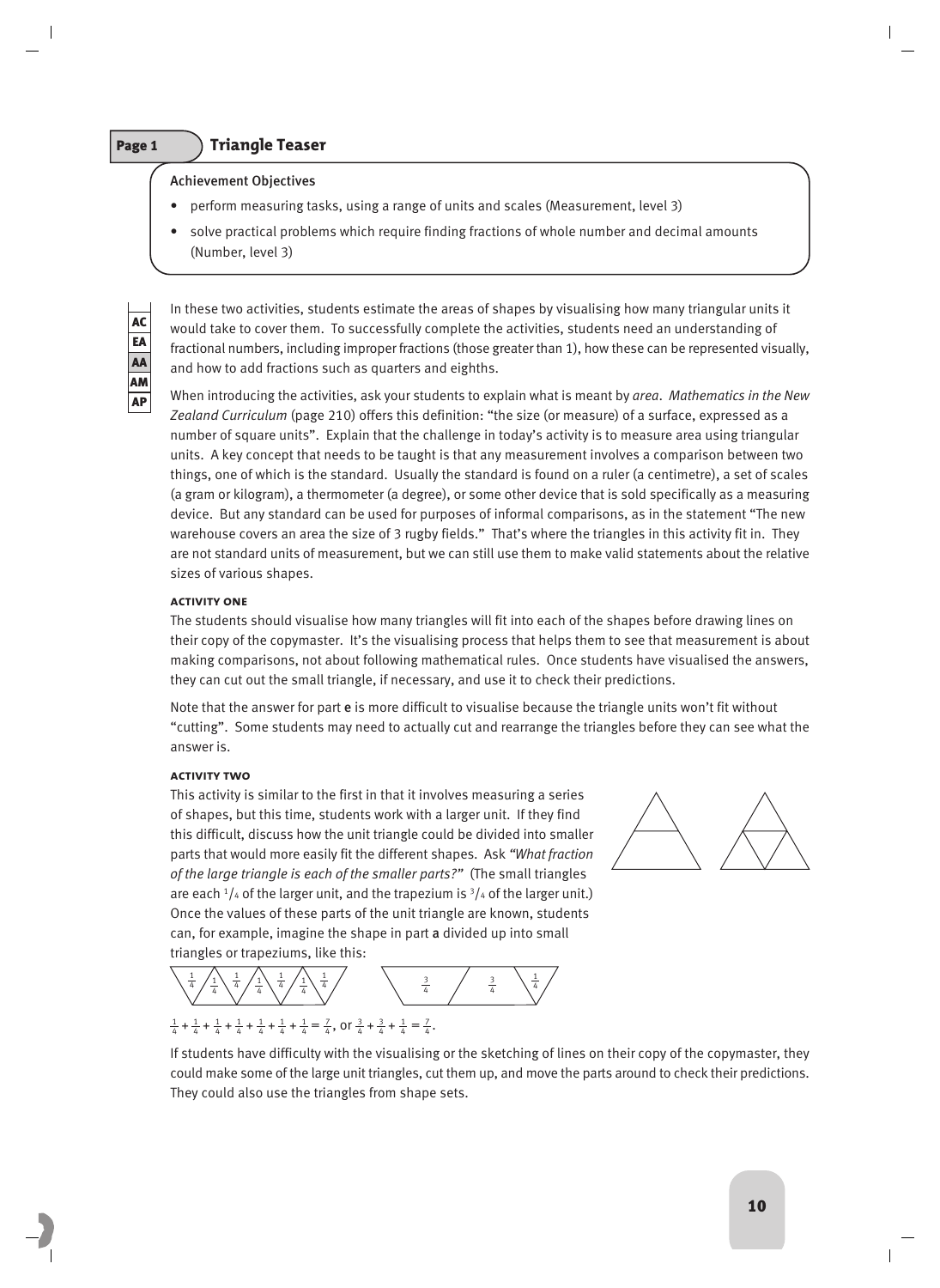## Page 1 Triangle Teaser

**Achievement Objectives**

- perform measuring tasks, using a range of units and scales (Measurement, level 3)
- solve practical problems which require finding fractions of whole number and decimal amounts (Number, level 3)

AC
EA
AA
AM
AP

In these two activities, students estimate the areas of shapes by visualising how many triangular units it would take to cover them. To successfully complete the activities, students need an understanding of fractional numbers, including improper fractions (those greater than 1), how these can be represented visually, and how to add fractions such as quarters and eighths.

When introducing the activities, ask your students to explain what is meant by *area*. *Mathematics in the New Zealand Curriculum* (page 210) offers this definition: "the size (or measure) of a surface, expressed as a number of square units". Explain that the challenge in today's activity is to measure area using triangular units. A key concept that needs to be taught is that any measurement involves a comparison between two things, one of which is the standard. Usually the standard is found on a ruler (a centimetre), a set of scales (a gram or kilogram), a thermometer (a degree), or some other device that is sold specifically as a measuring device. But any standard can be used for purposes of informal comparisons, as in the statement "The new warehouse covers an area the size of 3 rugby fields." That's where the triangles in this activity fit in. They are not standard units of measurement, but we can still use them to make valid statements about the relative sizes of various shapes.

#### Activity One

The students should visualise how many triangles will fit into each of the shapes before drawing lines on their copy of the copymaster. It's the visualising process that helps them to see that measurement is about making comparisons, not about following mathematical rules. Once students have visualised the answers, they can cut out the small triangle, if necessary, and use it to check their predictions.

Note that the answer for part **e** is more difficult to visualise because the triangle units won't fit without "cutting". Some students may need to actually cut and rearrange the triangles before they can see what the answer is.

#### Activity Two

This activity is similar to the first in that it involves measuring a series of shapes, but this time, students work with a larger unit. If they find this difficult, discuss how the unit triangle could be divided into smaller parts that would more easily fit the different shapes. Ask *"What fraction of the large triangle is each of the smaller parts?"* (The small triangles are each $^1/_4$ of the larger unit, and the trapezium is $^3/_4$ of the larger unit.) Once the values of these parts of the unit triangle are known, students can, for example, imagine the shape in part **a** divided up into small triangles or trapeziums, like this:

$\frac{1}{4} + \frac{1}{4} + \frac{1}{4} + \frac{1}{4} + \frac{1}{4} + \frac{1}{4} + \frac{1}{4} = \frac{7}{4}$, or $\frac{3}{4} + \frac{3}{4} + \frac{1}{4} = \frac{7}{4}$.

If students have difficulty with the visualising or the sketching of lines on their copy of the copymaster, they could make some of the large unit triangles, cut them up, and move the parts around to check their predictions. They could also use the triangles from shape sets.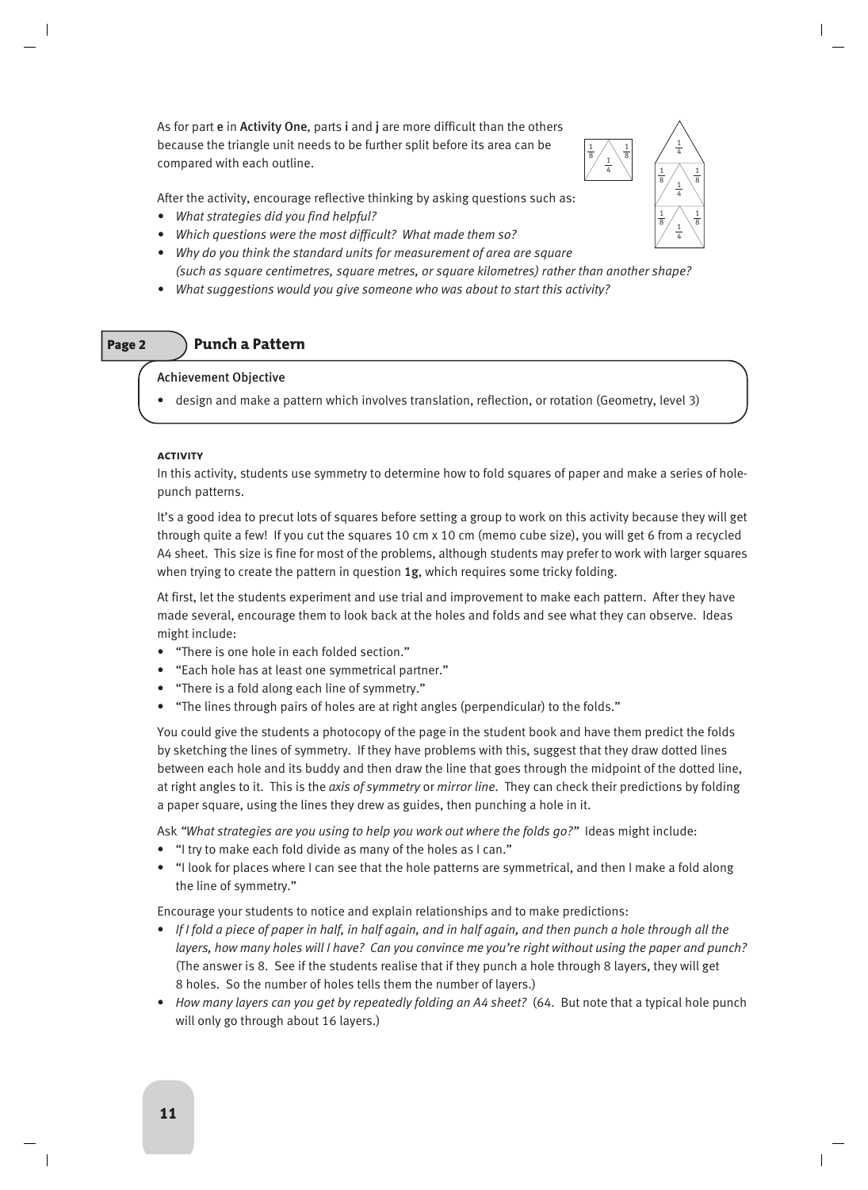As for part **e** in **Activity One**, parts **i** and **j** are more difficult than the others because the triangle unit needs to be further split before its area can be compared with each outline.

After the activity, encourage reflective thinking by asking questions such as:

- *What strategies did you find helpful?*
- *Which questions were the most difficult? What made them so?*
- *Why do you think the standard units for measurement of area are square (such as square centimetres, square metres, or square kilometres) rather than another shape?*
- *What suggestions would you give someone who was about to start this activity?*

## Page 2 Punch a Pattern

**Achievement Objective**

- design and make a pattern which involves translation, reflection, or rotation (Geometry, level 3)

### ACTIVITY

In this activity, students use symmetry to determine how to fold squares of paper and make a series of hole-punch patterns.

It's a good idea to precut lots of squares before setting a group to work on this activity because they will get through quite a few! If you cut the squares 10 cm x 10 cm (memo cube size), you will get 6 from a recycled A4 sheet. This size is fine for most of the problems, although students may prefer to work with larger squares when trying to create the pattern in question **1g**, which requires some tricky folding.

At first, let the students experiment and use trial and improvement to make each pattern. After they have made several, encourage them to look back at the holes and folds and see what they can observe. Ideas might include:

- "There is one hole in each folded section."
- "Each hole has at least one symmetrical partner."
- "There is a fold along each line of symmetry."
- "The lines through pairs of holes are at right angles (perpendicular) to the folds."

You could give the students a photocopy of the page in the student book and have them predict the folds by sketching the lines of symmetry. If they have problems with this, suggest that they draw dotted lines between each hole and its buddy and then draw the line that goes through the midpoint of the dotted line, at right angles to it. This is the *axis of symmetry* or *mirror line*. They can check their predictions by folding a paper square, using the lines they drew as guides, then punching a hole in it.

Ask *"What strategies are you using to help you work out where the folds go?"* Ideas might include:

- "I try to make each fold divide as many of the holes as I can."
- "I look for places where I can see that the hole patterns are symmetrical, and then I make a fold along the line of symmetry."

Encourage your students to notice and explain relationships and to make predictions:

- *If I fold a piece of paper in half, in half again, and in half again, and then punch a hole through all the layers, how many holes will I have? Can you convince me you're right without using the paper and punch?* (The answer is 8. See if the students realise that if they punch a hole through 8 layers, they will get 8 holes. So the number of holes tells them the number of layers.)
- *How many layers can you get by repeatedly folding an A4 sheet?* (64. But note that a typical hole punch will only go through about 16 layers.)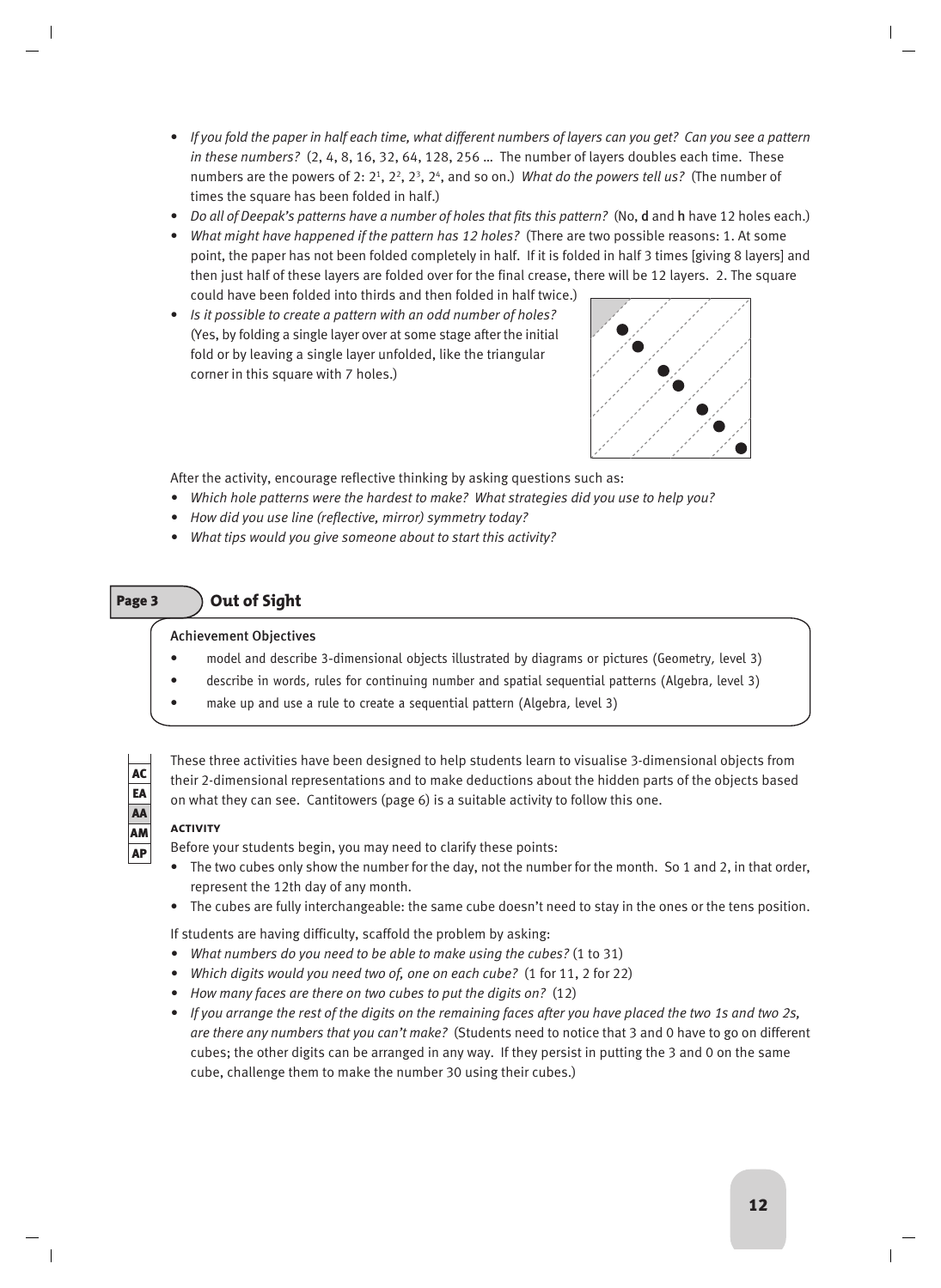- *If you fold the paper in half each time, what different numbers of layers can you get? Can you see a pattern in these numbers?* (2, 4, 8, 16, 32, 64, 128, 256 … The number of layers doubles each time. These numbers are the powers of 2: $2^1$, $2^2$, $2^3$, $2^4$, and so on.) *What do the powers tell us?* (The number of times the square has been folded in half.)
- *Do all of Deepak's patterns have a number of holes that fits this pattern?* (No, **d** and **h** have 12 holes each.)
- *What might have happened if the pattern has 12 holes?* (There are two possible reasons: 1. At some point, the paper has not been folded completely in half. If it is folded in half 3 times [giving 8 layers] and then just half of these layers are folded over for the final crease, there will be 12 layers. 2. The square could have been folded into thirds and then folded in half twice.)
- *Is it possible to create a pattern with an odd number of holes?* (Yes, by folding a single layer over at some stage after the initial fold or by leaving a single layer unfolded, like the triangular corner in this square with 7 holes.)

After the activity, encourage reflective thinking by asking questions such as:

- *Which hole patterns were the hardest to make? What strategies did you use to help you?*
- *How did you use line (reflective, mirror) symmetry today?*
- *What tips would you give someone about to start this activity?*

## Page 3 Out of Sight

**Achievement Objectives**

- model and describe 3-dimensional objects illustrated by diagrams or pictures (Geometry, level 3)
- describe in words, rules for continuing number and spatial sequential patterns (Algebra, level 3)
- make up and use a rule to create a sequential pattern (Algebra, level 3)

These three activities have been designed to help students learn to visualise 3-dimensional objects from their 2-dimensional representations and to make deductions about the hidden parts of the objects based on what they can see. Cantitowers (page 6) is a suitable activity to follow this one.

### ACTIVITY

Before your students begin, you may need to clarify these points:

- The two cubes only show the number for the day, not the number for the month. So 1 and 2, in that order, represent the 12th day of any month.
- The cubes are fully interchangeable: the same cube doesn't need to stay in the ones or the tens position.

If students are having difficulty, scaffold the problem by asking:

- *What numbers do you need to be able to make using the cubes?* (1 to 31)
- *Which digits would you need two of, one on each cube?* (1 for 11, 2 for 22)
- *How many faces are there on two cubes to put the digits on?* (12)
- *If you arrange the rest of the digits on the remaining faces after you have placed the two 1s and two 2s, are there any numbers that you can't make?* (Students need to notice that 3 and 0 have to go on different cubes; the other digits can be arranged in any way. If they persist in putting the 3 and 0 on the same cube, challenge them to make the number 30 using their cubes.)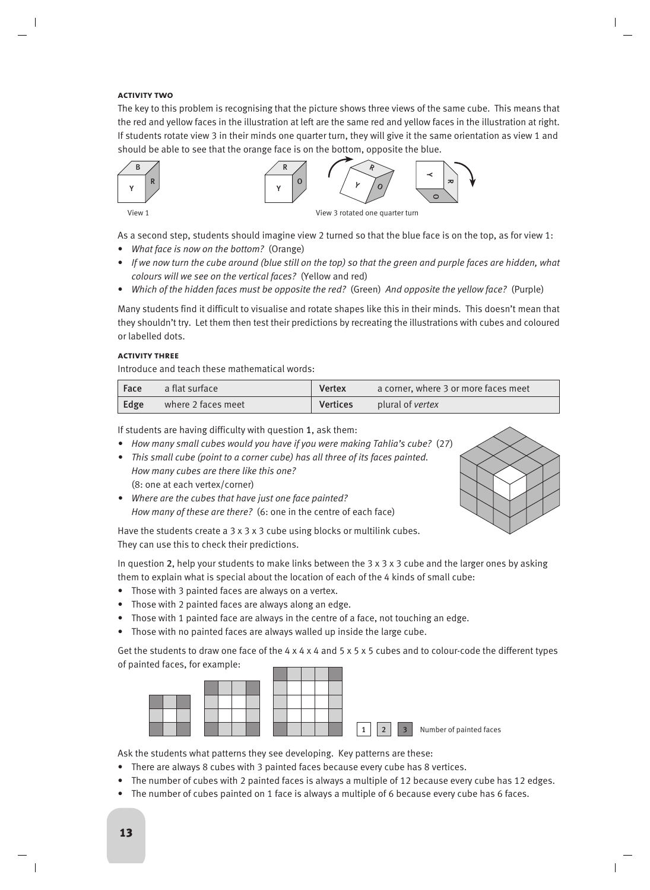### ACTIVITY TWO

The key to this problem is recognising that the picture shows three views of the same cube. This means that the red and yellow faces in the illustration at left are the same red and yellow faces in the illustration at right. If students rotate view 3 in their minds one quarter turn, they will give it the same orientation as view 1 and should be able to see that the orange face is on the bottom, opposite the blue.

View 1

View 3 rotated one quarter turn

As a second step, students should imagine view 2 turned so that the blue face is on the top, as for view 1:

- *What face is now on the bottom?* (Orange)
- *If we now turn the cube around (blue still on the top) so that the green and purple faces are hidden, what colours will we see on the vertical faces?* (Yellow and red)
- *Which of the hidden faces must be opposite the red?* (Green) *And opposite the yellow face?* (Purple)

Many students find it difficult to visualise and rotate shapes like this in their minds. This doesn't mean that they shouldn't try. Let them then test their predictions by recreating the illustrations with cubes and coloured or labelled dots.

### ACTIVITY THREE

Introduce and teach these mathematical words:

| **Face** | a flat surface | **Vertex** | a corner, where 3 or more faces meet |
|---|---|---|---|
| **Edge** | where 2 faces meet | **Vertices** | plural of *vertex* |

If students are having difficulty with question **1**, ask them:

- *How many small cubes would you have if you were making Tahlia's cube?* (27)
- *This small cube (point to a corner cube) has all three of its faces painted. How many cubes are there like this one?* (8: one at each vertex/corner)
- *Where are the cubes that have just one face painted? How many of these are there?* (6: one in the centre of each face)

Have the students create a 3 x 3 x 3 cube using blocks or multilink cubes. They can use this to check their predictions.

In question **2**, help your students to make links between the 3 x 3 x 3 cube and the larger ones by asking them to explain what is special about the location of each of the 4 kinds of small cube:

- Those with 3 painted faces are always on a vertex.
- Those with 2 painted faces are always along an edge.
- Those with 1 painted face are always in the centre of a face, not touching an edge.
- Those with no painted faces are always walled up inside the large cube.

Get the students to draw one face of the 4 x 4 x 4 and 5 x 5 x 5 cubes and to colour-code the different types of painted faces, for example:

1 2 3 Number of painted faces

Ask the students what patterns they see developing. Key patterns are these:

- There are always 8 cubes with 3 painted faces because every cube has 8 vertices.
- The number of cubes with 2 painted faces is always a multiple of 12 because every cube has 12 edges.
- The number of cubes painted on 1 face is always a multiple of 6 because every cube has 6 faces.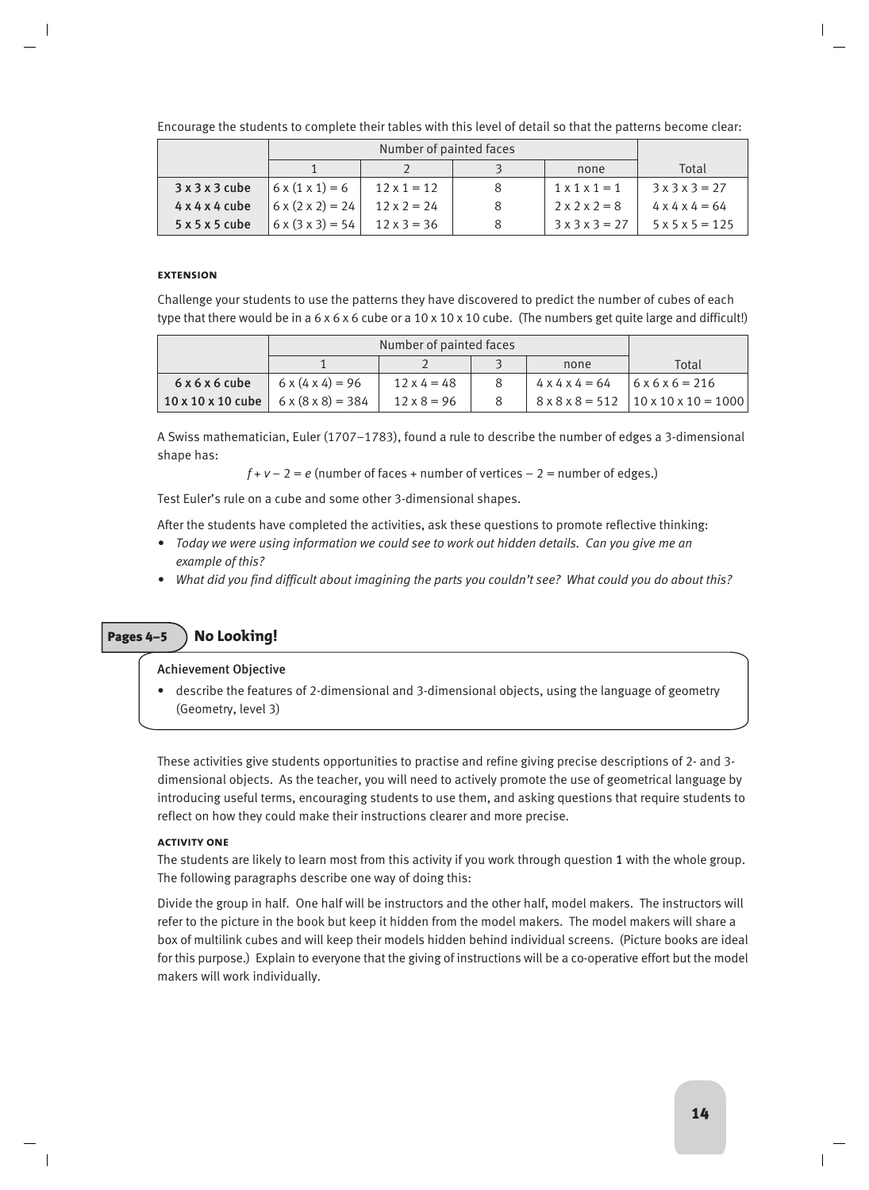Encourage the students to complete their tables with this level of detail so that the patterns become clear:

| | Number of painted faces | | | | |
|---|---|---|---|---|---|
| | 1 | 2 | 3 | none | Total |
| **3 x 3 x 3 cube** | 6 x (1 x 1) = 6 | 12 x 1 = 12 | 8 | 1 x 1 x 1 = 1 | 3 x 3 x 3 = 27 |
| **4 x 4 x 4 cube** | 6 x (2 x 2) = 24 | 12 x 2 = 24 | 8 | 2 x 2 x 2 = 8 | 4 x 4 x 4 = 64 |
| **5 x 5 x 5 cube** | 6 x (3 x 3) = 54 | 12 x 3 = 36 | 8 | 3 x 3 x 3 = 27 | 5 x 5 x 5 = 125 |

#### EXTENSION

Challenge your students to use the patterns they have discovered to predict the number of cubes of each type that there would be in a 6 x 6 x 6 cube or a 10 x 10 x 10 cube. (The numbers get quite large and difficult!)

| | Number of painted faces | | | | |
|---|---|---|---|---|---|
| | 1 | 2 | 3 | none | Total |
| **6 x 6 x 6 cube** | 6 x (4 x 4) = 96 | 12 x 4 = 48 | 8 | 4 x 4 x 4 = 64 | 6 x 6 x 6 = 216 |
| **10 x 10 x 10 cube** | 6 x (8 x 8) = 384 | 12 x 8 = 96 | 8 | 8 x 8 x 8 = 512 | 10 x 10 x 10 = 1000 |

A Swiss mathematician, Euler (1707–1783), found a rule to describe the number of edges a 3-dimensional shape has:

$f + v - 2 = e$ (number of faces + number of vertices – 2 = number of edges.)

Test Euler's rule on a cube and some other 3-dimensional shapes.

After the students have completed the activities, ask these questions to promote reflective thinking:

- *Today we were using information we could see to work out hidden details. Can you give me an example of this?*
- *What did you find difficult about imagining the parts you couldn't see? What could you do about this?*

## Pages 4–5 No Looking!

**Achievement Objective**

- describe the features of 2-dimensional and 3-dimensional objects, using the language of geometry (Geometry, level 3)

These activities give students opportunities to practise and refine giving precise descriptions of 2- and 3-dimensional objects. As the teacher, you will need to actively promote the use of geometrical language by introducing useful terms, encouraging students to use them, and asking questions that require students to reflect on how they could make their instructions clearer and more precise.

#### ACTIVITY ONE

The students are likely to learn most from this activity if you work through question 1 with the whole group. The following paragraphs describe one way of doing this:

Divide the group in half. One half will be instructors and the other half, model makers. The instructors will refer to the picture in the book but keep it hidden from the model makers. The model makers will share a box of multilink cubes and will keep their models hidden behind individual screens. (Picture books are ideal for this purpose.) Explain to everyone that the giving of instructions will be a co-operative effort but the model makers will work individually.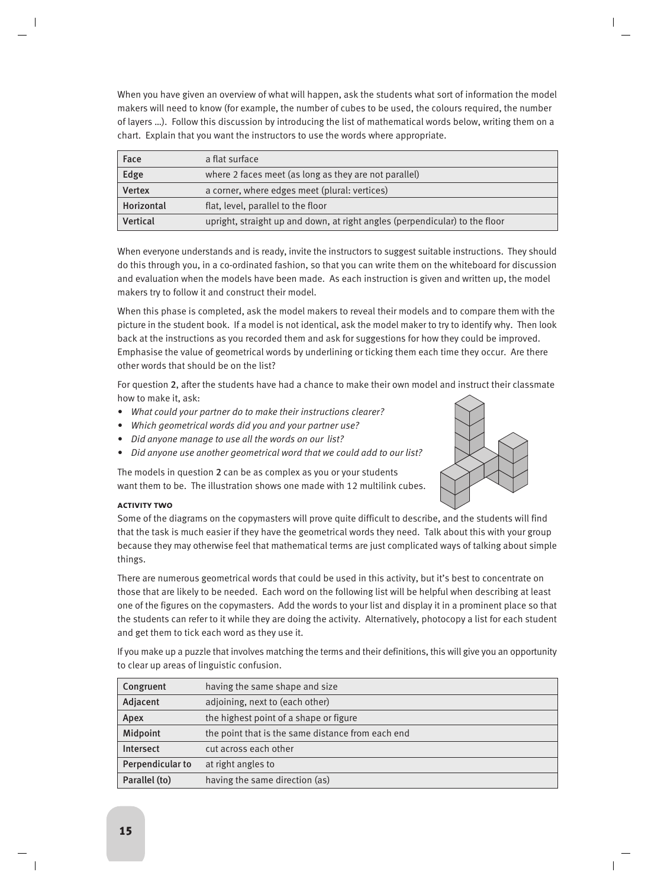When you have given an overview of what will happen, ask the students what sort of information the model makers will need to know (for example, the number of cubes to be used, the colours required, the number of layers …). Follow this discussion by introducing the list of mathematical words below, writing them on a chart. Explain that you want the instructors to use the words where appropriate.

| Face | a flat surface |
|---|---|
| **Edge** | where 2 faces meet (as long as they are not parallel) |
| **Vertex** | a corner, where edges meet (plural: vertices) |
| **Horizontal** | flat, level, parallel to the floor |
| **Vertical** | upright, straight up and down, at right angles (perpendicular) to the floor |

When everyone understands and is ready, invite the instructors to suggest suitable instructions. They should do this through you, in a co-ordinated fashion, so that you can write them on the whiteboard for discussion and evaluation when the models have been made. As each instruction is given and written up, the model makers try to follow it and construct their model.

When this phase is completed, ask the model makers to reveal their models and to compare them with the picture in the student book. If a model is not identical, ask the model maker to try to identify why. Then look back at the instructions as you recorded them and ask for suggestions for how they could be improved. Emphasise the value of geometrical words by underlining or ticking them each time they occur. Are there other words that should be on the list?

For question **2**, after the students have had a chance to make their own model and instruct their classmate how to make it, ask:

- *What could your partner do to make their instructions clearer?*
- *Which geometrical words did you and your partner use?*
- *Did anyone manage to use all the words on our list?*
- *Did anyone use another geometrical word that we could add to our list?*

The models in question **2** can be as complex as you or your students want them to be. The illustration shows one made with 12 multilink cubes.

### ACTIVITY TWO

Some of the diagrams on the copymasters will prove quite difficult to describe, and the students will find that the task is much easier if they have the geometrical words they need. Talk about this with your group because they may otherwise feel that mathematical terms are just complicated ways of talking about simple things.

There are numerous geometrical words that could be used in this activity, but it's best to concentrate on those that are likely to be needed. Each word on the following list will be helpful when describing at least one of the figures on the copymasters. Add the words to your list and display it in a prominent place so that the students can refer to it while they are doing the activity. Alternatively, photocopy a list for each student and get them to tick each word as they use it.

If you make up a puzzle that involves matching the terms and their definitions, this will give you an opportunity to clear up areas of linguistic confusion.

| Congruent | having the same shape and size |
|---|---|
| **Adjacent** | adjoining, next to (each other) |
| **Apex** | the highest point of a shape or figure |
| **Midpoint** | the point that is the same distance from each end |
| **Intersect** | cut across each other |
| **Perpendicular to** | at right angles to |
| **Parallel (to)** | having the same direction (as) |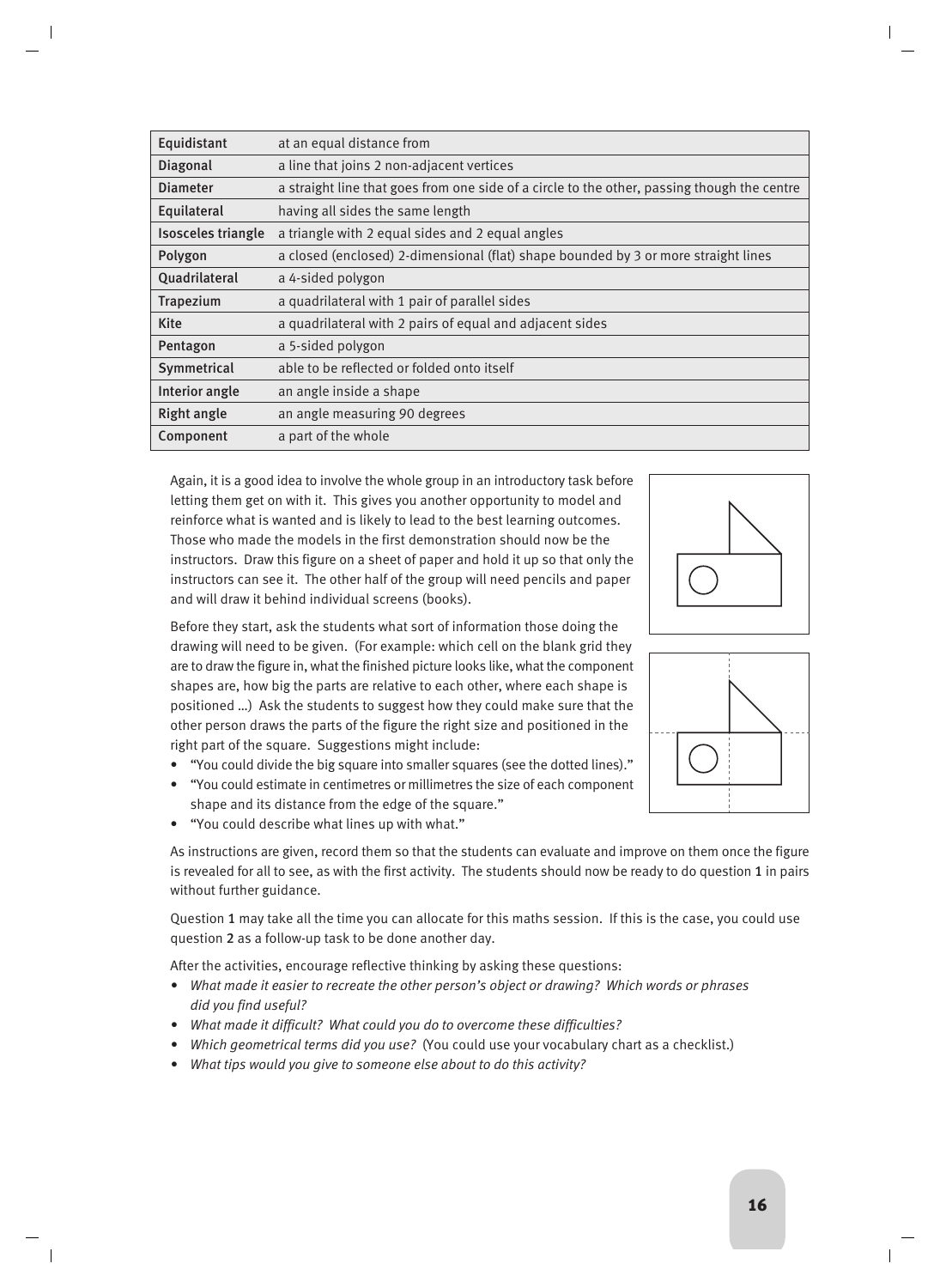| | |
|---|---|
| **Equidistant** | at an equal distance from |
| **Diagonal** | a line that joins 2 non-adjacent vertices |
| **Diameter** | a straight line that goes from one side of a circle to the other, passing though the centre |
| **Equilateral** | having all sides the same length |
| **Isosceles triangle** | a triangle with 2 equal sides and 2 equal angles |
| **Polygon** | a closed (enclosed) 2-dimensional (flat) shape bounded by 3 or more straight lines |
| **Quadrilateral** | a 4-sided polygon |
| **Trapezium** | a quadrilateral with 1 pair of parallel sides |
| **Kite** | a quadrilateral with 2 pairs of equal and adjacent sides |
| **Pentagon** | a 5-sided polygon |
| **Symmetrical** | able to be reflected or folded onto itself |
| **Interior angle** | an angle inside a shape |
| **Right angle** | an angle measuring 90 degrees |
| **Component** | a part of the whole |

Again, it is a good idea to involve the whole group in an introductory task before letting them get on with it. This gives you another opportunity to model and reinforce what is wanted and is likely to lead to the best learning outcomes. Those who made the models in the first demonstration should now be the instructors. Draw this figure on a sheet of paper and hold it up so that only the instructors can see it. The other half of the group will need pencils and paper and will draw it behind individual screens (books).

Before they start, ask the students what sort of information those doing the drawing will need to be given. (For example: which cell on the blank grid they are to draw the figure in, what the finished picture looks like, what the component shapes are, how big the parts are relative to each other, where each shape is positioned …) Ask the students to suggest how they could make sure that the other person draws the parts of the figure the right size and positioned in the right part of the square. Suggestions might include:

- "You could divide the big square into smaller squares (see the dotted lines)."
- "You could estimate in centimetres or millimetres the size of each component shape and its distance from the edge of the square."
- "You could describe what lines up with what."

As instructions are given, record them so that the students can evaluate and improve on them once the figure is revealed for all to see, as with the first activity. The students should now be ready to do question **1** in pairs without further guidance.

Question **1** may take all the time you can allocate for this maths session. If this is the case, you could use question **2** as a follow-up task to be done another day.

After the activities, encourage reflective thinking by asking these questions:

- *What made it easier to recreate the other person's object or drawing? Which words or phrases did you find useful?*
- *What made it difficult? What could you do to overcome these difficulties?*
- *Which geometrical terms did you use?* (You could use your vocabulary chart as a checklist.)
- *What tips would you give to someone else about to do this activity?*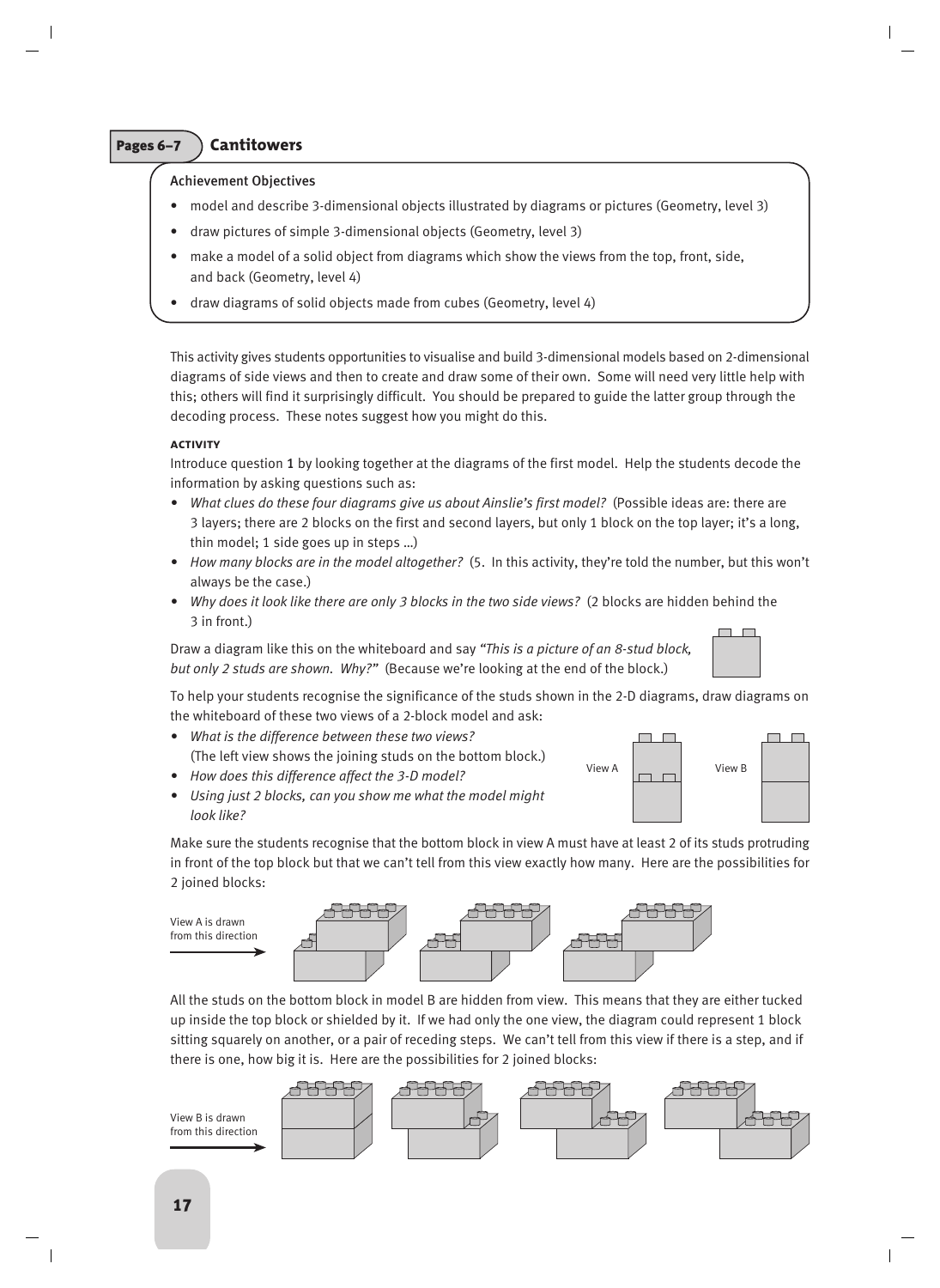## Pages 6–7 Cantitowers

**Achievement Objectives**

- model and describe 3-dimensional objects illustrated by diagrams or pictures (Geometry, level 3)
- draw pictures of simple 3-dimensional objects (Geometry, level 3)
- make a model of a solid object from diagrams which show the views from the top, front, side, and back (Geometry, level 4)
- draw diagrams of solid objects made from cubes (Geometry, level 4)

This activity gives students opportunities to visualise and build 3-dimensional models based on 2-dimensional diagrams of side views and then to create and draw some of their own. Some will need very little help with this; others will find it surprisingly difficult. You should be prepared to guide the latter group through the decoding process. These notes suggest how you might do this.

### ACTIVITY

Introduce question **1** by looking together at the diagrams of the first model. Help the students decode the information by asking questions such as:

- *What clues do these four diagrams give us about Ainslie's first model?* (Possible ideas are: there are 3 layers; there are 2 blocks on the first and second layers, but only 1 block on the top layer; it's a long, thin model; 1 side goes up in steps …)
- *How many blocks are in the model altogether?* (5. In this activity, they're told the number, but this won't always be the case.)
- *Why does it look like there are only 3 blocks in the two side views?* (2 blocks are hidden behind the 3 in front.)

Draw a diagram like this on the whiteboard and say *"This is a picture of an 8-stud block, but only 2 studs are shown. Why?"* (Because we're looking at the end of the block.)

To help your students recognise the significance of the studs shown in the 2-D diagrams, draw diagrams on the whiteboard of these two views of a 2-block model and ask:

- *What is the difference between these two views?* (The left view shows the joining studs on the bottom block.)
- *How does this difference affect the 3-D model?*
- *Using just 2 blocks, can you show me what the model might look like?*

View A View B

Make sure the students recognise that the bottom block in view A must have at least 2 of its studs protruding in front of the top block but that we can't tell from this view exactly how many. Here are the possibilities for 2 joined blocks:

View A is drawn from this direction

All the studs on the bottom block in model B are hidden from view. This means that they are either tucked up inside the top block or shielded by it. If we had only the one view, the diagram could represent 1 block sitting squarely on another, or a pair of receding steps. We can't tell from this view if there is a step, and if there is one, how big it is. Here are the possibilities for 2 joined blocks:

View B is drawn from this direction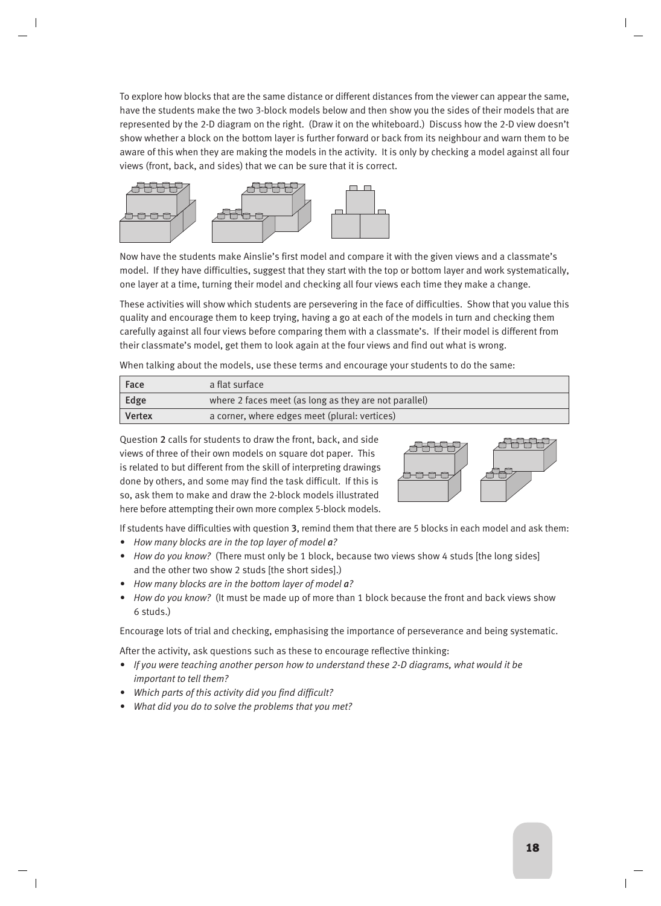To explore how blocks that are the same distance or different distances from the viewer can appear the same, have the students make the two 3-block models below and then show you the sides of their models that are represented by the 2-D diagram on the right. (Draw it on the whiteboard.) Discuss how the 2-D view doesn't show whether a block on the bottom layer is further forward or back from its neighbour and warn them to be aware of this when they are making the models in the activity. It is only by checking a model against all four views (front, back, and sides) that we can be sure that it is correct.

Now have the students make Ainslie's first model and compare it with the given views and a classmate's model. If they have difficulties, suggest that they start with the top or bottom layer and work systematically, one layer at a time, turning their model and checking all four views each time they make a change.

These activities will show which students are persevering in the face of difficulties. Show that you value this quality and encourage them to keep trying, having a go at each of the models in turn and checking them carefully against all four views before comparing them with a classmate's. If their model is different from their classmate's model, get them to look again at the four views and find out what is wrong.

When talking about the models, use these terms and encourage your students to do the same:

| | |
|---|---|
| **Face** | a flat surface |
| **Edge** | where 2 faces meet (as long as they are not parallel) |
| **Vertex** | a corner, where edges meet (plural: vertices) |

Question **2** calls for students to draw the front, back, and side views of three of their own models on square dot paper. This is related to but different from the skill of interpreting drawings done by others, and some may find the task difficult. If this is so, ask them to make and draw the 2-block models illustrated here before attempting their own more complex 5-block models.

If students have difficulties with question **3**, remind them that there are 5 blocks in each model and ask them:

- *How many blocks are in the top layer of model **a**?*
- *How do you know?* (There must only be 1 block, because two views show 4 studs [the long sides] and the other two show 2 studs [the short sides].)
- *How many blocks are in the bottom layer of model **a**?*
- *How do you know?* (It must be made up of more than 1 block because the front and back views show 6 studs.)

Encourage lots of trial and checking, emphasising the importance of perseverance and being systematic.

After the activity, ask questions such as these to encourage reflective thinking:

- *If you were teaching another person how to understand these 2-D diagrams, what would it be important to tell them?*
- *Which parts of this activity did you find difficult?*
- *What did you do to solve the problems that you met?*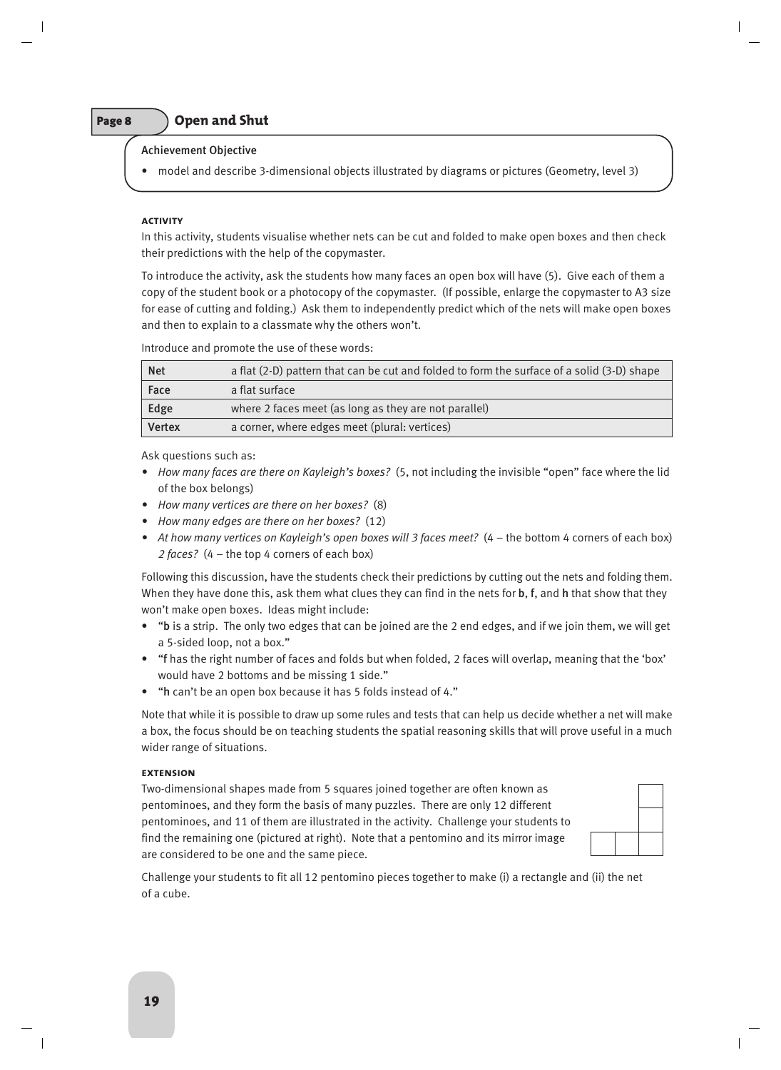## Page 8 Open and Shut

**Achievement Objective**

- model and describe 3-dimensional objects illustrated by diagrams or pictures (Geometry, level 3)

### ACTIVITY

In this activity, students visualise whether nets can be cut and folded to make open boxes and then check their predictions with the help of the copymaster.

To introduce the activity, ask the students how many faces an open box will have (5). Give each of them a copy of the student book or a photocopy of the copymaster. (If possible, enlarge the copymaster to A3 size for ease of cutting and folding.) Ask them to independently predict which of the nets will make open boxes and then to explain to a classmate why the others won't.

Introduce and promote the use of these words:

| | |
|---|---|
| **Net** | a flat (2-D) pattern that can be cut and folded to form the surface of a solid (3-D) shape |
| **Face** | a flat surface |
| **Edge** | where 2 faces meet (as long as they are not parallel) |
| **Vertex** | a corner, where edges meet (plural: vertices) |

Ask questions such as:

- *How many faces are there on Kayleigh's boxes?* (5, not including the invisible "open" face where the lid of the box belongs)
- *How many vertices are there on her boxes?* (8)
- *How many edges are there on her boxes?* (12)
- *At how many vertices on Kayleigh's open boxes will 3 faces meet?* (4 – the bottom 4 corners of each box) *2 faces?* (4 – the top 4 corners of each box)

Following this discussion, have the students check their predictions by cutting out the nets and folding them. When they have done this, ask them what clues they can find in the nets for **b**, **f**, and **h** that show that they won't make open boxes. Ideas might include:

- "**b** is a strip. The only two edges that can be joined are the 2 end edges, and if we join them, we will get a 5-sided loop, not a box."
- "**f** has the right number of faces and folds but when folded, 2 faces will overlap, meaning that the 'box' would have 2 bottoms and be missing 1 side."
- "**h** can't be an open box because it has 5 folds instead of 4."

Note that while it is possible to draw up some rules and tests that can help us decide whether a net will make a box, the focus should be on teaching the students the spatial reasoning skills that will prove useful in a much wider range of situations.

### EXTENSION

Two-dimensional shapes made from 5 squares joined together are often known as pentominoes, and they form the basis of many puzzles. There are only 12 different pentominoes, and 11 of them are illustrated in the activity. Challenge your students to find the remaining one (pictured at right). Note that a pentomino and its mirror image are considered to be one and the same piece.

Challenge your students to fit all 12 pentomino pieces together to make (i) a rectangle and (ii) the net of a cube.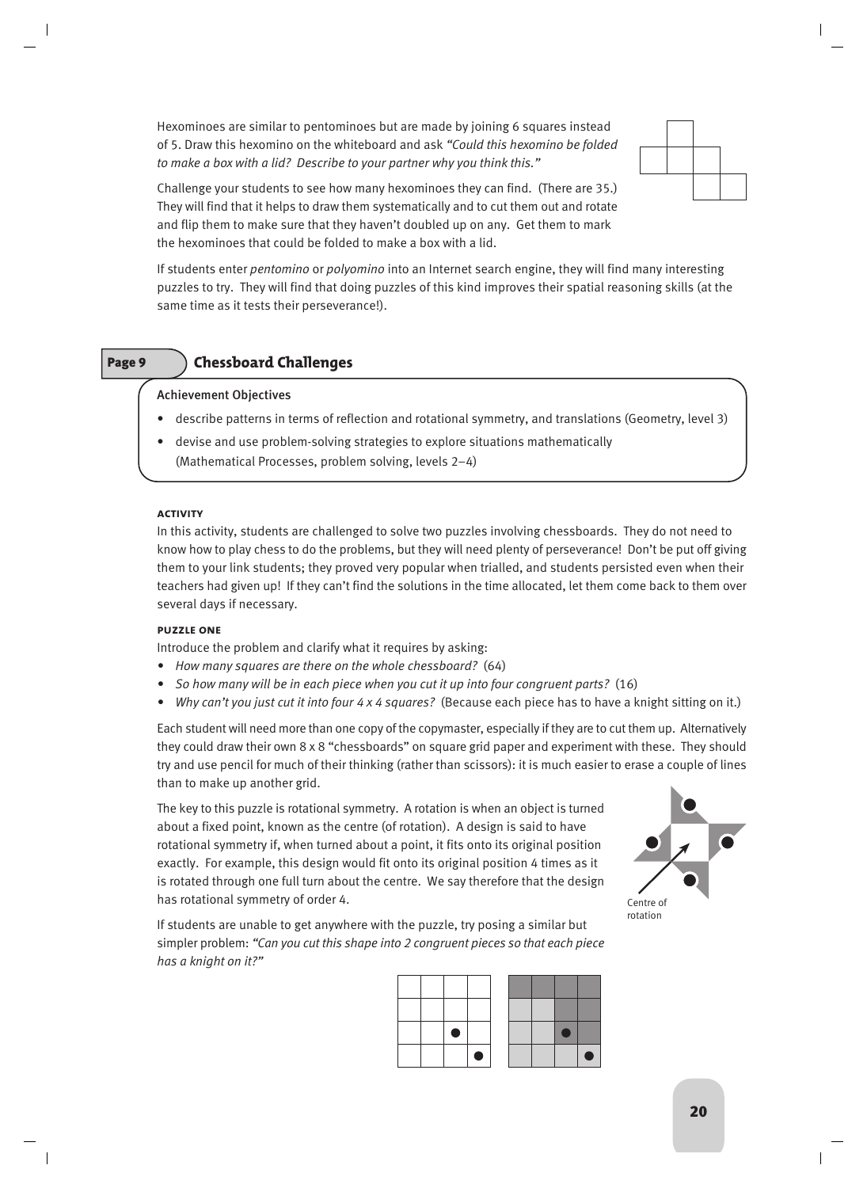Hexominoes are similar to pentominoes but are made by joining 6 squares instead of 5. Draw this hexomino on the whiteboard and ask *"Could this hexomino be folded to make a box with a lid? Describe to your partner why you think this."*

Challenge your students to see how many hexominoes they can find. (There are 35.) They will find that it helps to draw them systematically and to cut them out and rotate and flip them to make sure that they haven't doubled up on any. Get them to mark the hexominoes that could be folded to make a box with a lid.

If students enter *pentomino* or *polyomino* into an Internet search engine, they will find many interesting puzzles to try. They will find that doing puzzles of this kind improves their spatial reasoning skills (at the same time as it tests their perseverance!).

## Page 9 Chessboard Challenges

**Achievement Objectives**

- describe patterns in terms of reflection and rotational symmetry, and translations (Geometry, level 3)
- devise and use problem-solving strategies to explore situations mathematically (Mathematical Processes, problem solving, levels 2–4)

#### ACTIVITY

In this activity, students are challenged to solve two puzzles involving chessboards. They do not need to know how to play chess to do the problems, but they will need plenty of perseverance! Don't be put off giving them to your link students; they proved very popular when trialled, and students persisted even when their teachers had given up! If they can't find the solutions in the time allocated, let them come back to them over several days if necessary.

#### PUZZLE ONE

Introduce the problem and clarify what it requires by asking:

- *How many squares are there on the whole chessboard?* (64)
- *So how many will be in each piece when you cut it up into four congruent parts?* (16)
- *Why can't you just cut it into four 4 x 4 squares?* (Because each piece has to have a knight sitting on it.)

Each student will need more than one copy of the copymaster, especially if they are to cut them up. Alternatively they could draw their own 8 x 8 "chessboards" on square grid paper and experiment with these. They should try and use pencil for much of their thinking (rather than scissors): it is much easier to erase a couple of lines than to make up another grid.

The key to this puzzle is rotational symmetry. A rotation is when an object is turned about a fixed point, known as the centre (of rotation). A design is said to have rotational symmetry if, when turned about a point, it fits onto its original position exactly. For example, this design would fit onto its original position 4 times as it is rotated through one full turn about the centre. We say therefore that the design has rotational symmetry of order 4.

Centre of rotation

If students are unable to get anywhere with the puzzle, try posing a similar but simpler problem: *"Can you cut this shape into 2 congruent pieces so that each piece has a knight on it?"*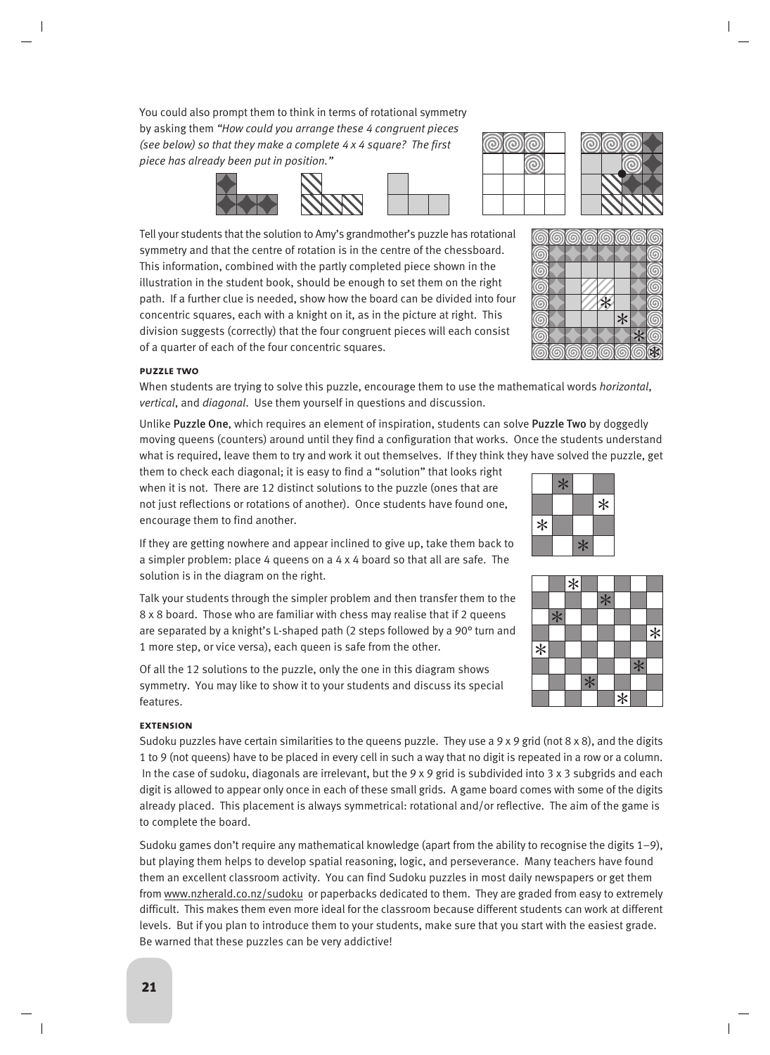You could also prompt them to think in terms of rotational symmetry by asking them *"How could you arrange these 4 congruent pieces (see below) so that they make a complete 4 x 4 square? The first piece has already been put in position."*

Tell your students that the solution to Amy's grandmother's puzzle has rotational symmetry and that the centre of rotation is in the centre of the chessboard. This information, combined with the partly completed piece shown in the illustration in the student book, should be enough to set them on the right path. If a further clue is needed, show how the board can be divided into four concentric squares, each with a knight on it, as in the picture at right. This division suggests (correctly) that the four congruent pieces will each consist of a quarter of each of the four concentric squares.

### puzzle two

When students are trying to solve this puzzle, encourage them to use the mathematical words *horizontal*, *vertical*, and *diagonal*. Use them yourself in questions and discussion.

Unlike Puzzle One, which requires an element of inspiration, students can solve Puzzle Two by doggedly moving queens (counters) around until they find a configuration that works. Once the students understand what is required, leave them to try and work it out themselves. If they think they have solved the puzzle, get them to check each diagonal; it is easy to find a "solution" that looks right when it is not. There are 12 distinct solutions to the puzzle (ones that are not just reflections or rotations of another). Once students have found one, encourage them to find another.

If they are getting nowhere and appear inclined to give up, take them back to a simpler problem: place 4 queens on a 4 x 4 board so that all are safe. The solution is in the diagram on the right.

Talk your students through the simpler problem and then transfer them to the 8 x 8 board. Those who are familiar with chess may realise that if 2 queens are separated by a knight's L-shaped path (2 steps followed by a 90° turn and 1 more step, or vice versa), each queen is safe from the other.

Of all the 12 solutions to the puzzle, only the one in this diagram shows symmetry. You may like to show it to your students and discuss its special features.

### extension

Sudoku puzzles have certain similarities to the queens puzzle. They use a 9 x 9 grid (not 8 x 8), and the digits 1 to 9 (not queens) have to be placed in every cell in such a way that no digit is repeated in a row or a column. In the case of sudoku, diagonals are irrelevant, but the 9 x 9 grid is subdivided into 3 x 3 subgrids and each digit is allowed to appear only once in each of these small grids. A game board comes with some of the digits already placed. This placement is always symmetrical: rotational and/or reflective. The aim of the game is to complete the board.

Sudoku games don't require any mathematical knowledge (apart from the ability to recognise the digits 1–9), but playing them helps to develop spatial reasoning, logic, and perseverance. Many teachers have found them an excellent classroom activity. You can find Sudoku puzzles in most daily newspapers or get them from www.nzherald.co.nz/sudoku or paperbacks dedicated to them. They are graded from easy to extremely difficult. This makes them even more ideal for the classroom because different students can work at different levels. But if you plan to introduce them to your students, make sure that you start with the easiest grade. Be warned that these puzzles can be very addictive!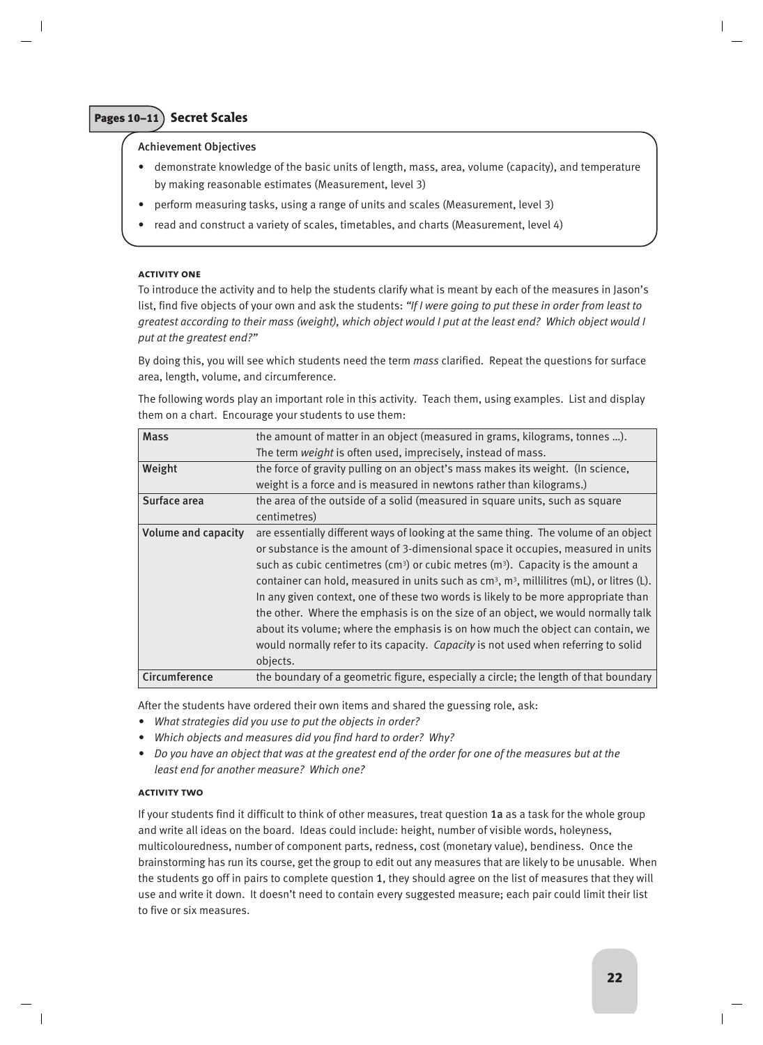## Pages 10–11 Secret Scales

**Achievement Objectives**

- demonstrate knowledge of the basic units of length, mass, area, volume (capacity), and temperature by making reasonable estimates (Measurement, level 3)
- perform measuring tasks, using a range of units and scales (Measurement, level 3)
- read and construct a variety of scales, timetables, and charts (Measurement, level 4)

### Activity One

To introduce the activity and to help the students clarify what is meant by each of the measures in Jason's list, find five objects of your own and ask the students: *"If I were going to put these in order from least to greatest according to their mass (weight), which object would I put at the least end? Which object would I put at the greatest end?"*

By doing this, you will see which students need the term *mass* clarified. Repeat the questions for surface area, length, volume, and circumference.

The following words play an important role in this activity. Teach them, using examples. List and display them on a chart. Encourage your students to use them:

| Term | Definition |
|---|---|
| **Mass** | the amount of matter in an object (measured in grams, kilograms, tonnes …). The term *weight* is often used, imprecisely, instead of mass. |
| **Weight** | the force of gravity pulling on an object's mass makes its weight. (In science, weight is a force and is measured in newtons rather than kilograms.) |
| **Surface area** | the area of the outside of a solid (measured in square units, such as square centimetres) |
| **Volume and capacity** | are essentially different ways of looking at the same thing. The volume of an object or substance is the amount of 3-dimensional space it occupies, measured in units such as cubic centimetres ($cm^3$) or cubic metres ($m^3$). Capacity is the amount a container can hold, measured in units such as $cm^3$, $m^3$, millilitres (mL), or litres (L). In any given context, one of these two words is likely to be more appropriate than the other. Where the emphasis is on the size of an object, we would normally talk about its volume; where the emphasis is on how much the object can contain, we would normally refer to its capacity. *Capacity* is not used when referring to solid objects. |
| **Circumference** | the boundary of a geometric figure, especially a circle; the length of that boundary |

After the students have ordered their own items and shared the guessing role, ask:

- *What strategies did you use to put the objects in order?*
- *Which objects and measures did you find hard to order? Why?*
- *Do you have an object that was at the greatest end of the order for one of the measures but at the least end for another measure? Which one?*

### Activity Two

If your students find it difficult to think of other measures, treat question **1a** as a task for the whole group and write all ideas on the board. Ideas could include: height, number of visible words, holeyness, multicolouredness, number of component parts, redness, cost (monetary value), bendiness. Once the brainstorming has run its course, get the group to edit out any measures that are likely to be unusable. When the students go off in pairs to complete question **1**, they should agree on the list of measures that they will use and write it down. It doesn't need to contain every suggested measure; each pair could limit their list to five or six measures.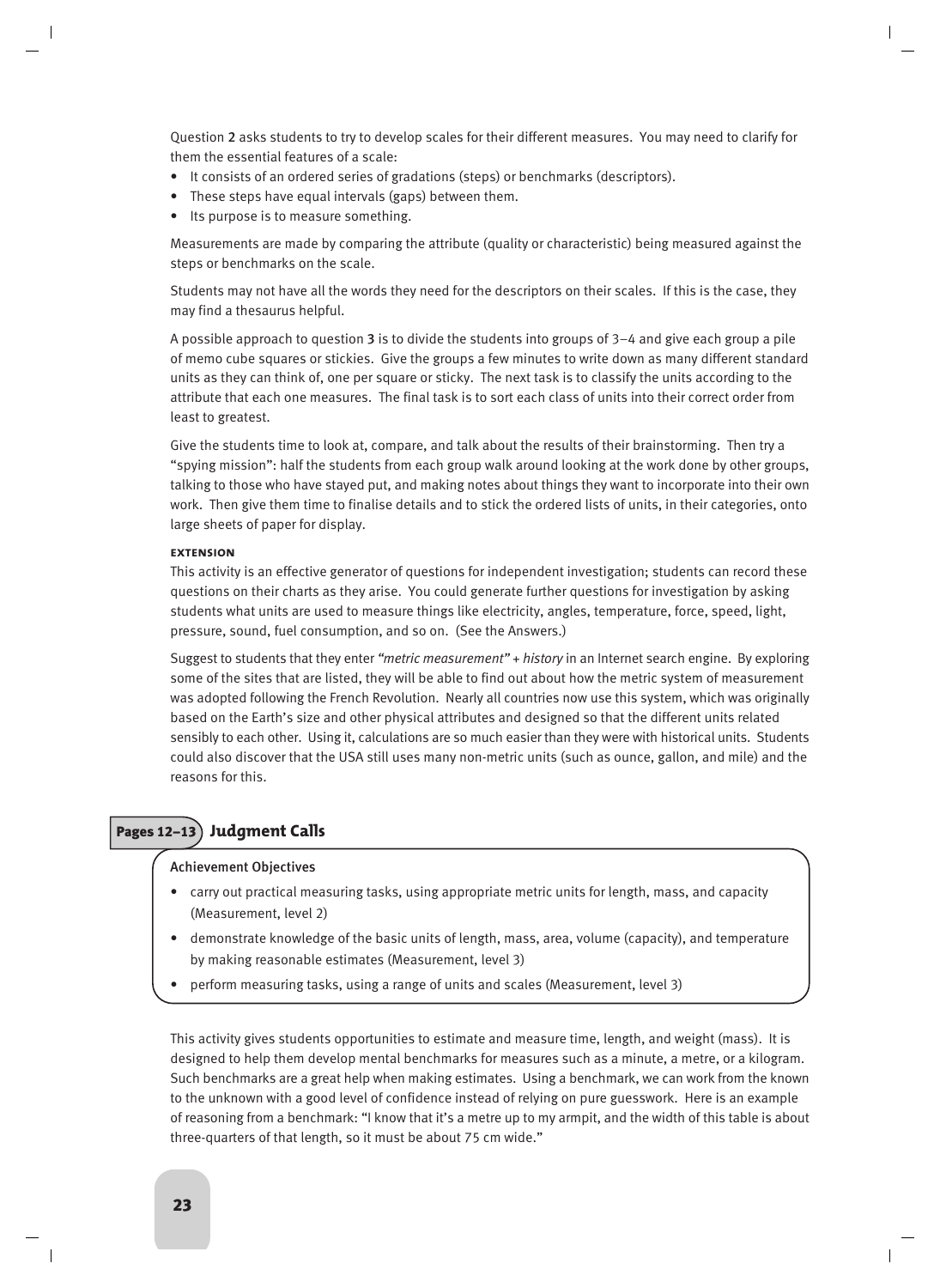Question **2** asks students to try to develop scales for their different measures. You may need to clarify for them the essential features of a scale:

- It consists of an ordered series of gradations (steps) or benchmarks (descriptors).
- These steps have equal intervals (gaps) between them.
- Its purpose is to measure something.

Measurements are made by comparing the attribute (quality or characteristic) being measured against the steps or benchmarks on the scale.

Students may not have all the words they need for the descriptors on their scales. If this is the case, they may find a thesaurus helpful.

A possible approach to question **3** is to divide the students into groups of 3–4 and give each group a pile of memo cube squares or stickies. Give the groups a few minutes to write down as many different standard units as they can think of, one per square or sticky. The next task is to classify the units according to the attribute that each one measures. The final task is to sort each class of units into their correct order from least to greatest.

Give the students time to look at, compare, and talk about the results of their brainstorming. Then try a "spying mission": half the students from each group walk around looking at the work done by other groups, talking to those who have stayed put, and making notes about things they want to incorporate into their own work. Then give them time to finalise details and to stick the ordered lists of units, in their categories, onto large sheets of paper for display.

#### Extension

This activity is an effective generator of questions for independent investigation; students can record these questions on their charts as they arise. You could generate further questions for investigation by asking students what units are used to measure things like electricity, angles, temperature, force, speed, light, pressure, sound, fuel consumption, and so on. (See the Answers.)

Suggest to students that they enter *"metric measurement" + history* in an Internet search engine. By exploring some of the sites that are listed, they will be able to find out about how the metric system of measurement was adopted following the French Revolution. Nearly all countries now use this system, which was originally based on the Earth's size and other physical attributes and designed so that the different units related sensibly to each other. Using it, calculations are so much easier than they were with historical units. Students could also discover that the USA still uses many non-metric units (such as ounce, gallon, and mile) and the reasons for this.

## Pages 12–13 Judgment Calls

**Achievement Objectives**

- carry out practical measuring tasks, using appropriate metric units for length, mass, and capacity (Measurement, level 2)
- demonstrate knowledge of the basic units of length, mass, area, volume (capacity), and temperature by making reasonable estimates (Measurement, level 3)
- perform measuring tasks, using a range of units and scales (Measurement, level 3)

This activity gives students opportunities to estimate and measure time, length, and weight (mass). It is designed to help them develop mental benchmarks for measures such as a minute, a metre, or a kilogram. Such benchmarks are a great help when making estimates. Using a benchmark, we can work from the known to the unknown with a good level of confidence instead of relying on pure guesswork. Here is an example of reasoning from a benchmark: "I know that it's a metre up to my armpit, and the width of this table is about three-quarters of that length, so it must be about 75 cm wide."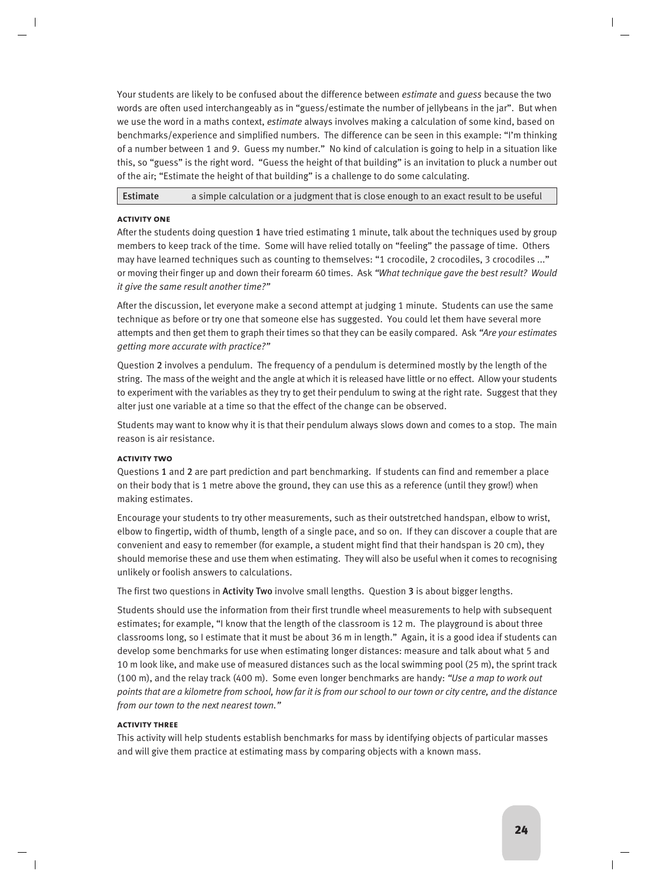Your students are likely to be confused about the difference between *estimate* and *guess* because the two words are often used interchangeably as in "guess/estimate the number of jellybeans in the jar". But when we use the word in a maths context, *estimate* always involves making a calculation of some kind, based on benchmarks/experience and simplified numbers. The difference can be seen in this example: "I'm thinking of a number between 1 and 9. Guess my number." No kind of calculation is going to help in a situation like this, so "guess" is the right word. "Guess the height of that building" is an invitation to pluck a number out of the air; "Estimate the height of that building" is a challenge to do some calculating.

| **Estimate** | a simple calculation or a judgment that is close enough to an exact result to be useful |
|---|---|

#### Activity One

After the students doing question **1** have tried estimating 1 minute, talk about the techniques used by group members to keep track of the time. Some will have relied totally on "feeling" the passage of time. Others may have learned techniques such as counting to themselves: "1 crocodile, 2 crocodiles, 3 crocodiles ..." or moving their finger up and down their forearm 60 times. Ask *"What technique gave the best result? Would it give the same result another time?"*

After the discussion, let everyone make a second attempt at judging 1 minute. Students can use the same technique as before or try one that someone else has suggested. You could let them have several more attempts and then get them to graph their times so that they can be easily compared. Ask *"Are your estimates getting more accurate with practice?"*

Question **2** involves a pendulum. The frequency of a pendulum is determined mostly by the length of the string. The mass of the weight and the angle at which it is released have little or no effect. Allow your students to experiment with the variables as they try to get their pendulum to swing at the right rate. Suggest that they alter just one variable at a time so that the effect of the change can be observed.

Students may want to know why it is that their pendulum always slows down and comes to a stop. The main reason is air resistance.

#### Activity Two

Questions **1** and **2** are part prediction and part benchmarking. If students can find and remember a place on their body that is 1 metre above the ground, they can use this as a reference (until they grow!) when making estimates.

Encourage your students to try other measurements, such as their outstretched handspan, elbow to wrist, elbow to fingertip, width of thumb, length of a single pace, and so on. If they can discover a couple that are convenient and easy to remember (for example, a student might find that their handspan is 20 cm), they should memorise these and use them when estimating. They will also be useful when it comes to recognising unlikely or foolish answers to calculations.

The first two questions in **Activity Two** involve small lengths. Question **3** is about bigger lengths.

Students should use the information from their first trundle wheel measurements to help with subsequent estimates; for example, "I know that the length of the classroom is 12 m. The playground is about three classrooms long, so I estimate that it must be about 36 m in length." Again, it is a good idea if students can develop some benchmarks for use when estimating longer distances: measure and talk about what 5 and 10 m look like, and make use of measured distances such as the local swimming pool (25 m), the sprint track (100 m), and the relay track (400 m). Some even longer benchmarks are handy: *"Use a map to work out points that are a kilometre from school, how far it is from our school to our town or city centre, and the distance from our town to the next nearest town."*

#### Activity Three

This activity will help students establish benchmarks for mass by identifying objects of particular masses and will give them practice at estimating mass by comparing objects with a known mass.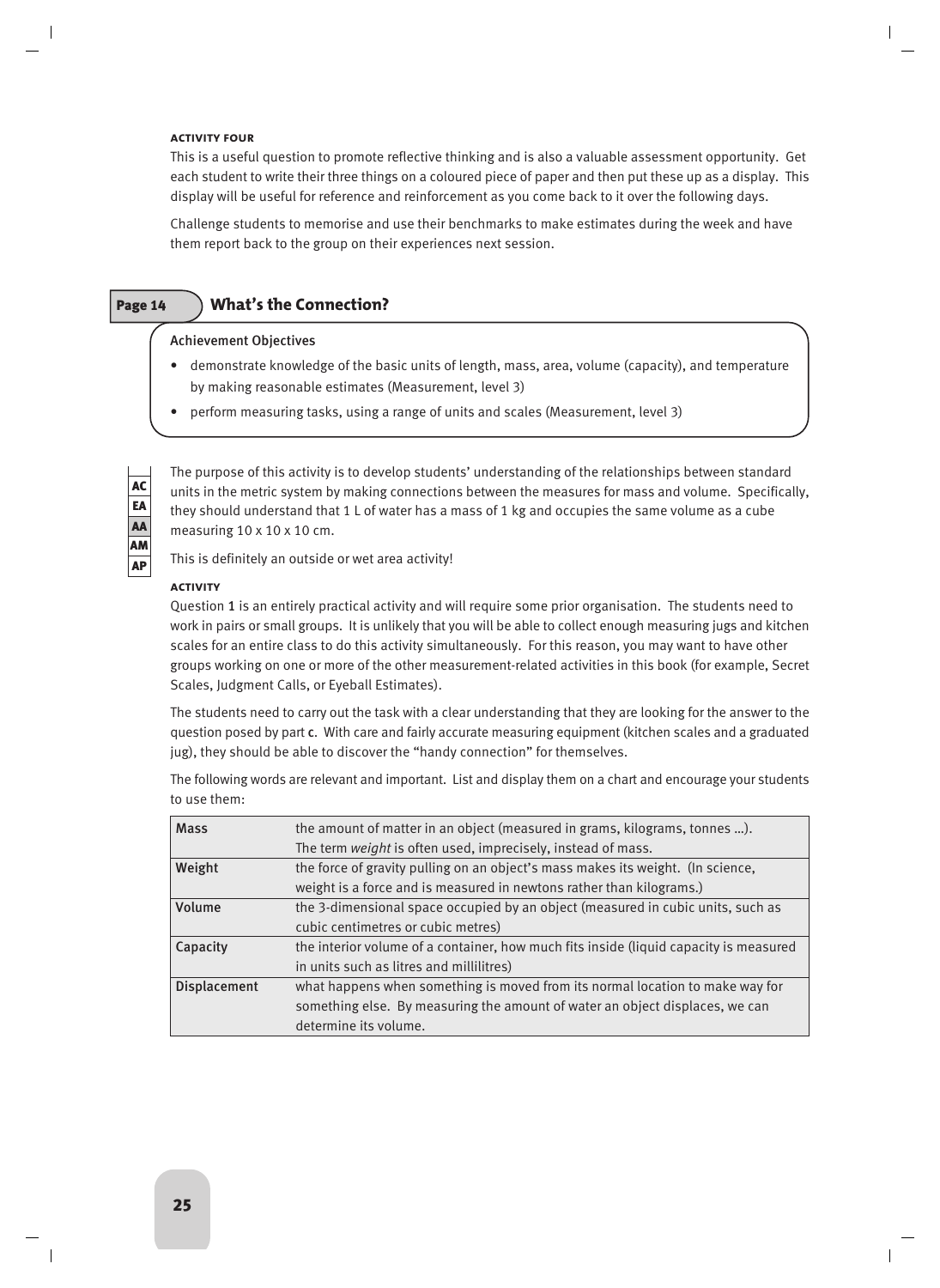#### ACTIVITY FOUR

This is a useful question to promote reflective thinking and is also a valuable assessment opportunity. Get each student to write their three things on a coloured piece of paper and then put these up as a display. This display will be useful for reference and reinforcement as you come back to it over the following days.

Challenge students to memorise and use their benchmarks to make estimates during the week and have them report back to the group on their experiences next session.

## Page 14 What's the Connection?

**Achievement Objectives**

- demonstrate knowledge of the basic units of length, mass, area, volume (capacity), and temperature by making reasonable estimates (Measurement, level 3)
- perform measuring tasks, using a range of units and scales (Measurement, level 3)

AC
EA
AA
AM
AP

The purpose of this activity is to develop students' understanding of the relationships between standard units in the metric system by making connections between the measures for mass and volume. Specifically, they should understand that 1 L of water has a mass of 1 kg and occupies the same volume as a cube measuring 10 x 10 x 10 cm.

This is definitely an outside or wet area activity!

#### ACTIVITY

Question **1** is an entirely practical activity and will require some prior organisation. The students need to work in pairs or small groups. It is unlikely that you will be able to collect enough measuring jugs and kitchen scales for an entire class to do this activity simultaneously. For this reason, you may want to have other groups working on one or more of the other measurement-related activities in this book (for example, Secret Scales, Judgment Calls, or Eyeball Estimates).

The students need to carry out the task with a clear understanding that they are looking for the answer to the question posed by part **c**. With care and fairly accurate measuring equipment (kitchen scales and a graduated jug), they should be able to discover the "handy connection" for themselves.

The following words are relevant and important. List and display them on a chart and encourage your students to use them:

| | |
|---|---|
| **Mass** | the amount of matter in an object (measured in grams, kilograms, tonnes …). The term *weight* is often used, imprecisely, instead of mass. |
| **Weight** | the force of gravity pulling on an object's mass makes its weight. (In science, weight is a force and is measured in newtons rather than kilograms.) |
| **Volume** | the 3-dimensional space occupied by an object (measured in cubic units, such as cubic centimetres or cubic metres) |
| **Capacity** | the interior volume of a container, how much fits inside (liquid capacity is measured in units such as litres and millilitres) |
| **Displacement** | what happens when something is moved from its normal location to make way for something else. By measuring the amount of water an object displaces, we can determine its volume. |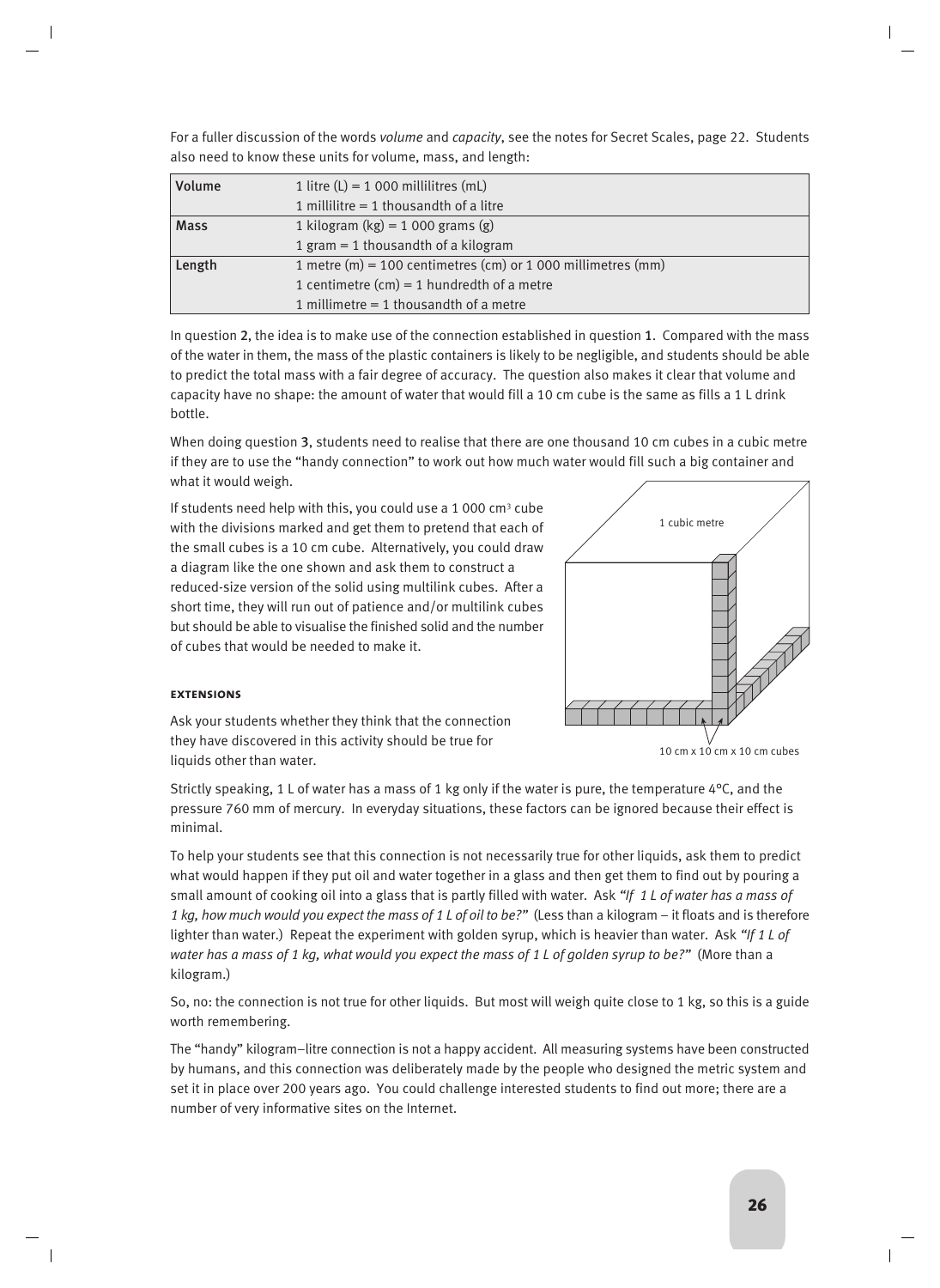For a fuller discussion of the words *volume* and *capacity*, see the notes for Secret Scales, page 22. Students also need to know these units for volume, mass, and length:

| | |
|---|---|
| Volume | 1 litre (L) = 1 000 millilitres (mL)<br>1 millilitre = 1 thousandth of a litre |
| Mass | 1 kilogram (kg) = 1 000 grams (g)<br>1 gram = 1 thousandth of a kilogram |
| Length | 1 metre (m) = 100 centimetres (cm) or 1 000 millimetres (mm)<br>1 centimetre (cm) = 1 hundredth of a metre<br>1 millimetre = 1 thousandth of a metre |

In question **2**, the idea is to make use of the connection established in question **1**. Compared with the mass of the water in them, the mass of the plastic containers is likely to be negligible, and students should be able to predict the total mass with a fair degree of accuracy. The question also makes it clear that volume and capacity have no shape: the amount of water that would fill a 10 cm cube is the same as fills a 1 L drink bottle.

When doing question **3**, students need to realise that there are one thousand 10 cm cubes in a cubic metre if they are to use the "handy connection" to work out how much water would fill such a big container and what it would weigh.

If students need help with this, you could use a 1 000 $cm^3$ cube with the divisions marked and get them to pretend that each of the small cubes is a 10 cm cube. Alternatively, you could draw a diagram like the one shown and ask them to construct a reduced-size version of the solid using multilink cubes. After a short time, they will run out of patience and/or multilink cubes but should be able to visualise the finished solid and the number of cubes that would be needed to make it.

1 cubic metre

10 cm x 10 cm x 10 cm cubes

#### EXTENSIONS

Ask your students whether they think that the connection they have discovered in this activity should be true for liquids other than water.

Strictly speaking, 1 L of water has a mass of 1 kg only if the water is pure, the temperature 4°C, and the pressure 760 mm of mercury. In everyday situations, these factors can be ignored because their effect is minimal.

To help your students see that this connection is not necessarily true for other liquids, ask them to predict what would happen if they put oil and water together in a glass and then get them to find out by pouring a small amount of cooking oil into a glass that is partly filled with water. Ask *"If 1 L of water has a mass of 1 kg, how much would you expect the mass of 1 L of oil to be?"* (Less than a kilogram – it floats and is therefore lighter than water.) Repeat the experiment with golden syrup, which is heavier than water. Ask *"If 1 L of water has a mass of 1 kg, what would you expect the mass of 1 L of golden syrup to be?"* (More than a kilogram.)

So, no: the connection is not true for other liquids. But most will weigh quite close to 1 kg, so this is a guide worth remembering.

The "handy" kilogram–litre connection is not a happy accident. All measuring systems have been constructed by humans, and this connection was deliberately made by the people who designed the metric system and set it in place over 200 years ago. You could challenge interested students to find out more; there are a number of very informative sites on the Internet.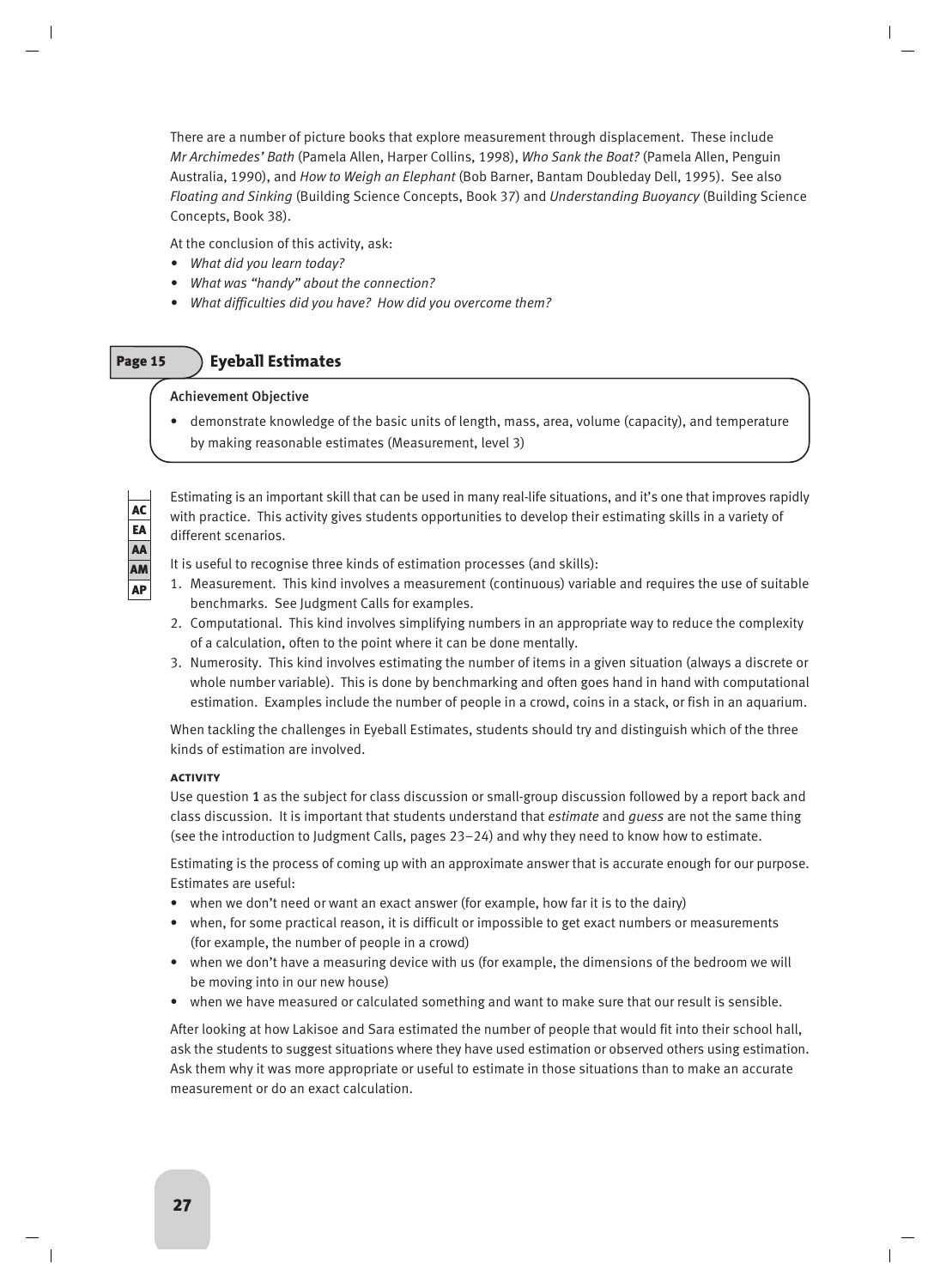There are a number of picture books that explore measurement through displacement. These include *Mr Archimedes' Bath* (Pamela Allen, Harper Collins, 1998), *Who Sank the Boat?* (Pamela Allen, Penguin Australia, 1990), and *How to Weigh an Elephant* (Bob Barner, Bantam Doubleday Dell, 1995). See also *Floating and Sinking* (Building Science Concepts, Book 37) and *Understanding Buoyancy* (Building Science Concepts, Book 38).

At the conclusion of this activity, ask:

- *What did you learn today?*
- *What was "handy" about the connection?*
- *What difficulties did you have? How did you overcome them?*

## Page 15 Eyeball Estimates

**Achievement Objective**

- demonstrate knowledge of the basic units of length, mass, area, volume (capacity), and temperature by making reasonable estimates (Measurement, level 3)

AC EA AA AM AP

Estimating is an important skill that can be used in many real-life situations, and it's one that improves rapidly with practice. This activity gives students opportunities to develop their estimating skills in a variety of different scenarios.

It is useful to recognise three kinds of estimation processes (and skills):

1. Measurement. This kind involves a measurement (continuous) variable and requires the use of suitable benchmarks. See Judgment Calls for examples.
2. Computational. This kind involves simplifying numbers in an appropriate way to reduce the complexity of a calculation, often to the point where it can be done mentally.
3. Numerosity. This kind involves estimating the number of items in a given situation (always a discrete or whole number variable). This is done by benchmarking and often goes hand in hand with computational estimation. Examples include the number of people in a crowd, coins in a stack, or fish in an aquarium.

When tackling the challenges in Eyeball Estimates, students should try and distinguish which of the three kinds of estimation are involved.

### ACTIVITY

Use question **1** as the subject for class discussion or small-group discussion followed by a report back and class discussion. It is important that students understand that *estimate* and *guess* are not the same thing (see the introduction to Judgment Calls, pages 23–24) and why they need to know how to estimate.

Estimating is the process of coming up with an approximate answer that is accurate enough for our purpose. Estimates are useful:

- when we don't need or want an exact answer (for example, how far it is to the dairy)
- when, for some practical reason, it is difficult or impossible to get exact numbers or measurements (for example, the number of people in a crowd)
- when we don't have a measuring device with us (for example, the dimensions of the bedroom we will be moving into in our new house)
- when we have measured or calculated something and want to make sure that our result is sensible.

After looking at how Lakisoe and Sara estimated the number of people that would fit into their school hall, ask the students to suggest situations where they have used estimation or observed others using estimation. Ask them why it was more appropriate or useful to estimate in those situations than to make an accurate measurement or do an exact calculation.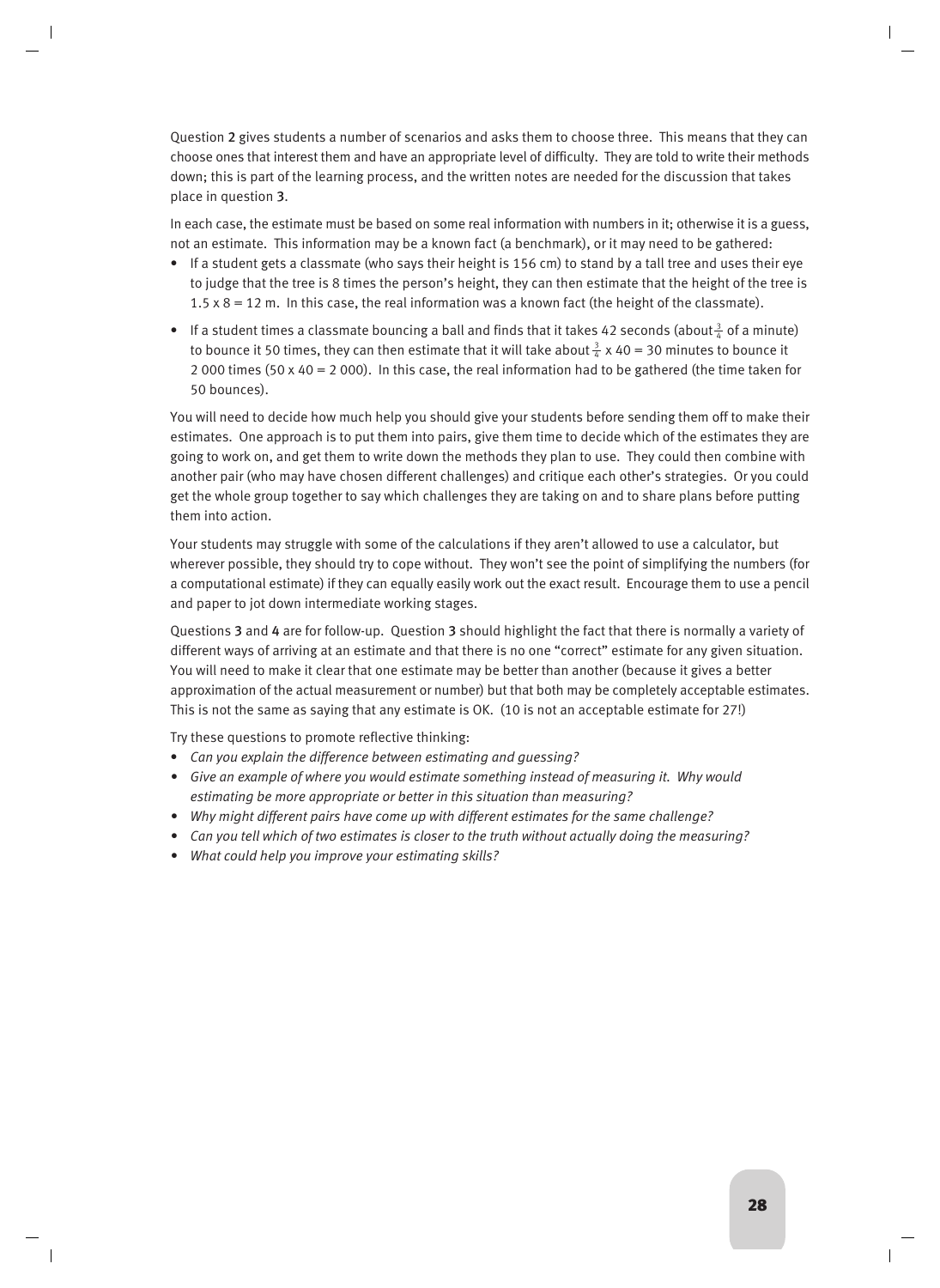Question **2** gives students a number of scenarios and asks them to choose three. This means that they can choose ones that interest them and have an appropriate level of difficulty. They are told to write their methods down; this is part of the learning process, and the written notes are needed for the discussion that takes place in question **3**.

In each case, the estimate must be based on some real information with numbers in it; otherwise it is a guess, not an estimate. This information may be a known fact (a benchmark), or it may need to be gathered:

- If a student gets a classmate (who says their height is 156 cm) to stand by a tall tree and uses their eye to judge that the tree is 8 times the person's height, they can then estimate that the height of the tree is $1.5 \times 8 = 12$ m. In this case, the real information was a known fact (the height of the classmate).
- If a student times a classmate bouncing a ball and finds that it takes 42 seconds (about $\frac{3}{4}$ of a minute) to bounce it 50 times, they can then estimate that it will take about $\frac{3}{4} \times 40 = 30$ minutes to bounce it 2 000 times ($50 \times 40 = 2\,000$). In this case, the real information had to be gathered (the time taken for 50 bounces).

You will need to decide how much help you should give your students before sending them off to make their estimates. One approach is to put them into pairs, give them time to decide which of the estimates they are going to work on, and get them to write down the methods they plan to use. They could then combine with another pair (who may have chosen different challenges) and critique each other's strategies. Or you could get the whole group together to say which challenges they are taking on and to share plans before putting them into action.

Your students may struggle with some of the calculations if they aren't allowed to use a calculator, but wherever possible, they should try to cope without. They won't see the point of simplifying the numbers (for a computational estimate) if they can equally easily work out the exact result. Encourage them to use a pencil and paper to jot down intermediate working stages.

Questions **3** and **4** are for follow-up. Question **3** should highlight the fact that there is normally a variety of different ways of arriving at an estimate and that there is no one "correct" estimate for any given situation. You will need to make it clear that one estimate may be better than another (because it gives a better approximation of the actual measurement or number) but that both may be completely acceptable estimates. This is not the same as saying that any estimate is OK. (10 is not an acceptable estimate for 27!)

Try these questions to promote reflective thinking:

- *Can you explain the difference between estimating and guessing?*
- *Give an example of where you would estimate something instead of measuring it. Why would estimating be more appropriate or better in this situation than measuring?*
- *Why might different pairs have come up with different estimates for the same challenge?*
- *Can you tell which of two estimates is closer to the truth without actually doing the measuring?*
- *What could help you improve your estimating skills?*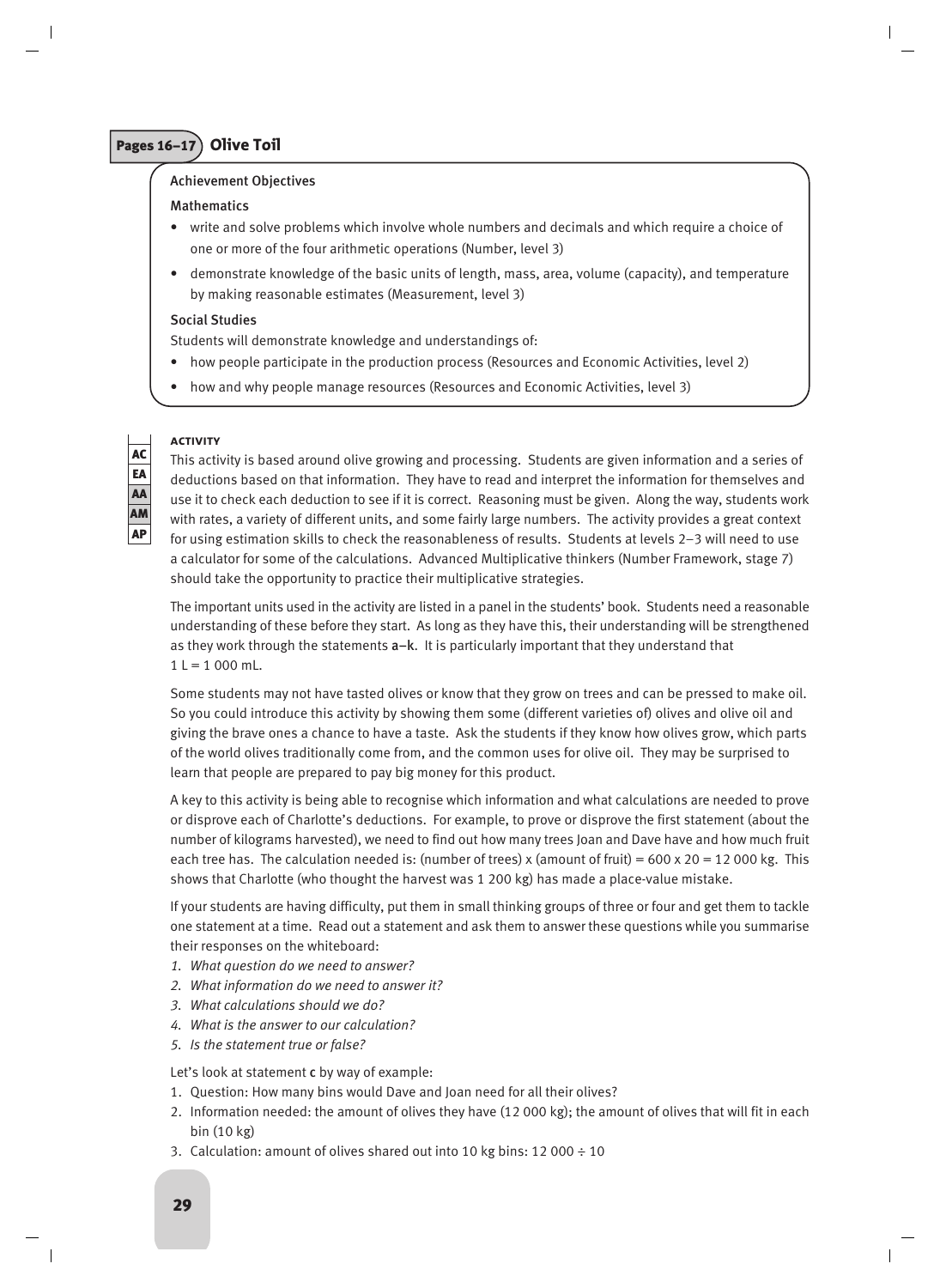## Pages 16–17 Olive Toil

**Achievement Objectives**

**Mathematics**

- write and solve problems which involve whole numbers and decimals and which require a choice of one or more of the four arithmetic operations (Number, level 3)
- demonstrate knowledge of the basic units of length, mass, area, volume (capacity), and temperature by making reasonable estimates (Measurement, level 3)

**Social Studies**

Students will demonstrate knowledge and understandings of:

- how people participate in the production process (Resources and Economic Activities, level 2)
- how and why people manage resources (Resources and Economic Activities, level 3)

AC
EA
AA
AM
AP

### ACTIVITY

This activity is based around olive growing and processing. Students are given information and a series of deductions based on that information. They have to read and interpret the information for themselves and use it to check each deduction to see if it is correct. Reasoning must be given. Along the way, students work with rates, a variety of different units, and some fairly large numbers. The activity provides a great context for using estimation skills to check the reasonableness of results. Students at levels 2–3 will need to use a calculator for some of the calculations. Advanced Multiplicative thinkers (Number Framework, stage 7) should take the opportunity to practice their multiplicative strategies.

The important units used in the activity are listed in a panel in the students' book. Students need a reasonable understanding of these before they start. As long as they have this, their understanding will be strengthened as they work through the statements **a–k**. It is particularly important that they understand that 1 L = 1 000 mL.

Some students may not have tasted olives or know that they grow on trees and can be pressed to make oil. So you could introduce this activity by showing them some (different varieties of) olives and olive oil and giving the brave ones a chance to have a taste. Ask the students if they know how olives grow, which parts of the world olives traditionally come from, and the common uses for olive oil. They may be surprised to learn that people are prepared to pay big money for this product.

A key to this activity is being able to recognise which information and what calculations are needed to prove or disprove each of Charlotte's deductions. For example, to prove or disprove the first statement (about the number of kilograms harvested), we need to find out how many trees Joan and Dave have and how much fruit each tree has. The calculation needed is: (number of trees) x (amount of fruit) = 600 x 20 = 12 000 kg. This shows that Charlotte (who thought the harvest was 1 200 kg) has made a place-value mistake.

If your students are having difficulty, put them in small thinking groups of three or four and get them to tackle one statement at a time. Read out a statement and ask them to answer these questions while you summarise their responses on the whiteboard:

1. *What question do we need to answer?*
2. *What information do we need to answer it?*
3. *What calculations should we do?*
4. *What is the answer to our calculation?*
5. *Is the statement true or false?*

Let's look at statement **c** by way of example:

1. Question: How many bins would Dave and Joan need for all their olives?
2. Information needed: the amount of olives they have (12 000 kg); the amount of olives that will fit in each bin (10 kg)
3. Calculation: amount of olives shared out into 10 kg bins: 12 000 ÷ 10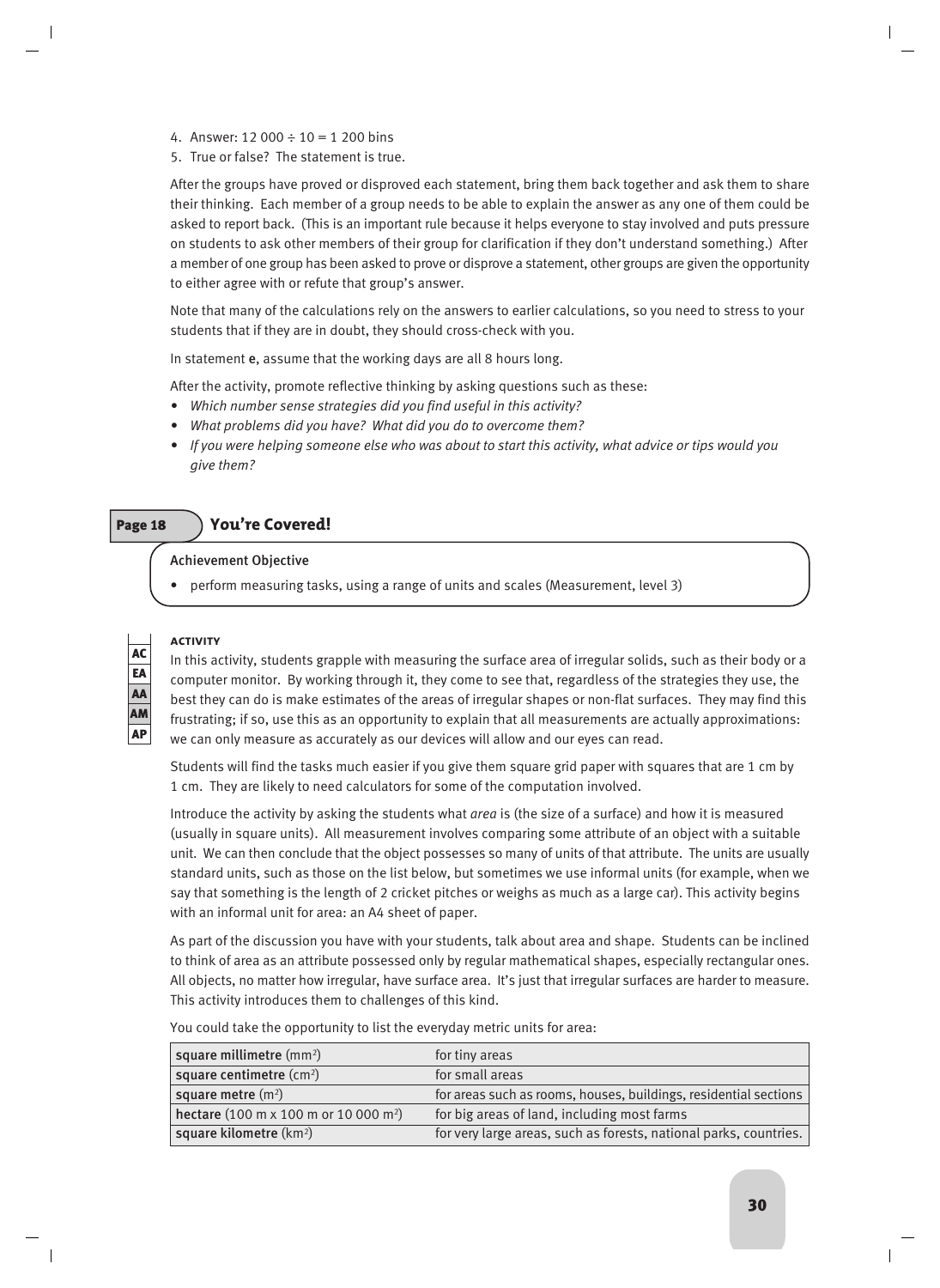4. Answer: 12 000 ÷ 10 = 1 200 bins
5. True or false? The statement is true.

After the groups have proved or disproved each statement, bring them back together and ask them to share their thinking. Each member of a group needs to be able to explain the answer as any one of them could be asked to report back. (This is an important rule because it helps everyone to stay involved and puts pressure on students to ask other members of their group for clarification if they don't understand something.) After a member of one group has been asked to prove or disprove a statement, other groups are given the opportunity to either agree with or refute that group's answer.

Note that many of the calculations rely on the answers to earlier calculations, so you need to stress to your students that if they are in doubt, they should cross-check with you.

In statement **e**, assume that the working days are all 8 hours long.

After the activity, promote reflective thinking by asking questions such as these:

- *Which number sense strategies did you find useful in this activity?*
- *What problems did you have? What did you do to overcome them?*
- *If you were helping someone else who was about to start this activity, what advice or tips would you give them?*

## Page 18 You're Covered!

**Achievement Objective**

- perform measuring tasks, using a range of units and scales (Measurement, level 3)

AC EA AA AM AP

### ACTIVITY

In this activity, students grapple with measuring the surface area of irregular solids, such as their body or a computer monitor. By working through it, they come to see that, regardless of the strategies they use, the best they can do is make estimates of the areas of irregular shapes or non-flat surfaces. They may find this frustrating; if so, use this as an opportunity to explain that all measurements are actually approximations: we can only measure as accurately as our devices will allow and our eyes can read.

Students will find the tasks much easier if you give them square grid paper with squares that are 1 cm by 1 cm. They are likely to need calculators for some of the computation involved.

Introduce the activity by asking the students what *area* is (the size of a surface) and how it is measured (usually in square units). All measurement involves comparing some attribute of an object with a suitable unit. We can then conclude that the object possesses so many of units of that attribute. The units are usually standard units, such as those on the list below, but sometimes we use informal units (for example, when we say that something is the length of 2 cricket pitches or weighs as much as a large car). This activity begins with an informal unit for area: an A4 sheet of paper.

As part of the discussion you have with your students, talk about area and shape. Students can be inclined to think of area as an attribute possessed only by regular mathematical shapes, especially rectangular ones. All objects, no matter how irregular, have surface area. It's just that irregular surfaces are harder to measure. This activity introduces them to challenges of this kind.

You could take the opportunity to list the everyday metric units for area:

| | |
|---|---|
| **square millimetre** ($mm^2$) | for tiny areas |
| **square centimetre** ($cm^2$) | for small areas |
| **square metre** ($m^2$) | for areas such as rooms, houses, buildings, residential sections |
| **hectare** (100 m x 100 m or 10 000 $m^2$) | for big areas of land, including most farms |
| **square kilometre** ($km^2$) | for very large areas, such as forests, national parks, countries. |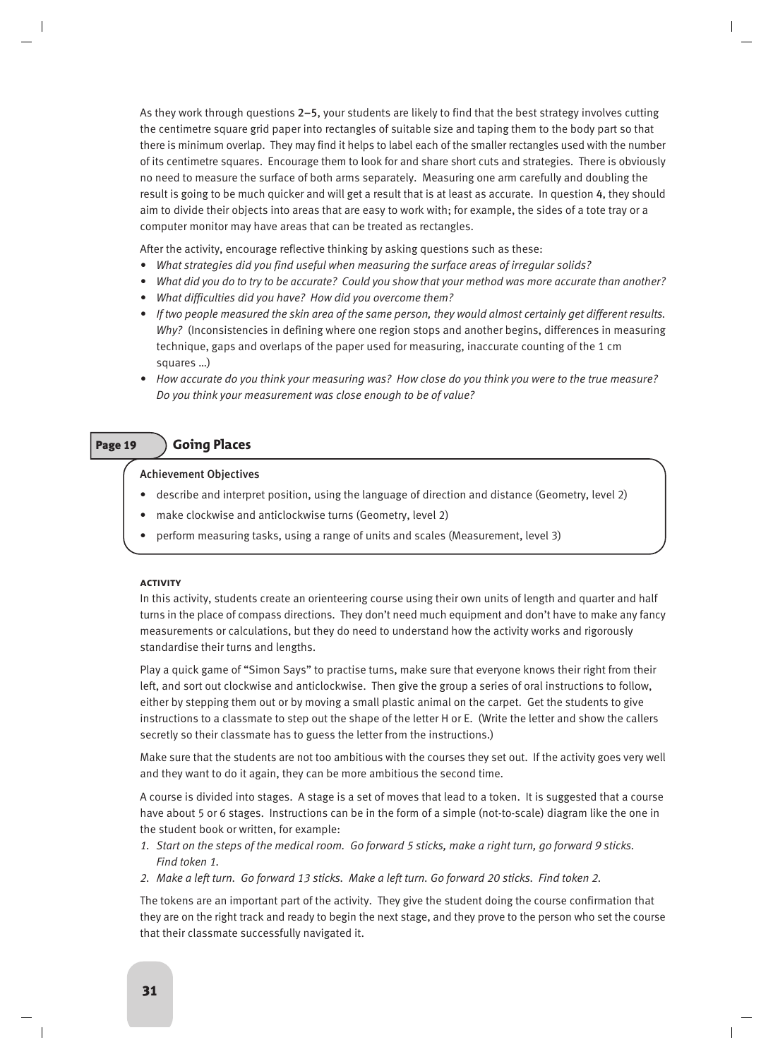As they work through questions **2–5**, your students are likely to find that the best strategy involves cutting the centimetre square grid paper into rectangles of suitable size and taping them to the body part so that there is minimum overlap. They may find it helps to label each of the smaller rectangles used with the number of its centimetre squares. Encourage them to look for and share short cuts and strategies. There is obviously no need to measure the surface of both arms separately. Measuring one arm carefully and doubling the result is going to be much quicker and will get a result that is at least as accurate. In question **4**, they should aim to divide their objects into areas that are easy to work with; for example, the sides of a tote tray or a computer monitor may have areas that can be treated as rectangles.

After the activity, encourage reflective thinking by asking questions such as these:

- *What strategies did you find useful when measuring the surface areas of irregular solids?*
- *What did you do to try to be accurate? Could you show that your method was more accurate than another?*
- *What difficulties did you have? How did you overcome them?*
- *If two people measured the skin area of the same person, they would almost certainly get different results. Why?* (Inconsistencies in defining where one region stops and another begins, differences in measuring technique, gaps and overlaps of the paper used for measuring, inaccurate counting of the 1 cm squares …)
- *How accurate do you think your measuring was? How close do you think you were to the true measure? Do you think your measurement was close enough to be of value?*

## Page 19 Going Places

**Achievement Objectives**

- describe and interpret position, using the language of direction and distance (Geometry, level 2)
- make clockwise and anticlockwise turns (Geometry, level 2)
- perform measuring tasks, using a range of units and scales (Measurement, level 3)

### ACTIVITY

In this activity, students create an orienteering course using their own units of length and quarter and half turns in the place of compass directions. They don't need much equipment and don't have to make any fancy measurements or calculations, but they do need to understand how the activity works and rigorously standardise their turns and lengths.

Play a quick game of "Simon Says" to practise turns, make sure that everyone knows their right from their left, and sort out clockwise and anticlockwise. Then give the group a series of oral instructions to follow, either by stepping them out or by moving a small plastic animal on the carpet. Get the students to give instructions to a classmate to step out the shape of the letter H or E. (Write the letter and show the callers secretly so their classmate has to guess the letter from the instructions.)

Make sure that the students are not too ambitious with the courses they set out. If the activity goes very well and they want to do it again, they can be more ambitious the second time.

A course is divided into stages. A stage is a set of moves that lead to a token. It is suggested that a course have about 5 or 6 stages. Instructions can be in the form of a simple (not-to-scale) diagram like the one in the student book or written, for example:

1. *Start on the steps of the medical room. Go forward 5 sticks, make a right turn, go forward 9 sticks. Find token 1.*
2. *Make a left turn. Go forward 13 sticks. Make a left turn. Go forward 20 sticks. Find token 2.*

The tokens are an important part of the activity. They give the student doing the course confirmation that they are on the right track and ready to begin the next stage, and they prove to the person who set the course that their classmate successfully navigated it.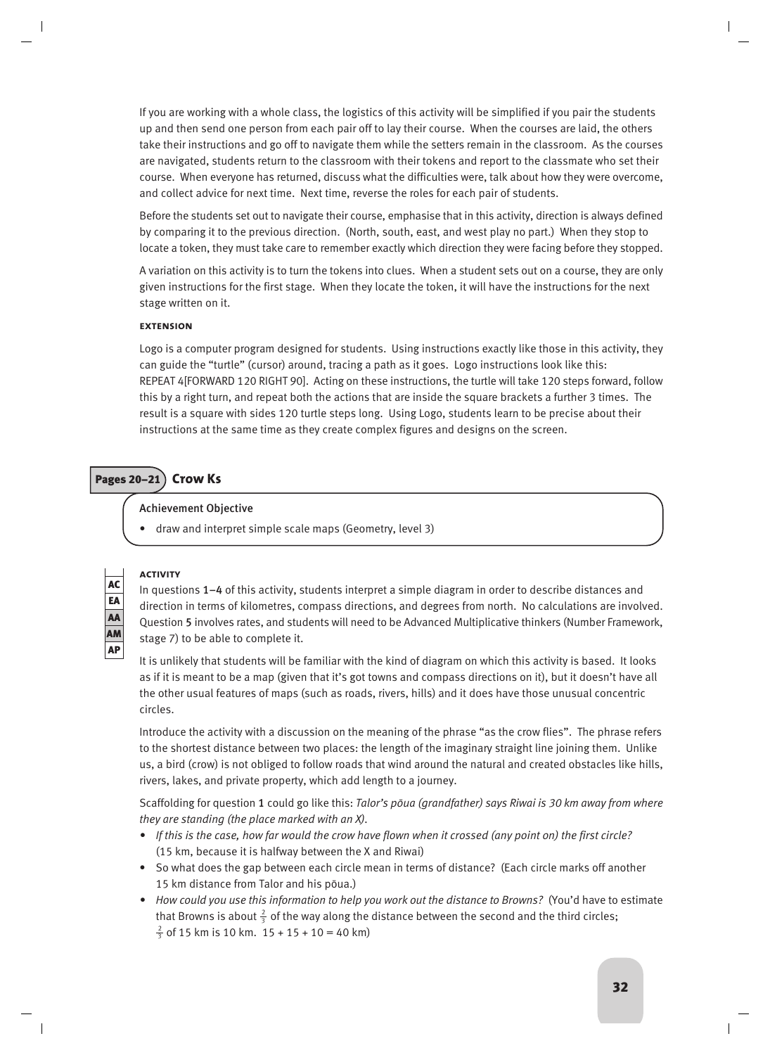If you are working with a whole class, the logistics of this activity will be simplified if you pair the students up and then send one person from each pair off to lay their course. When the courses are laid, the others take their instructions and go off to navigate them while the setters remain in the classroom. As the courses are navigated, students return to the classroom with their tokens and report to the classmate who set their course. When everyone has returned, discuss what the difficulties were, talk about how they were overcome, and collect advice for next time. Next time, reverse the roles for each pair of students.

Before the students set out to navigate their course, emphasise that in this activity, direction is always defined by comparing it to the previous direction. (North, south, east, and west play no part.) When they stop to locate a token, they must take care to remember exactly which direction they were facing before they stopped.

A variation on this activity is to turn the tokens into clues. When a student sets out on a course, they are only given instructions for the first stage. When they locate the token, it will have the instructions for the next stage written on it.

#### EXTENSION

Logo is a computer program designed for students. Using instructions exactly like those in this activity, they can guide the "turtle" (cursor) around, tracing a path as it goes. Logo instructions look like this: REPEAT 4[FORWARD 120 RIGHT 90]. Acting on these instructions, the turtle will take 120 steps forward, follow this by a right turn, and repeat both the actions that are inside the square brackets a further 3 times. The result is a square with sides 120 turtle steps long. Using Logo, students learn to be precise about their instructions at the same time as they create complex figures and designs on the screen.

## Pages 20–21 Crow Ks

**Achievement Objective**

- draw and interpret simple scale maps (Geometry, level 3)

#### ACTIVITY

AC
EA
AA
AM
AP

In questions **1–4** of this activity, students interpret a simple diagram in order to describe distances and direction in terms of kilometres, compass directions, and degrees from north. No calculations are involved. Question **5** involves rates, and students will need to be Advanced Multiplicative thinkers (Number Framework, stage 7) to be able to complete it.

It is unlikely that students will be familiar with the kind of diagram on which this activity is based. It looks as if it is meant to be a map (given that it's got towns and compass directions on it), but it doesn't have all the other usual features of maps (such as roads, rivers, hills) and it does have those unusual concentric circles.

Introduce the activity with a discussion on the meaning of the phrase "as the crow flies". The phrase refers to the shortest distance between two places: the length of the imaginary straight line joining them. Unlike us, a bird (crow) is not obliged to follow roads that wind around the natural and created obstacles like hills, rivers, lakes, and private property, which add length to a journey.

Scaffolding for question **1** could go like this: *Talor's pōua (grandfather) says Riwai is 30 km away from where they are standing (the place marked with an X).*

- *If this is the case, how far would the crow have flown when it crossed (any point on) the first circle?* (15 km, because it is halfway between the X and Riwai)
- So what does the gap between each circle mean in terms of distance? (Each circle marks off another 15 km distance from Talor and his pōua.)
- *How could you use this information to help you work out the distance to Browns?* (You'd have to estimate that Browns is about $\frac{2}{3}$ of the way along the distance between the second and the third circles; $\frac{2}{3}$ of 15 km is 10 km. 15 + 15 + 10 = 40 km)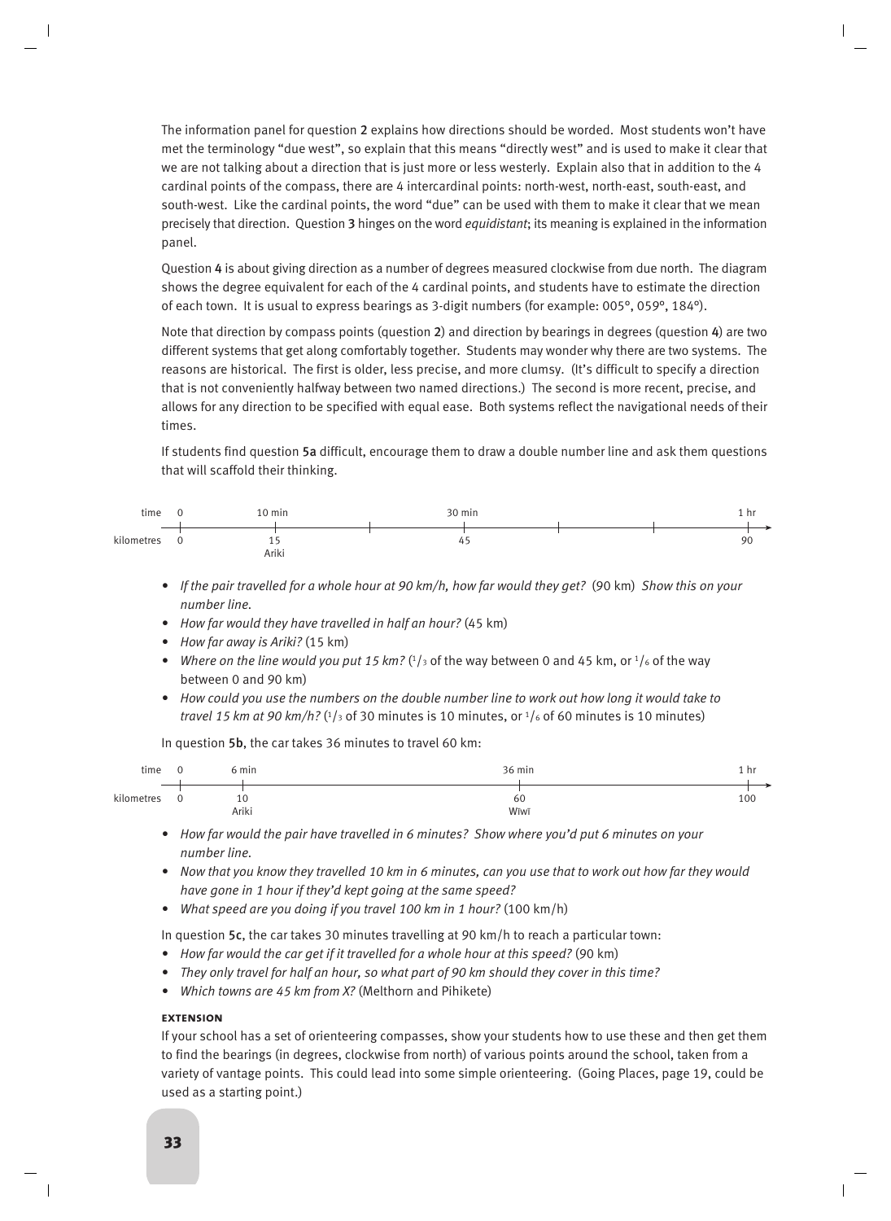The information panel for question **2** explains how directions should be worded. Most students won't have met the terminology "due west", so explain that this means "directly west" and is used to make it clear that we are not talking about a direction that is just more or less westerly. Explain also that in addition to the 4 cardinal points of the compass, there are 4 intercardinal points: north-west, north-east, south-east, and south-west. Like the cardinal points, the word "due" can be used with them to make it clear that we mean precisely that direction. Question **3** hinges on the word *equidistant*; its meaning is explained in the information panel.

Question **4** is about giving direction as a number of degrees measured clockwise from due north. The diagram shows the degree equivalent for each of the 4 cardinal points, and students have to estimate the direction of each town. It is usual to express bearings as 3-digit numbers (for example: 005°, 059°, 184°).

Note that direction by compass points (question **2**) and direction by bearings in degrees (question **4**) are two different systems that get along comfortably together. Students may wonder why there are two systems. The reasons are historical. The first is older, less precise, and more clumsy. (It's difficult to specify a direction that is not conveniently halfway between two named directions.) The second is more recent, precise, and allows for any direction to be specified with equal ease. Both systems reflect the navigational needs of their times.

If students find question **5a** difficult, encourage them to draw a double number line and ask them questions that will scaffold their thinking.

| time | 0 | 10 min | | 30 min | | | 1 hr |
|---|---|---|---|---|---|---|---|
| kilometres | 0 | 15 Ariki | | 45 | | | 90 |

- *If the pair travelled for a whole hour at 90 km/h, how far would they get?* (90 km) *Show this on your number line.*
- *How far would they have travelled in half an hour?* (45 km)
- *How far away is Ariki?* (15 km)
- *Where on the line would you put 15 km?* ($^1/_3$ of the way between 0 and 45 km, or $^1/_6$ of the way between 0 and 90 km)
- *How could you use the numbers on the double number line to work out how long it would take to travel 15 km at 90 km/h?* ($^1/_3$ of 30 minutes is 10 minutes, or $^1/_6$ of 60 minutes is 10 minutes)

In question **5b**, the car takes 36 minutes to travel 60 km:

| time | 0 | 6 min | 36 min | 1 hr |
|---|---|---|---|---|
| kilometres | 0 | 10 Ariki | 60 Wīwī | 100 |

- *How far would the pair have travelled in 6 minutes? Show where you'd put 6 minutes on your number line.*
- *Now that you know they travelled 10 km in 6 minutes, can you use that to work out how far they would have gone in 1 hour if they'd kept going at the same speed?*
- *What speed are you doing if you travel 100 km in 1 hour?* (100 km/h)

In question **5c**, the car takes 30 minutes travelling at 90 km/h to reach a particular town:

- *How far would the car get if it travelled for a whole hour at this speed?* (90 km)
- *They only travel for half an hour, so what part of 90 km should they cover in this time?*
- *Which towns are 45 km from X?* (Melthorn and Pihikete)

#### Extension

If your school has a set of orienteering compasses, show your students how to use these and then get them to find the bearings (in degrees, clockwise from north) of various points around the school, taken from a variety of vantage points. This could lead into some simple orienteering. (Going Places, page 19, could be used as a starting point.)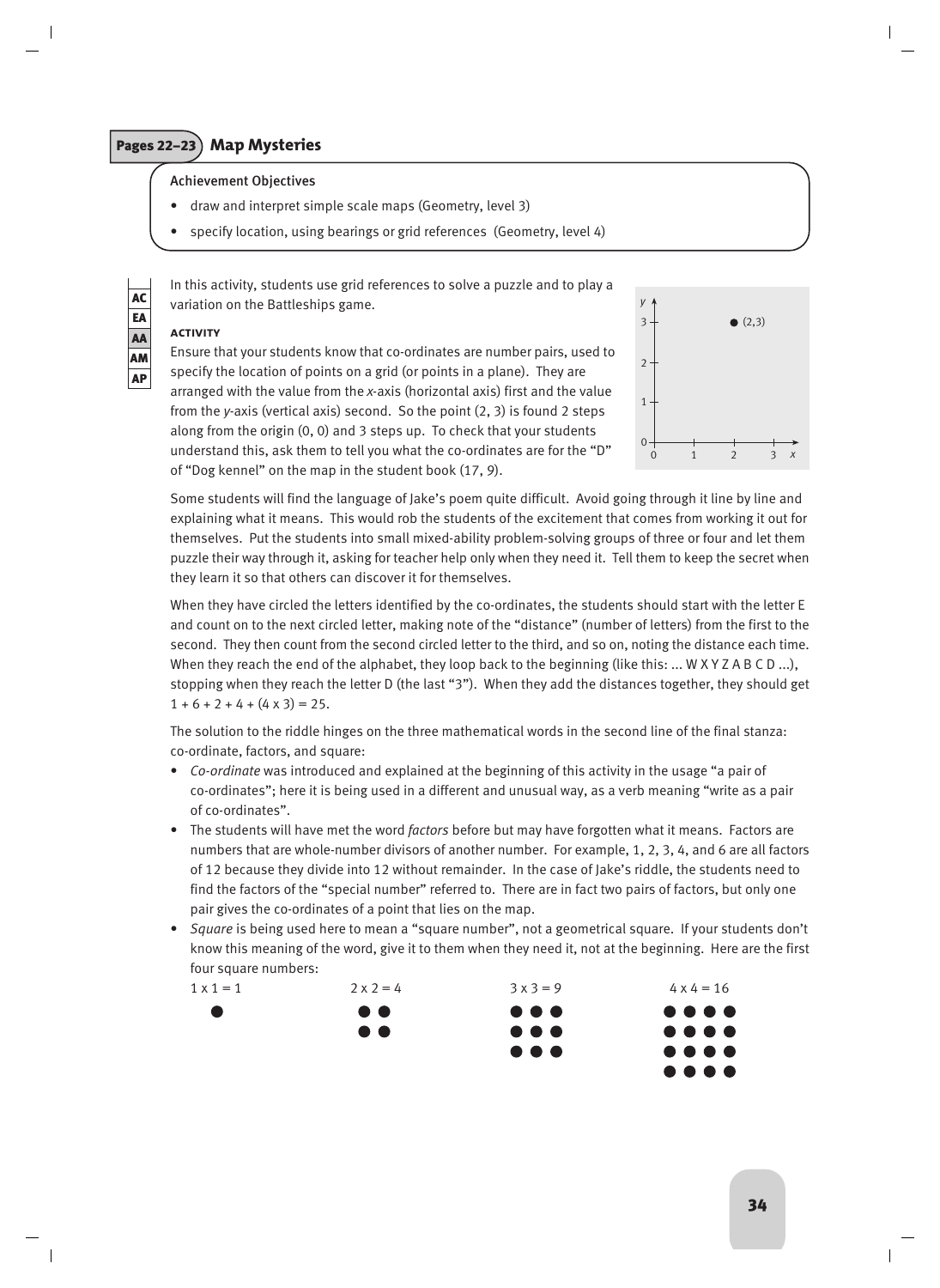## Pages 22–23 Map Mysteries

**Achievement Objectives**

- draw and interpret simple scale maps (Geometry, level 3)
- specify location, using bearings or grid references (Geometry, level 4)

AC
EA
AA
AM
AP

In this activity, students use grid references to solve a puzzle and to play a variation on the Battleships game.

**ACTIVITY**

Ensure that your students know that co-ordinates are number pairs, used to specify the location of points on a grid (or points in a plane). They are arranged with the value from the *x*-axis (horizontal axis) first and the value from the *y*-axis (vertical axis) second. So the point (2, 3) is found 2 steps along from the origin (0, 0) and 3 steps up. To check that your students understand this, ask them to tell you what the co-ordinates are for the "D" of "Dog kennel" on the map in the student book (17, 9).

Some students will find the language of Jake's poem quite difficult. Avoid going through it line by line and explaining what it means. This would rob the students of the excitement that comes from working it out for themselves. Put the students into small mixed-ability problem-solving groups of three or four and let them puzzle their way through it, asking for teacher help only when they need it. Tell them to keep the secret when they learn it so that others can discover it for themselves.

When they have circled the letters identified by the co-ordinates, the students should start with the letter E and count on to the next circled letter, making note of the "distance" (number of letters) from the first to the second. They then count from the second circled letter to the third, and so on, noting the distance each time. When they reach the end of the alphabet, they loop back to the beginning (like this: ... W X Y Z A B C D ...), stopping when they reach the letter D (the last "3"). When they add the distances together, they should get $1 + 6 + 2 + 4 + (4 \times 3) = 25$.

The solution to the riddle hinges on the three mathematical words in the second line of the final stanza: co-ordinate, factors, and square:

- *Co-ordinate* was introduced and explained at the beginning of this activity in the usage "a pair of co-ordinates"; here it is being used in a different and unusual way, as a verb meaning "write as a pair of co-ordinates".
- The students will have met the word *factors* before but may have forgotten what it means. Factors are numbers that are whole-number divisors of another number. For example, 1, 2, 3, 4, and 6 are all factors of 12 because they divide into 12 without remainder. In the case of Jake's riddle, the students need to find the factors of the "special number" referred to. There are in fact two pairs of factors, but only one pair gives the co-ordinates of a point that lies on the map.
- *Square* is being used here to mean a "square number", not a geometrical square. If your students don't know this meaning of the word, give it to them when they need it, not at the beginning. Here are the first four square numbers:

$1 \times 1 = 1$ $\quad$ $2 \times 2 = 4$ $\quad$ $3 \times 3 = 9$ $\quad$ $4 \times 4 = 16$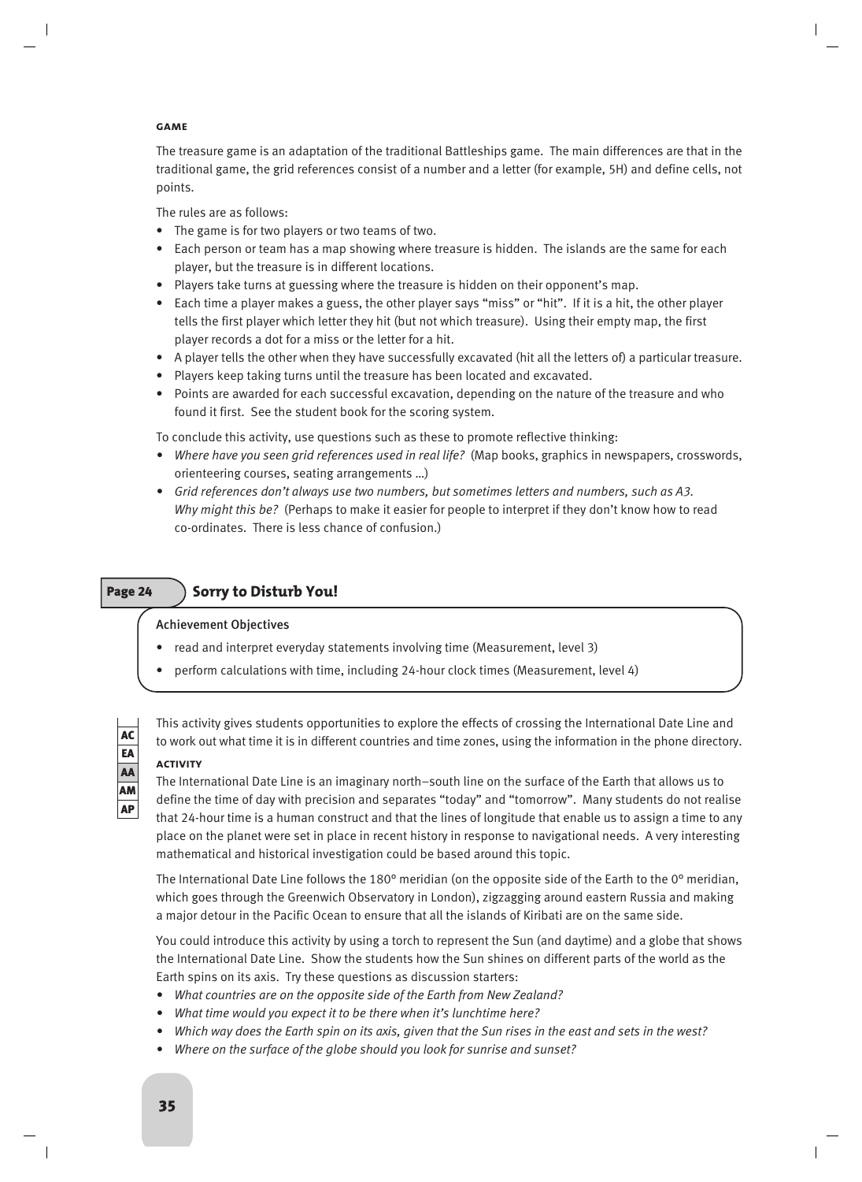#### GAME

The treasure game is an adaptation of the traditional Battleships game. The main differences are that in the traditional game, the grid references consist of a number and a letter (for example, 5H) and define cells, not points.

The rules are as follows:

- The game is for two players or two teams of two.
- Each person or team has a map showing where treasure is hidden. The islands are the same for each player, but the treasure is in different locations.
- Players take turns at guessing where the treasure is hidden on their opponent's map.
- Each time a player makes a guess, the other player says "miss" or "hit". If it is a hit, the other player tells the first player which letter they hit (but not which treasure). Using their empty map, the first player records a dot for a miss or the letter for a hit.
- A player tells the other when they have successfully excavated (hit all the letters of) a particular treasure.
- Players keep taking turns until the treasure has been located and excavated.
- Points are awarded for each successful excavation, depending on the nature of the treasure and who found it first. See the student book for the scoring system.

To conclude this activity, use questions such as these to promote reflective thinking:

- *Where have you seen grid references used in real life?* (Map books, graphics in newspapers, crosswords, orienteering courses, seating arrangements …)
- *Grid references don't always use two numbers, but sometimes letters and numbers, such as A3. Why might this be?* (Perhaps to make it easier for people to interpret if they don't know how to read co-ordinates. There is less chance of confusion.)

## Page 24 Sorry to Disturb You!

**Achievement Objectives**

- read and interpret everyday statements involving time (Measurement, level 3)
- perform calculations with time, including 24-hour clock times (Measurement, level 4)

AC
EA
AA
AM
AP

This activity gives students opportunities to explore the effects of crossing the International Date Line and to work out what time it is in different countries and time zones, using the information in the phone directory.

#### ACTIVITY

The International Date Line is an imaginary north–south line on the surface of the Earth that allows us to define the time of day with precision and separates "today" and "tomorrow". Many students do not realise that 24-hour time is a human construct and that the lines of longitude that enable us to assign a time to any place on the planet were set in place in recent history in response to navigational needs. A very interesting mathematical and historical investigation could be based around this topic.

The International Date Line follows the 180° meridian (on the opposite side of the Earth to the 0° meridian, which goes through the Greenwich Observatory in London), zigzagging around eastern Russia and making a major detour in the Pacific Ocean to ensure that all the islands of Kiribati are on the same side.

You could introduce this activity by using a torch to represent the Sun (and daytime) and a globe that shows the International Date Line. Show the students how the Sun shines on different parts of the world as the Earth spins on its axis. Try these questions as discussion starters:

- *What countries are on the opposite side of the Earth from New Zealand?*
- *What time would you expect it to be there when it's lunchtime here?*
- *Which way does the Earth spin on its axis, given that the Sun rises in the east and sets in the west?*
- *Where on the surface of the globe should you look for sunrise and sunset?*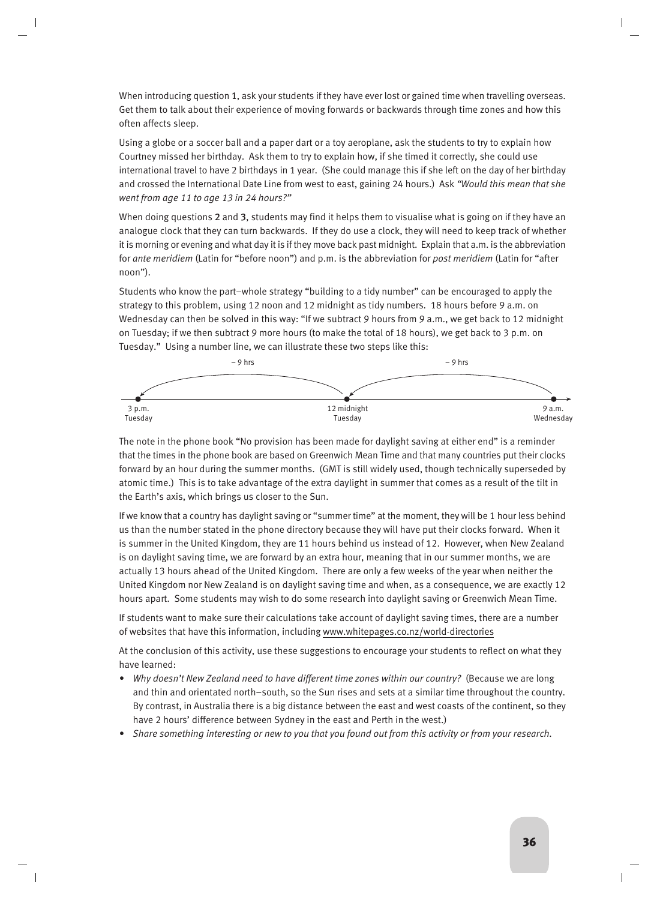When introducing question **1**, ask your students if they have ever lost or gained time when travelling overseas. Get them to talk about their experience of moving forwards or backwards through time zones and how this often affects sleep.

Using a globe or a soccer ball and a paper dart or a toy aeroplane, ask the students to try to explain how Courtney missed her birthday. Ask them to try to explain how, if she timed it correctly, she could use international travel to have 2 birthdays in 1 year. (She could manage this if she left on the day of her birthday and crossed the International Date Line from west to east, gaining 24 hours.) Ask *"Would this mean that she went from age 11 to age 13 in 24 hours?"*

When doing questions **2** and **3**, students may find it helps them to visualise what is going on if they have an analogue clock that they can turn backwards. If they do use a clock, they will need to keep track of whether it is morning or evening and what day it is if they move back past midnight. Explain that a.m. is the abbreviation for *ante meridiem* (Latin for "before noon") and p.m. is the abbreviation for *post meridiem* (Latin for "after noon").

Students who know the part–whole strategy "building to a tidy number" can be encouraged to apply the strategy to this problem, using 12 noon and 12 midnight as tidy numbers. 18 hours before 9 a.m. on Wednesday can then be solved in this way: "If we subtract 9 hours from 9 a.m., we get back to 12 midnight on Tuesday; if we then subtract 9 more hours (to make the total of 18 hours), we get back to 3 p.m. on Tuesday." Using a number line, we can illustrate these two steps like this:

3 p.m. Tuesday ← – 9 hrs ← 12 midnight Tuesday ← – 9 hrs ← 9 a.m. Wednesday

The note in the phone book "No provision has been made for daylight saving at either end" is a reminder that the times in the phone book are based on Greenwich Mean Time and that many countries put their clocks forward by an hour during the summer months. (GMT is still widely used, though technically superseded by atomic time.) This is to take advantage of the extra daylight in summer that comes as a result of the tilt in the Earth's axis, which brings us closer to the Sun.

If we know that a country has daylight saving or "summer time" at the moment, they will be 1 hour less behind us than the number stated in the phone directory because they will have put their clocks forward. When it is summer in the United Kingdom, they are 11 hours behind us instead of 12. However, when New Zealand is on daylight saving time, we are forward by an extra hour, meaning that in our summer months, we are actually 13 hours ahead of the United Kingdom. There are only a few weeks of the year when neither the United Kingdom nor New Zealand is on daylight saving time and when, as a consequence, we are exactly 12 hours apart. Some students may wish to do some research into daylight saving or Greenwich Mean Time.

If students want to make sure their calculations take account of daylight saving times, there are a number of websites that have this information, including www.whitepages.co.nz/world-directories

At the conclusion of this activity, use these suggestions to encourage your students to reflect on what they have learned:

- *Why doesn't New Zealand need to have different time zones within our country?* (Because we are long and thin and orientated north–south, so the Sun rises and sets at a similar time throughout the country. By contrast, in Australia there is a big distance between the east and west coasts of the continent, so they have 2 hours' difference between Sydney in the east and Perth in the west.)
- *Share something interesting or new to you that you found out from this activity or from your research.*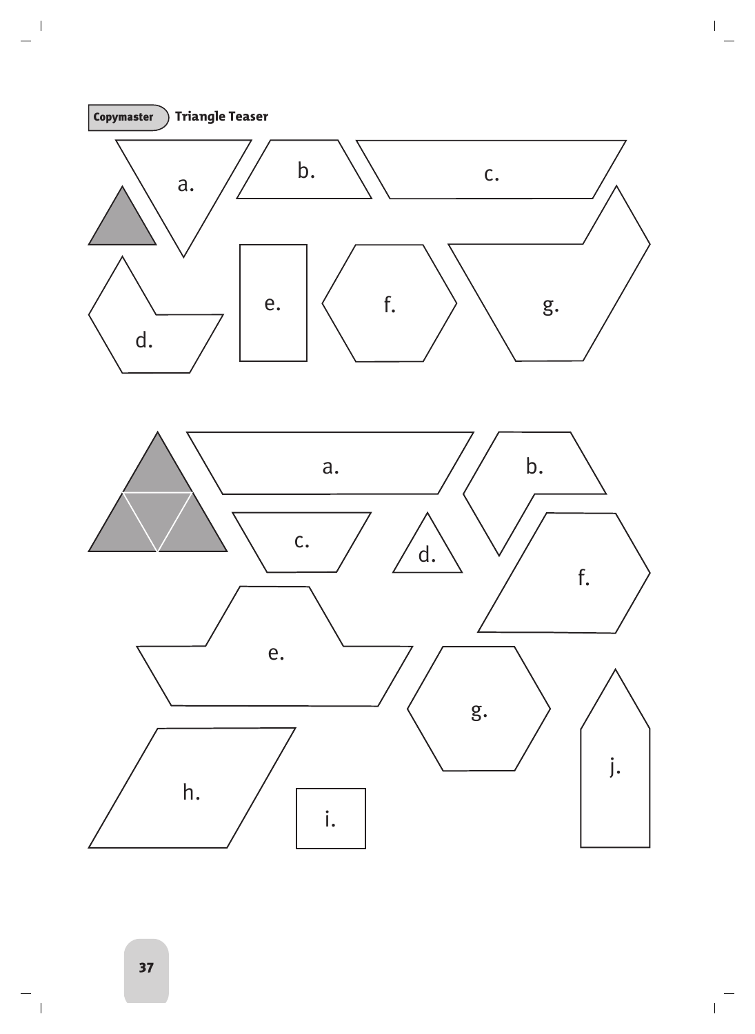**Copymaster** **Triangle Teaser**

a.

b.

c.

d.

e.

f.

g.

a.

b.

c.

d.

e.

f.

g.

h.

i.

j.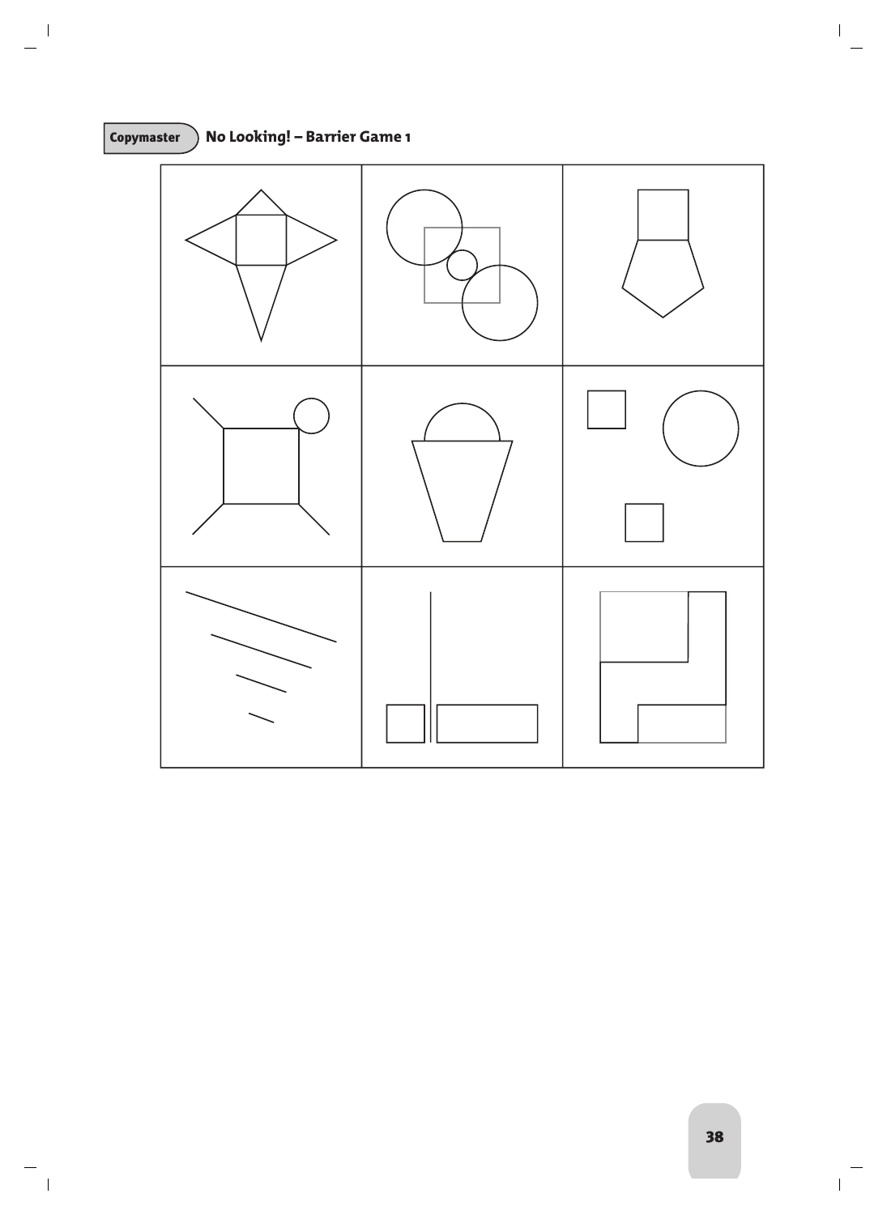Copymaster **No Looking! – Barrier Game 1**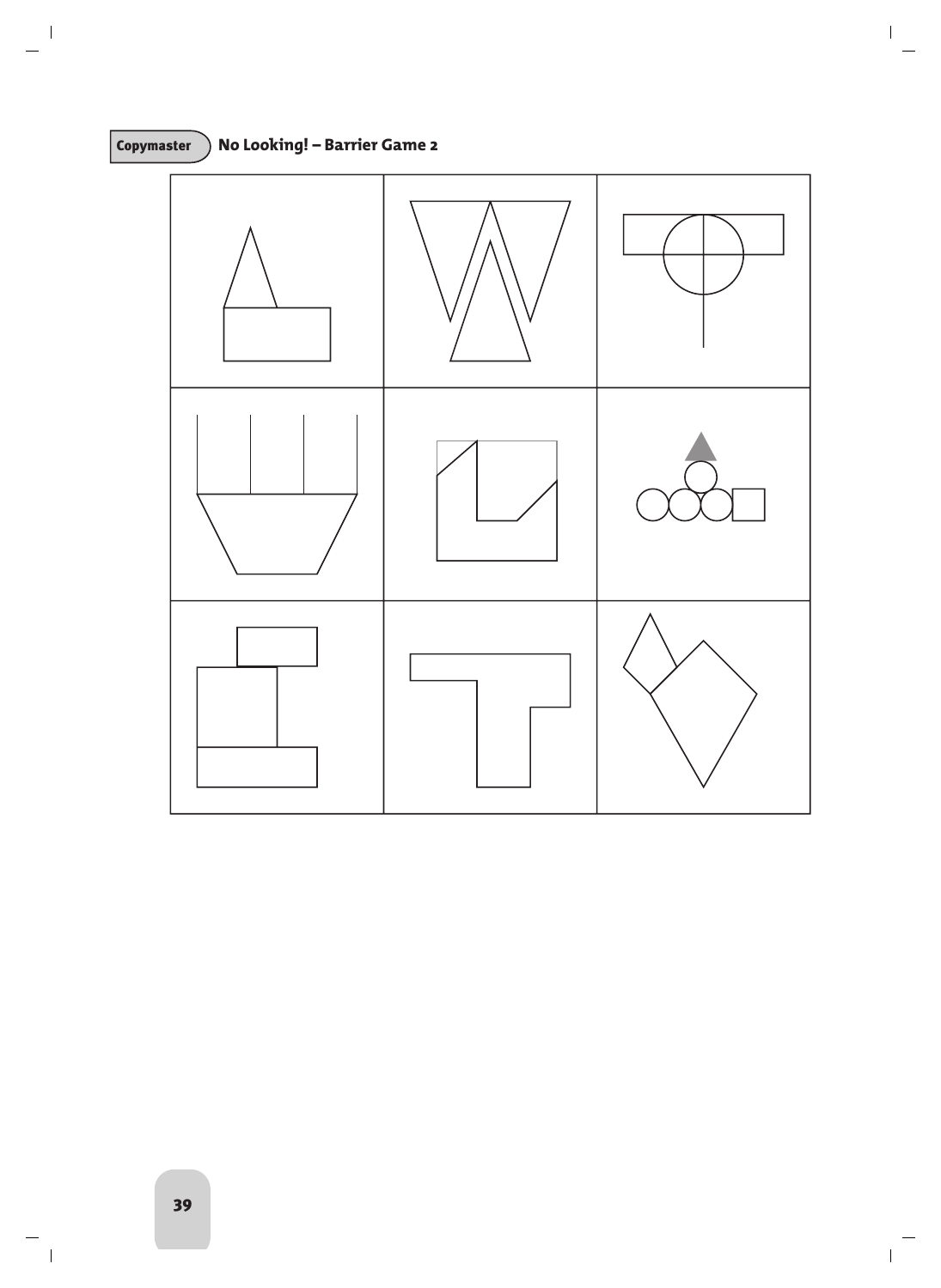Copymaster

## No Looking! – Barrier Game 2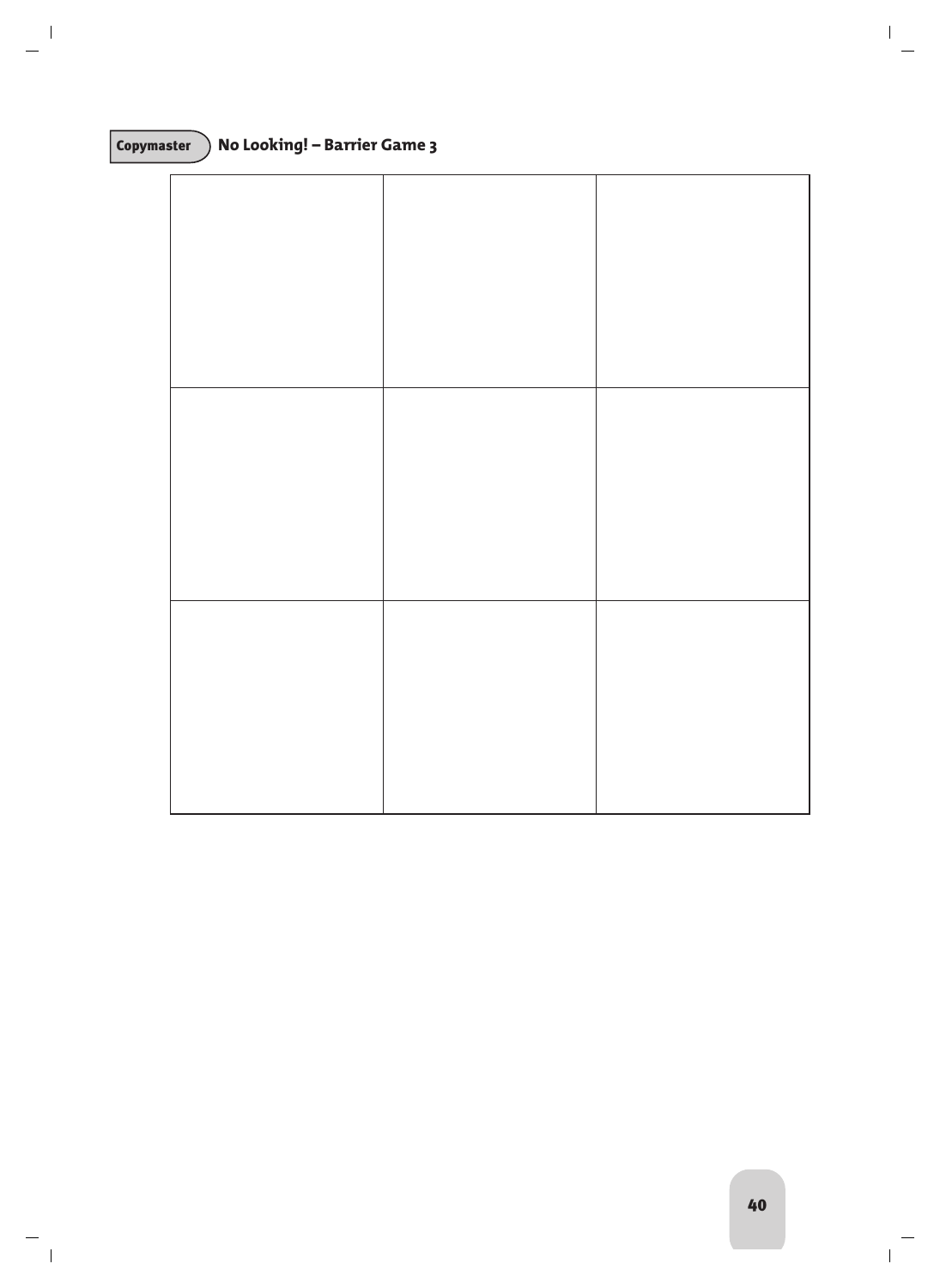Copymaster

## No Looking! – Barrier Game 3

| | | |
|---|---|---|
| | | |
| | | |
| | | |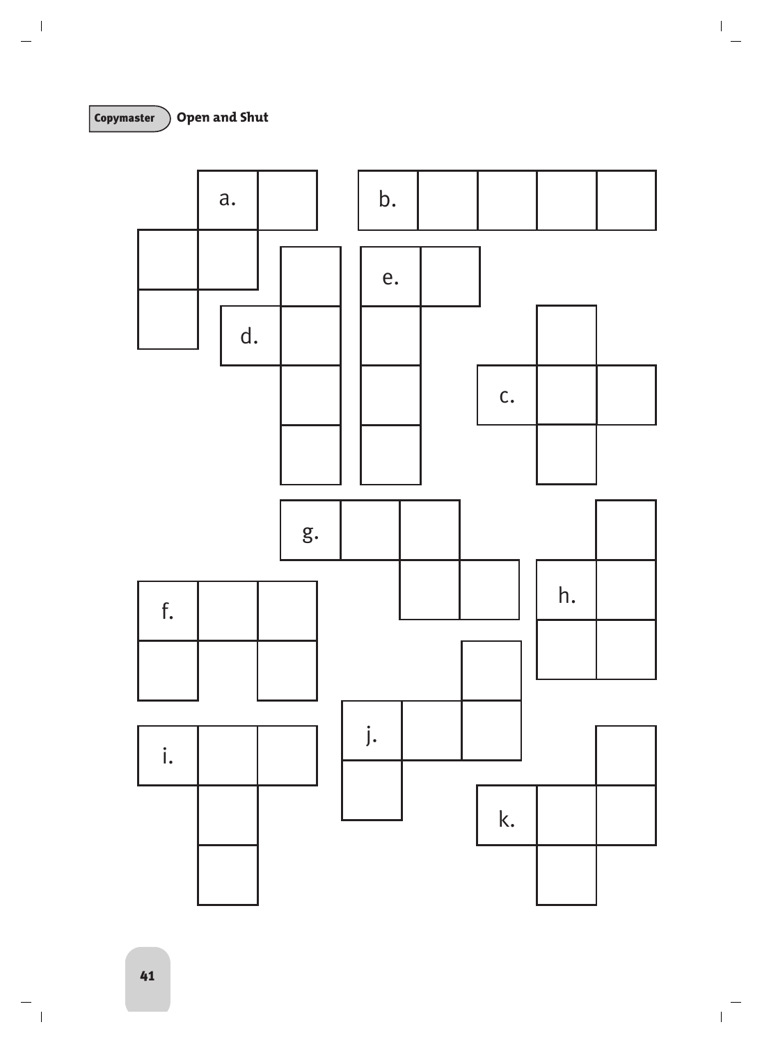**Copymaster** **Open and Shut**

a.

b.

e.

d.

c.

g.

f.

h.

i.

j.

k.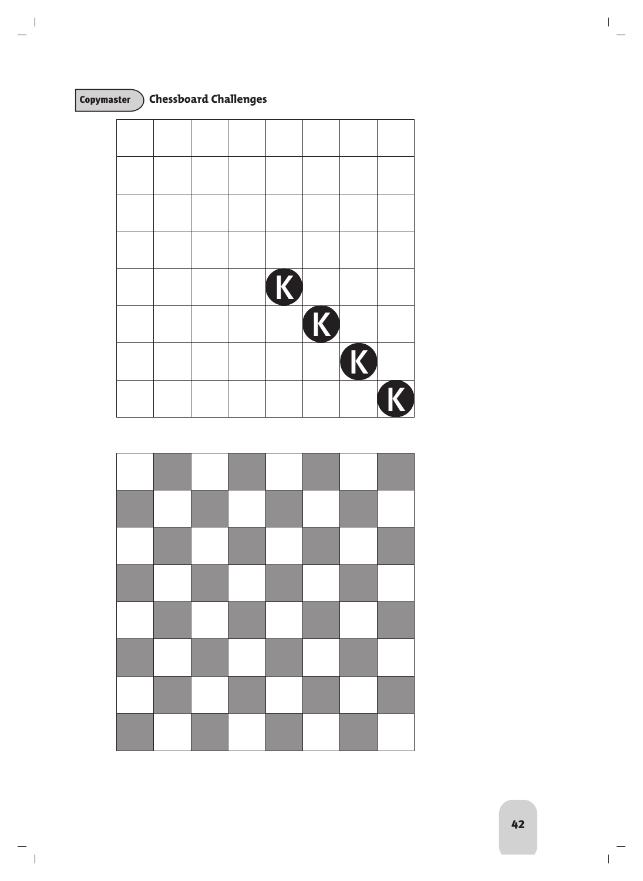**Copymaster** **Chessboard Challenges**

| | | | | | | | |
|---|---|---|---|---|---|---|---|
| | | | | | | | |
| | | | | | | | |
| | | | | | | | |
| | | | | | | | |
| | | | | K | | | |
| | | | | | K | | |
| | | | | | | K | |
| | | | | | | | K |

| | | | | | | | |
|---|---|---|---|---|---|---|---|
| | | | | | | | |
| | | | | | | | |
| | | | | | | | |
| | | | | | | | |
| | | | | | | | |
| | | | | | | | |
| | | | | | | | |
| | | | | | | | |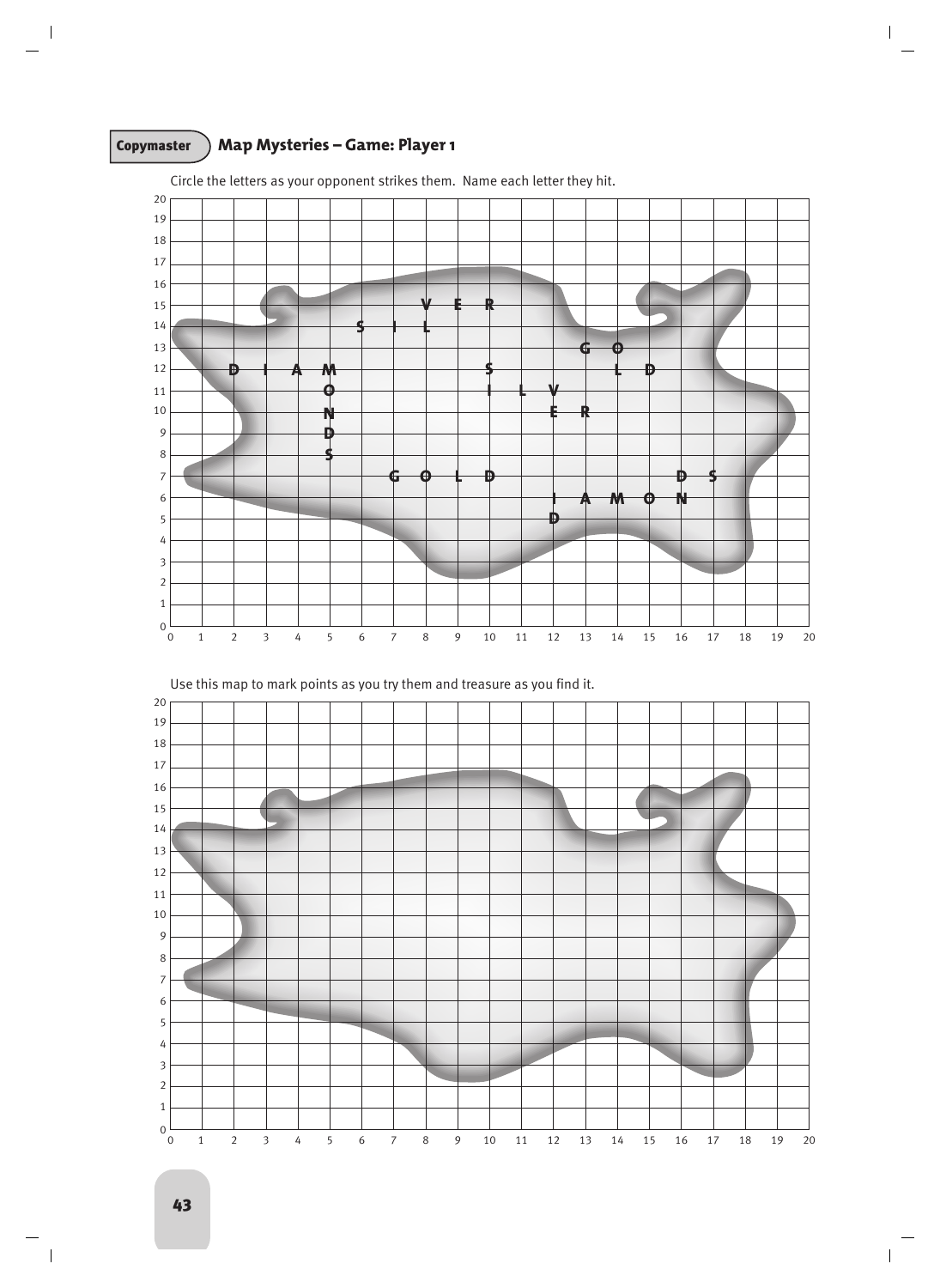**Copymaster** **Map Mysteries – Game: Player 1**

Circle the letters as your opponent strikes them. Name each letter they hit.

Use this map to mark points as you try them and treasure as you find it.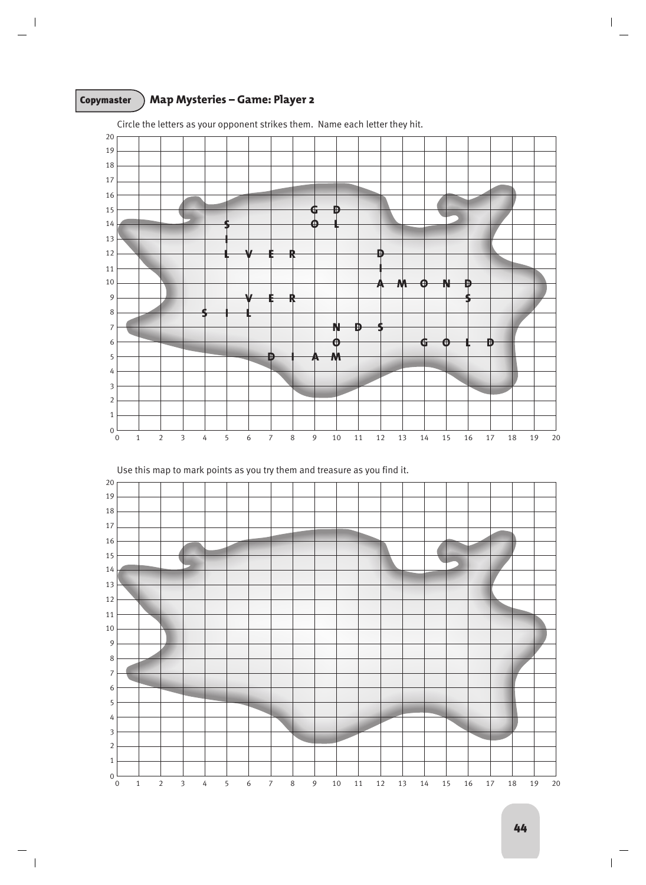**Copymaster** **Map Mysteries – Game: Player 2**

Circle the letters as your opponent strikes them. Name each letter they hit.

| y | Letters placed on grid (at x-coordinates) |
|---|---|
| 15 | G (9), D (10) |
| 14 | S (5), O (9), L (10) |
| 13 | I (5) |
| 12 | L (5), V (6), E (7), R (8), D (12) |
| 11 | I (12) |
| 10 | A (12), M (13), O (14), N (15), D (16) |
| 9 | V (6), E (7), R (8), S (16) |
| 8 | S (4), I (5), L (6) |
| 7 | N (10), D (11), S (12) |
| 6 | O (10), G (14), O (15), L (16), D (17) |
| 5 | D (7), I (8), A (9), M (10) |

Axes: x from 0 to 20, y from 0 to 20.

Use this map to mark points as you try them and treasure as you find it.

Axes: x from 0 to 20, y from 0 to 20.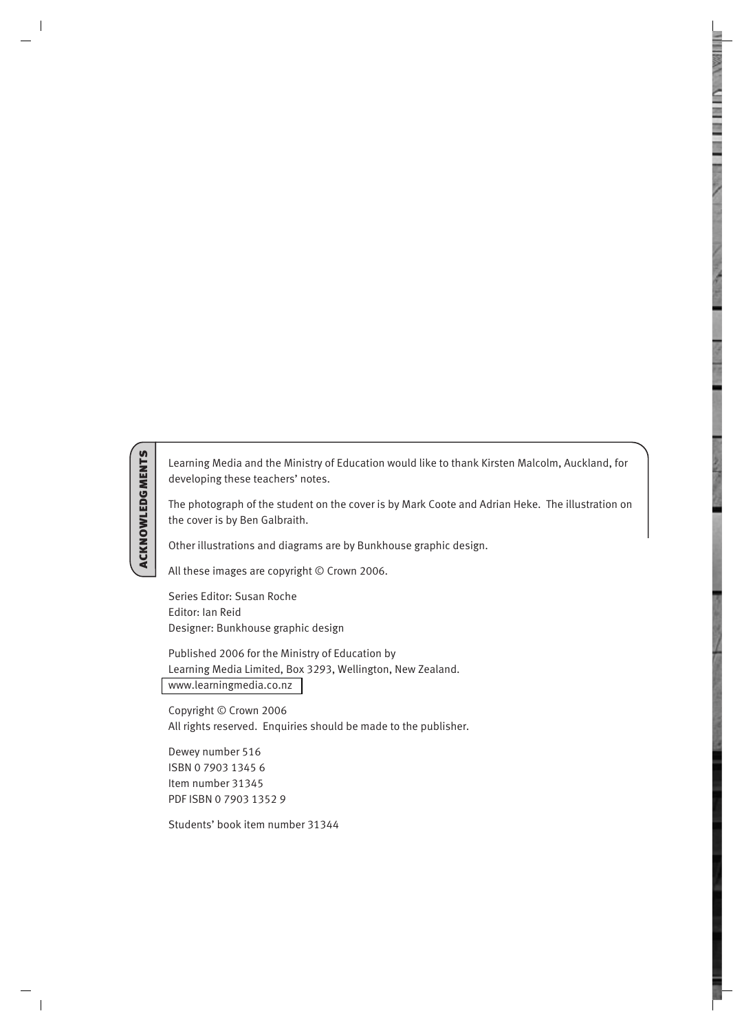## ACKNOWLEDGMENTS

Learning Media and the Ministry of Education would like to thank Kirsten Malcolm, Auckland, for developing these teachers' notes.

The photograph of the student on the cover is by Mark Coote and Adrian Heke. The illustration on the cover is by Ben Galbraith.

Other illustrations and diagrams are by Bunkhouse graphic design.

All these images are copyright © Crown 2006.

Series Editor: Susan Roche
Editor: Ian Reid
Designer: Bunkhouse graphic design

Published 2006 for the Ministry of Education by
Learning Media Limited, Box 3293, Wellington, New Zealand.
www.learningmedia.co.nz

Copyright © Crown 2006
All rights reserved. Enquiries should be made to the publisher.

Dewey number 516
ISBN 0 7903 1345 6
Item number 31345
PDF ISBN 0 7903 1352 9

Students' book item number 31344